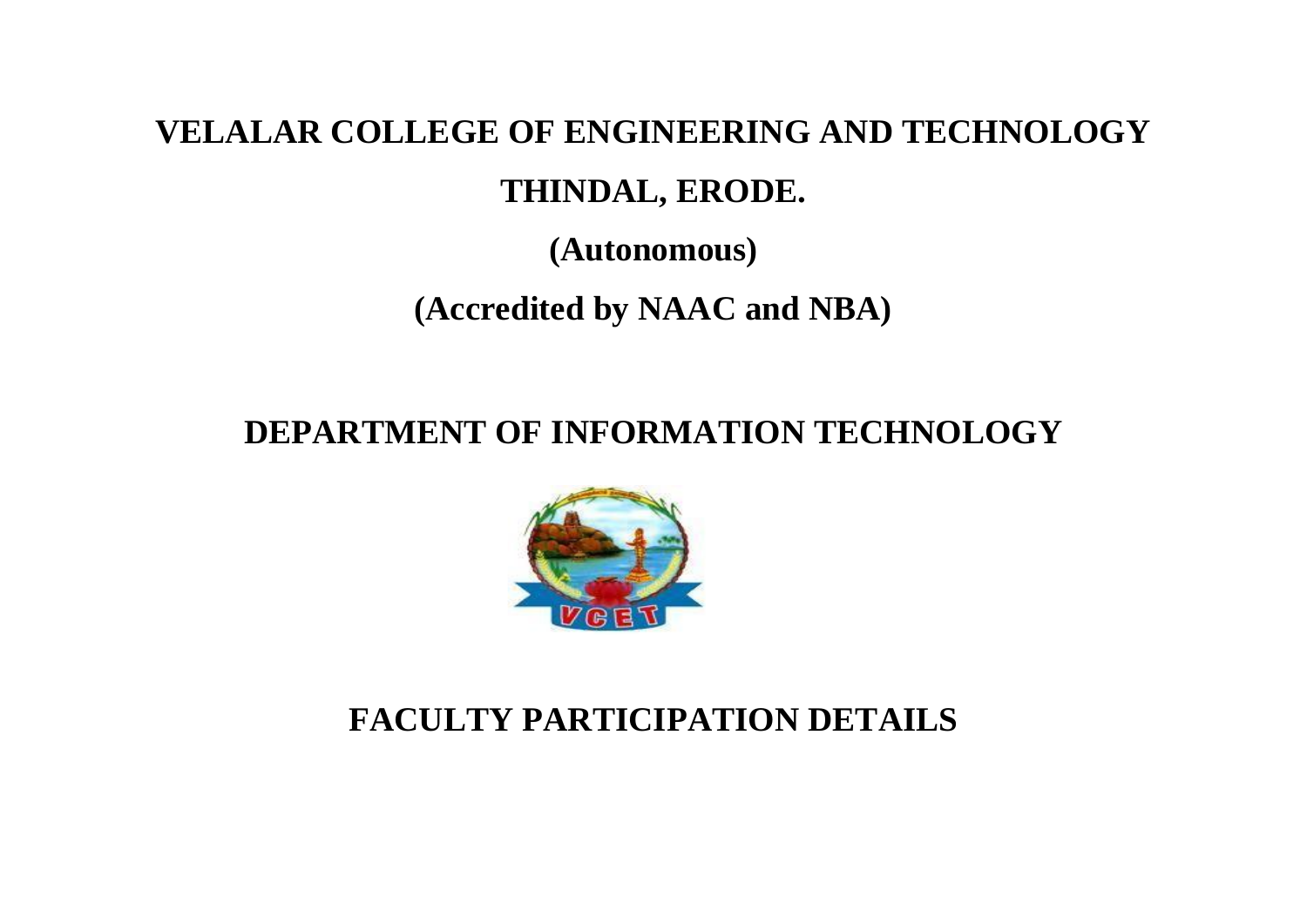# VELALAR COLLEGE OF ENGINEERING AND TECHNOLOGY

## THINDAL, ERODE.

## (Autonomous)

## (Accredited by NAAC and NBA)

# DEPARTMENT OF INFORMATION TECHNOLOGY

# FACULTY PARTICIPATION DETAILS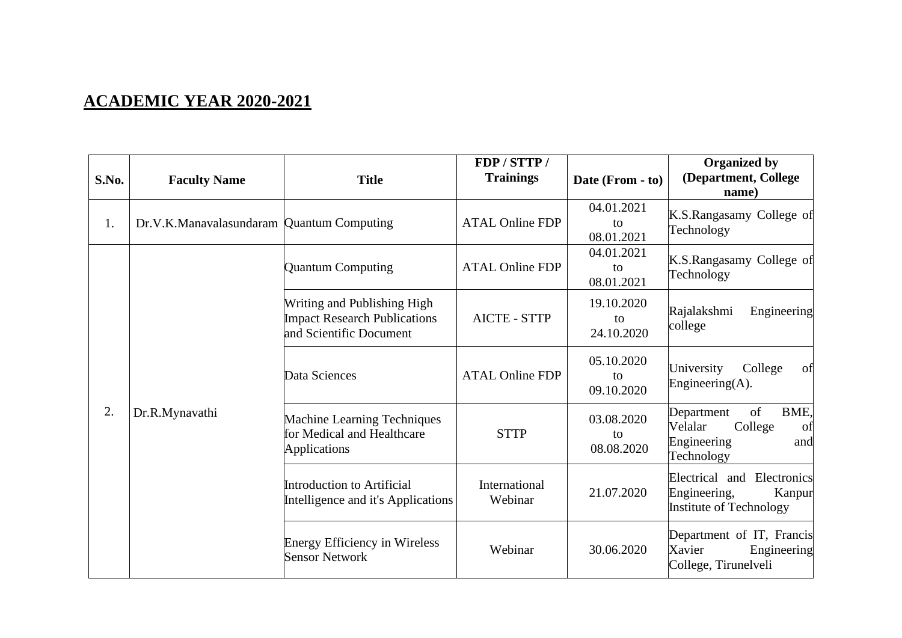## ACADEMIC YEAR 2020-2021

| S.No. | Faculty Name | Title | FDP / STTP / Trainings | Date (From - to) | Organized by (Department, College name) |
|---|---|---|---|---|---|
| 1. | Dr.V.K.Manavalasundaram | Quantum Computing | ATAL Online FDP | 04.01.2021 to 08.01.2021 | K.S.Rangasamy College of Technology |
| 2. | Dr.R.Mynavathi | Quantum Computing | ATAL Online FDP | 04.01.2021 to 08.01.2021 | K.S.Rangasamy College of Technology |
| | | Writing and Publishing High Impact Research Publications and Scientific Document | AICTE - STTP | 19.10.2020 to 24.10.2020 | Rajalakshmi Engineering college |
| | | Data Sciences | ATAL Online FDP | 05.10.2020 to 09.10.2020 | University College of Engineering(A). |
| | | Machine Learning Techniques for Medical and Healthcare Applications | STTP | 03.08.2020 to 08.08.2020 | Department of BME, Velalar College of Engineering and Technology |
| | | Introduction to Artificial Intelligence and it's Applications | International Webinar | 21.07.2020 | Electrical and Electronics Engineering, Kanpur Institute of Technology |
| | | Energy Efficiency in Wireless Sensor Network | Webinar | 30.06.2020 | Department of IT, Francis Xavier Engineering College, Tirunelveli |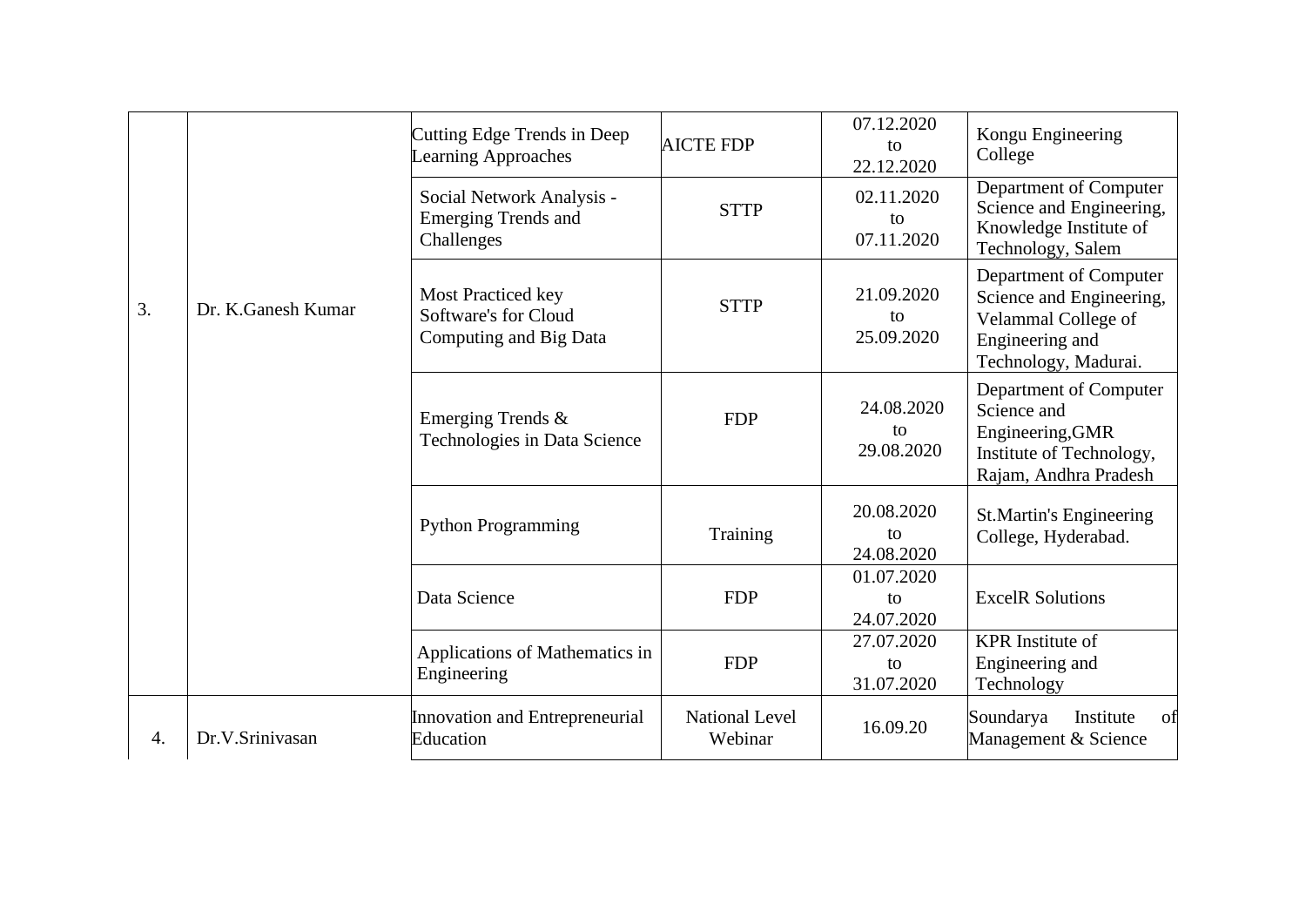| | | | | | |
|---|---|---|---|---|---|
| 3. | Dr. K.Ganesh Kumar | Cutting Edge Trends in Deep Learning Approaches | AICTE FDP | 07.12.2020 to 22.12.2020 | Kongu Engineering College |
| | | Social Network Analysis - Emerging Trends and Challenges | STTP | 02.11.2020 to 07.11.2020 | Department of Computer Science and Engineering, Knowledge Institute of Technology, Salem |
| | | Most Practiced key Software's for Cloud Computing and Big Data | STTP | 21.09.2020 to 25.09.2020 | Department of Computer Science and Engineering, Velammal College of Engineering and Technology, Madurai. |
| | | Emerging Trends & Technologies in Data Science | FDP | 24.08.2020 to 29.08.2020 | Department of Computer Science and Engineering,GMR Institute of Technology, Rajam, Andhra Pradesh |
| | | Python Programming | Training | 20.08.2020 to 24.08.2020 | St.Martin's Engineering College, Hyderabad. |
| | | Data Science | FDP | 01.07.2020 to 24.07.2020 | ExcelR Solutions |
| | | Applications of Mathematics in Engineering | FDP | 27.07.2020 to 31.07.2020 | KPR Institute of Engineering and Technology |
| 4. | Dr.V.Srinivasan | Innovation and Entrepreneurial Education | National Level Webinar | 16.09.20 | Soundarya Institute of Management & Science |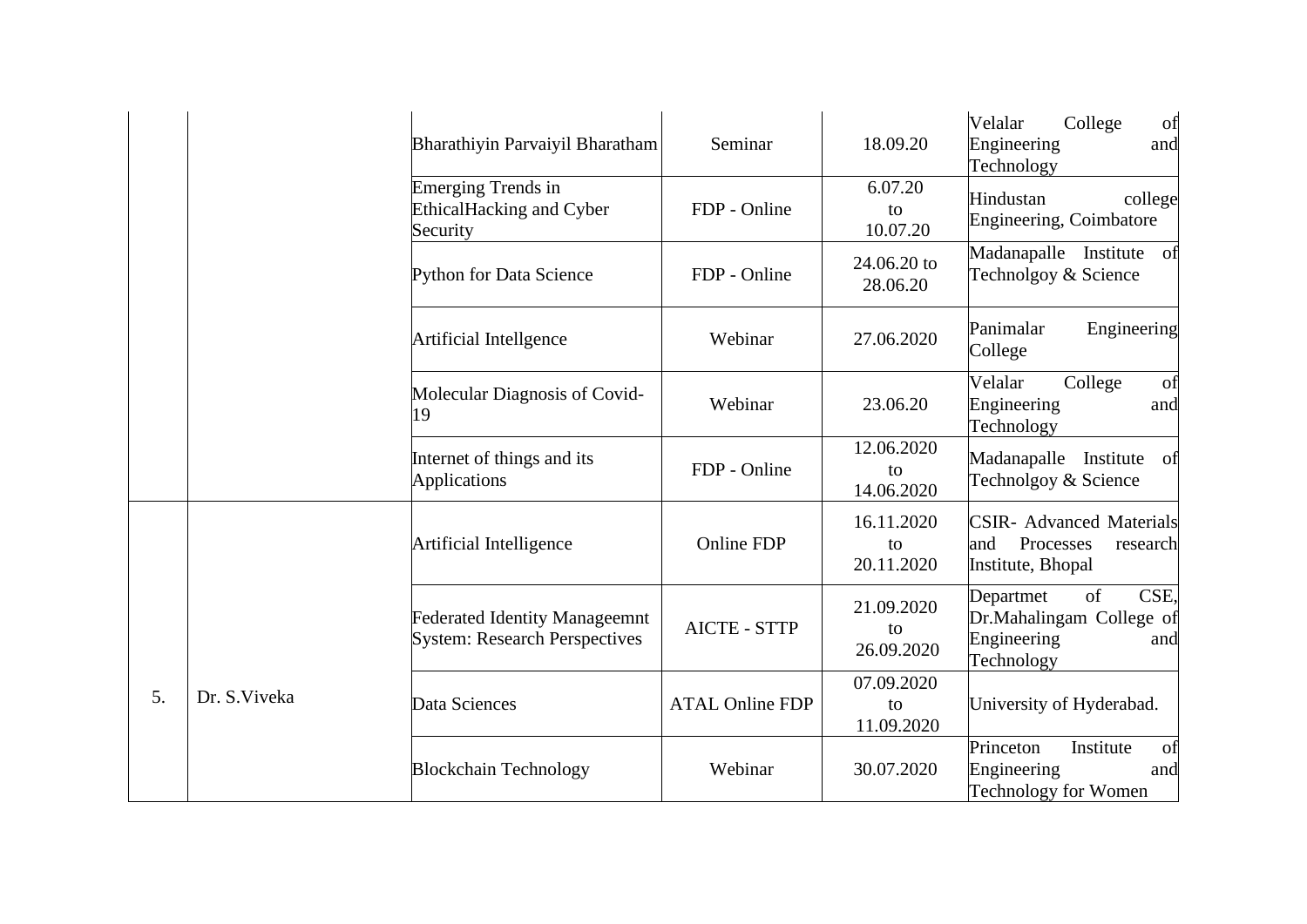| | | | | | |
|---|---|---|---|---|---|
| | | Bharathiyin Parvaiyil Bharatham | Seminar | 18.09.20 | Velalar College of Engineering and Technology |
| | | Emerging Trends in EthicalHacking and Cyber Security | FDP - Online | 6.07.20 to 10.07.20 | Hindustan college Engineering, Coimbatore |
| | | Python for Data Science | FDP - Online | 24.06.20 to 28.06.20 | Madanapalle Institute of Technolgoy & Science |
| | | Artificial Intellgence | Webinar | 27.06.2020 | Panimalar Engineering College |
| | | Molecular Diagnosis of Covid-19 | Webinar | 23.06.20 | Velalar College of Engineering and Technology |
| | | Internet of things and its Applications | FDP - Online | 12.06.2020 to 14.06.2020 | Madanapalle Institute of Technolgoy & Science |
| 5. | Dr. S.Viveka | Artificial Intelligence | Online FDP | 16.11.2020 to 20.11.2020 | CSIR- Advanced Materials and Processes research Institute, Bhopal |
| | | Federated Identity Manageemnt System: Research Perspectives | AICTE - STTP | 21.09.2020 to 26.09.2020 | Departmet of CSE, Dr.Mahalingam College of Engineering and Technology |
| | | Data Sciences | ATAL Online FDP | 07.09.2020 to 11.09.2020 | University of Hyderabad. |
| | | Blockchain Technology | Webinar | 30.07.2020 | Princeton Institute of Engineering and Technology for Women |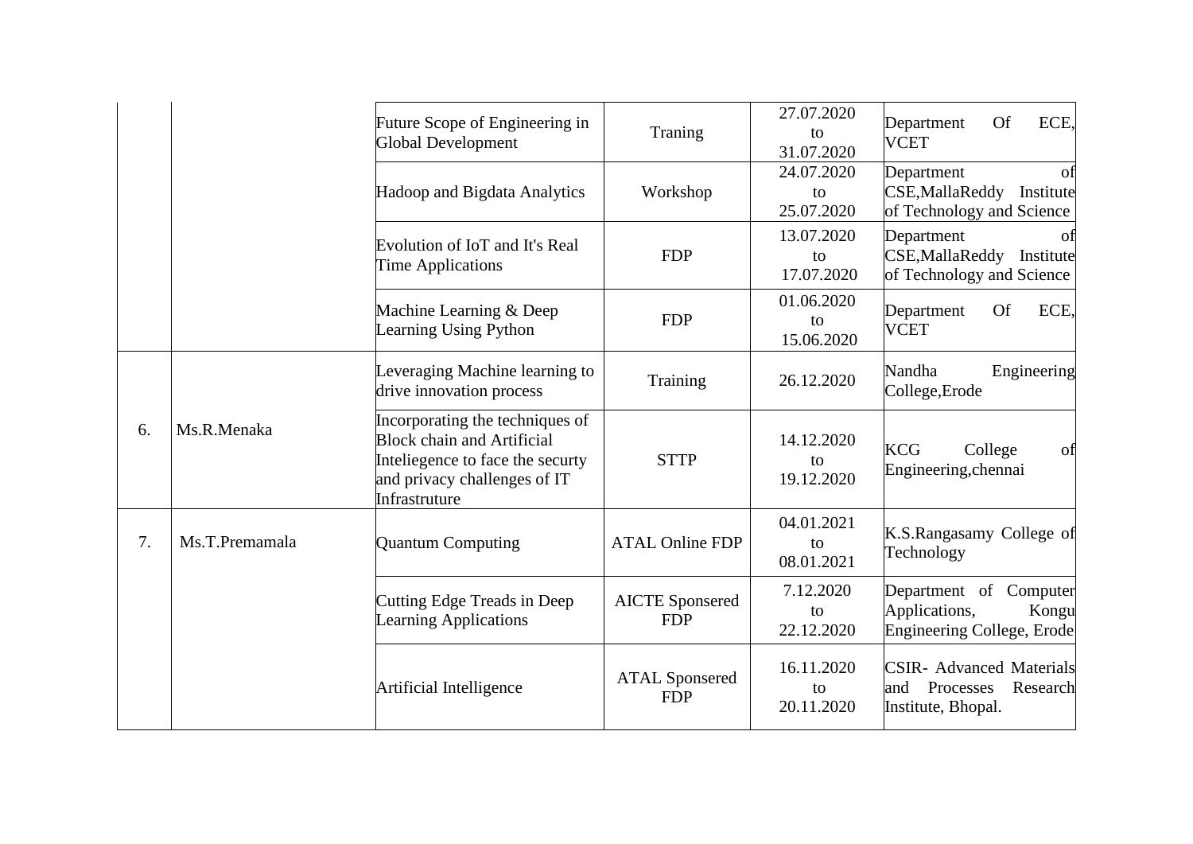| | | | | | |
|---|---|---|---|---|---|
| | | Future Scope of Engineering in Global Development | Traning | 27.07.2020 to 31.07.2020 | Department Of ECE, VCET |
| | | Hadoop and Bigdata Analytics | Workshop | 24.07.2020 to 25.07.2020 | Department of CSE,MallaReddy Institute of Technology and Science |
| | | Evolution of IoT and It's Real Time Applications | FDP | 13.07.2020 to 17.07.2020 | Department of CSE,MallaReddy Institute of Technology and Science |
| | | Machine Learning & Deep Learning Using Python | FDP | 01.06.2020 to 15.06.2020 | Department Of ECE, VCET |
| 6. | Ms.R.Menaka | Leveraging Machine learning to drive innovation process | Training | 26.12.2020 | Nandha Engineering College,Erode |
| | | Incorporating the techniques of Block chain and Artificial Inteliegence to face the securty and privacy challenges of IT Infrastruture | STTP | 14.12.2020 to 19.12.2020 | KCG College of Engineering,chennai |
| 7. | Ms.T.Premamala | Quantum Computing | ATAL Online FDP | 04.01.2021 to 08.01.2021 | K.S.Rangasamy College of Technology |
| | | Cutting Edge Treads in Deep Learning Applications | AICTE Sponsered FDP | 7.12.2020 to 22.12.2020 | Department of Computer Applications, Kongu Engineering College, Erode |
| | | Artificial Intelligence | ATAL Sponsered FDP | 16.11.2020 to 20.11.2020 | CSIR- Advanced Materials and Processes Research Institute, Bhopal. |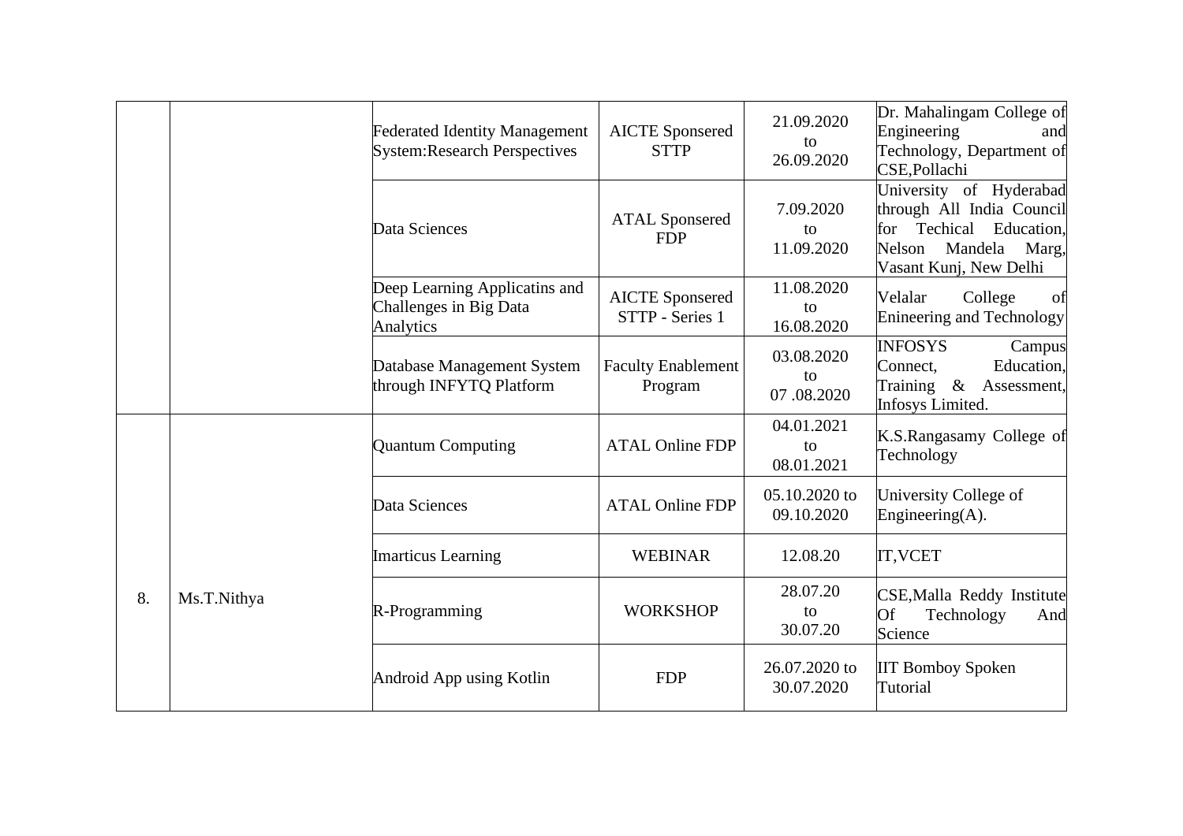| | | | | | |
|---|---|---|---|---|---|
| | | Federated Identity Management System:Research Perspectives | AICTE Sponsered STTP | 21.09.2020 to 26.09.2020 | Dr. Mahalingam College of Engineering and Technology, Department of CSE,Pollachi |
| | | Data Sciences | ATAL Sponsered FDP | 7.09.2020 to 11.09.2020 | University of Hyderabad through All India Council for Techical Education, Nelson Mandela Marg, Vasant Kunj, New Delhi |
| | | Deep Learning Applicatins and Challenges in Big Data Analytics | AICTE Sponsered STTP - Series 1 | 11.08.2020 to 16.08.2020 | Velalar College of Enineering and Technology |
| | | Database Management System through INFYTQ Platform | Faculty Enablement Program | 03.08.2020 to 07 .08.2020 | INFOSYS Campus Connect, Education, Training & Assessment, Infosys Limited. |
| 8. | Ms.T.Nithya | Quantum Computing | ATAL Online FDP | 04.01.2021 to 08.01.2021 | K.S.Rangasamy College of Technology |
| | | Data Sciences | ATAL Online FDP | 05.10.2020 to 09.10.2020 | University College of Engineering(A). |
| | | Imarticus Learning | WEBINAR | 12.08.20 | IT,VCET |
| | | R-Programming | WORKSHOP | 28.07.20 to 30.07.20 | CSE,Malla Reddy Institute Of Technology And Science |
| | | Android App using Kotlin | FDP | 26.07.2020 to 30.07.2020 | IIT Bomboy Spoken Tutorial |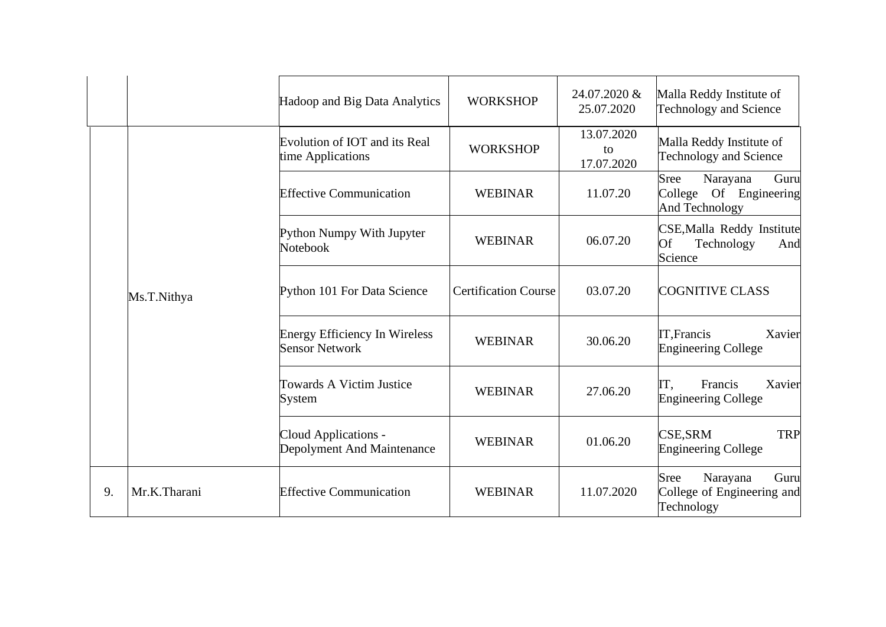| | | | | | |
|---|---|---|---|---|---|
| | | Hadoop and Big Data Analytics | WORKSHOP | 24.07.2020 & 25.07.2020 | Malla Reddy Institute of Technology and Science |
| | Ms.T.Nithya | Evolution of IOT and its Real time Applications | WORKSHOP | 13.07.2020 to 17.07.2020 | Malla Reddy Institute of Technology and Science |
| | | Effective Communication | WEBINAR | 11.07.20 | Sree Narayana Guru College Of Engineering And Technology |
| | | Python Numpy With Jupyter Notebook | WEBINAR | 06.07.20 | CSE,Malla Reddy Institute Of Technology And Science |
| | | Python 101 For Data Science | Certification Course | 03.07.20 | COGNITIVE CLASS |
| | | Energy Efficiency In Wireless Sensor Network | WEBINAR | 30.06.20 | IT,Francis Xavier Engineering College |
| | | Towards A Victim Justice System | WEBINAR | 27.06.20 | IT, Francis Xavier Engineering College |
| | | Cloud Applications - Depolyment And Maintenance | WEBINAR | 01.06.20 | CSE,SRM TRP Engineering College |
| 9. | Mr.K.Tharani | Effective Communication | WEBINAR | 11.07.2020 | Sree Narayana Guru College of Engineering and Technology |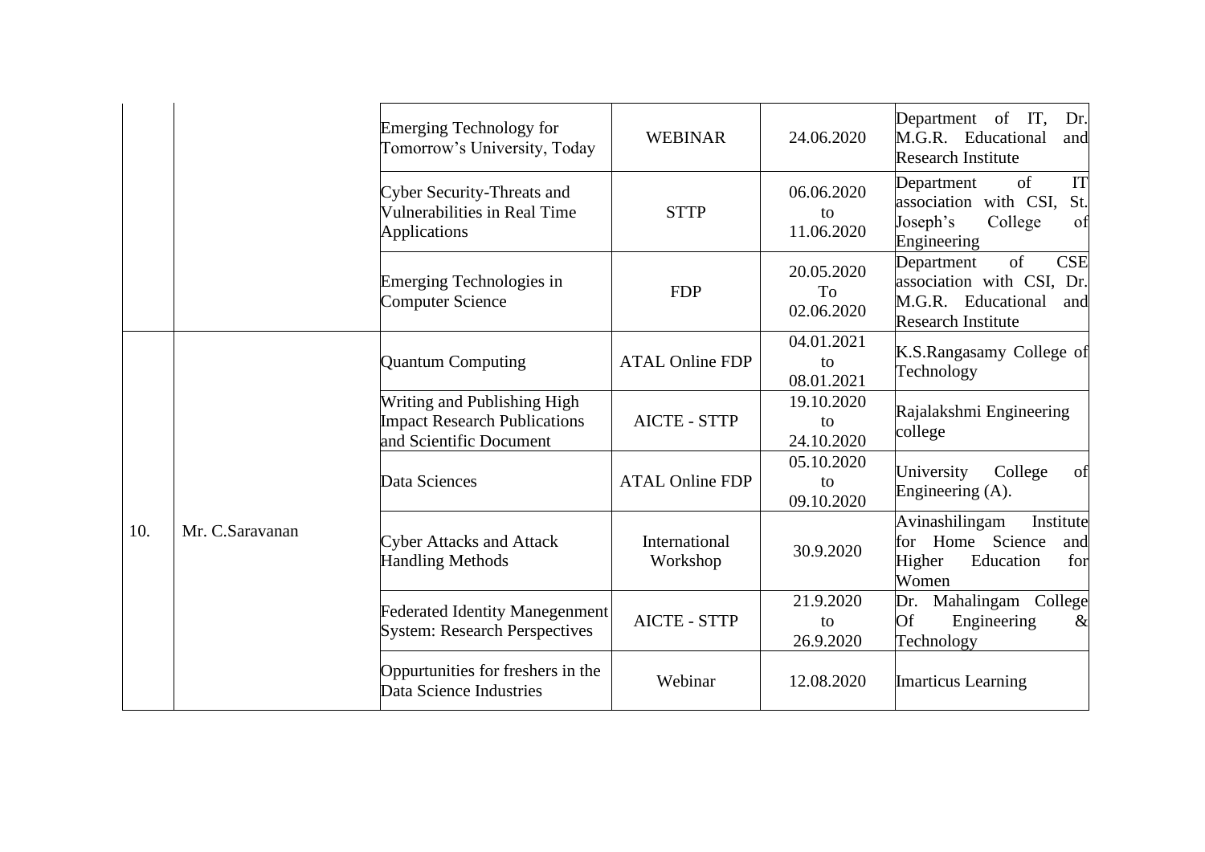| | | | | | |
|---|---|---|---|---|---|
| | | Emerging Technology for Tomorrow's University, Today | WEBINAR | 24.06.2020 | Department of IT, Dr. M.G.R. Educational and Research Institute |
| | | Cyber Security-Threats and Vulnerabilities in Real Time Applications | STTP | 06.06.2020 to 11.06.2020 | Department of IT association with CSI, St. Joseph's College of Engineering |
| | | Emerging Technologies in Computer Science | FDP | 20.05.2020 To 02.06.2020 | Department of CSE association with CSI, Dr. M.G.R. Educational and Research Institute |
| 10. | Mr. C.Saravanan | Quantum Computing | ATAL Online FDP | 04.01.2021 to 08.01.2021 | K.S.Rangasamy College of Technology |
| | | Writing and Publishing High Impact Research Publications and Scientific Document | AICTE - STTP | 19.10.2020 to 24.10.2020 | Rajalakshmi Engineering college |
| | | Data Sciences | ATAL Online FDP | 05.10.2020 to 09.10.2020 | University College of Engineering (A). |
| | | Cyber Attacks and Attack Handling Methods | International Workshop | 30.9.2020 | Avinashilingam Institute for Home Science and Higher Education for Women |
| | | Federated Identity Manegenment System: Research Perspectives | AICTE - STTP | 21.9.2020 to 26.9.2020 | Dr. Mahalingam College Of Engineering & Technology |
| | | Oppurtunities for freshers in the Data Science Industries | Webinar | 12.08.2020 | Imarticus Learning |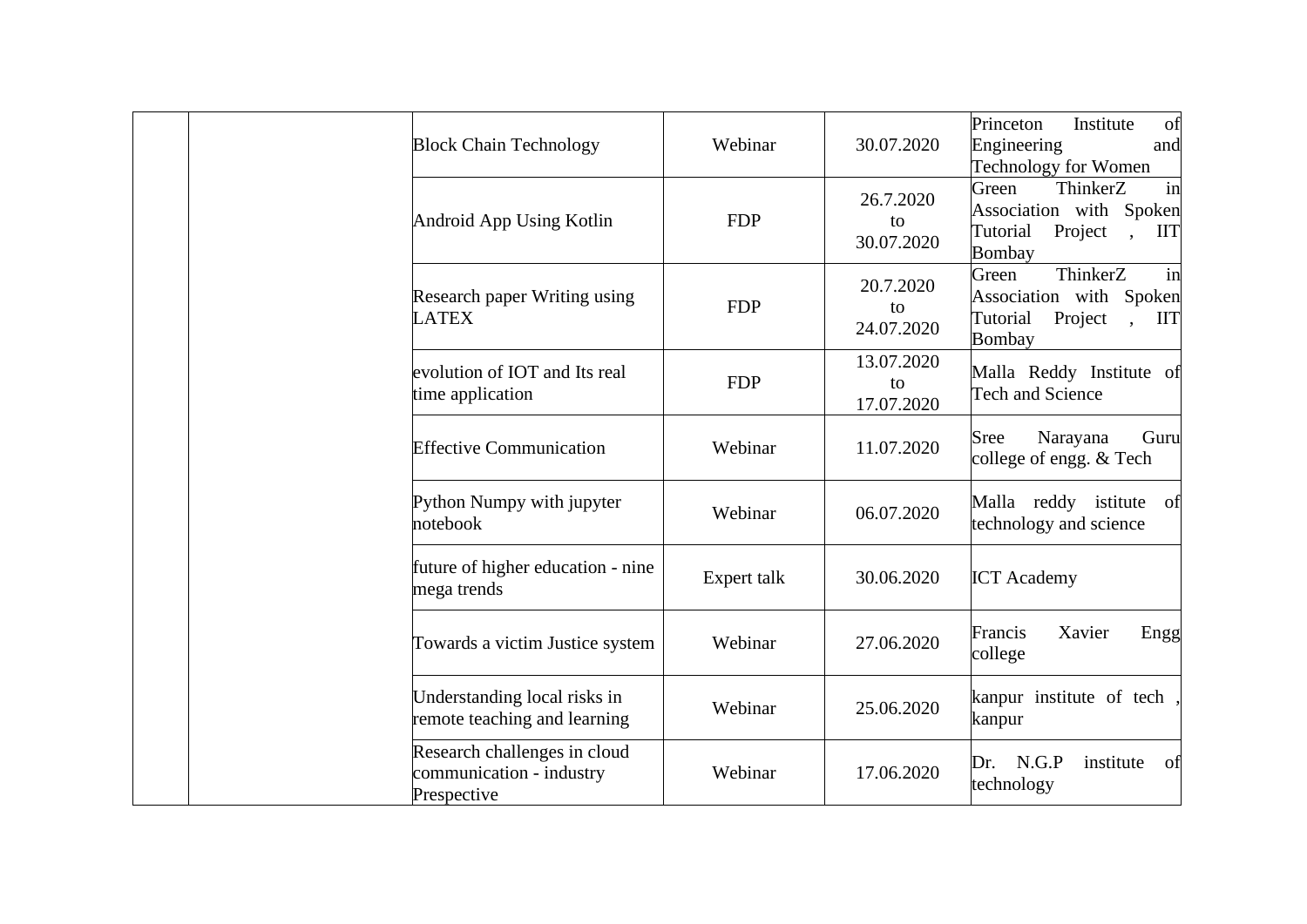| | | | | | |
|---|---|---|---|---|---|
| | | Block Chain Technology | Webinar | 30.07.2020 | Princeton Institute of Engineering and Technology for Women |
| | | Android App Using Kotlin | FDP | 26.7.2020 to 30.07.2020 | Green ThinkerZ in Association with Spoken Tutorial Project , IIT Bombay |
| | | Research paper Writing using LATEX | FDP | 20.7.2020 to 24.07.2020 | Green ThinkerZ in Association with Spoken Tutorial Project , IIT Bombay |
| | | evolution of IOT and Its real time application | FDP | 13.07.2020 to 17.07.2020 | Malla Reddy Institute of Tech and Science |
| | | Effective Communication | Webinar | 11.07.2020 | Sree Narayana Guru college of engg. & Tech |
| | | Python Numpy with jupyter notebook | Webinar | 06.07.2020 | Malla reddy istitute of technology and science |
| | | future of higher education - nine mega trends | Expert talk | 30.06.2020 | ICT Academy |
| | | Towards a victim Justice system | Webinar | 27.06.2020 | Francis Xavier Engg college |
| | | Understanding local risks in remote teaching and learning | Webinar | 25.06.2020 | kanpur institute of tech , kanpur |
| | | Research challenges in cloud communication - industry Prespective | Webinar | 17.06.2020 | Dr. N.G.P institute of technology |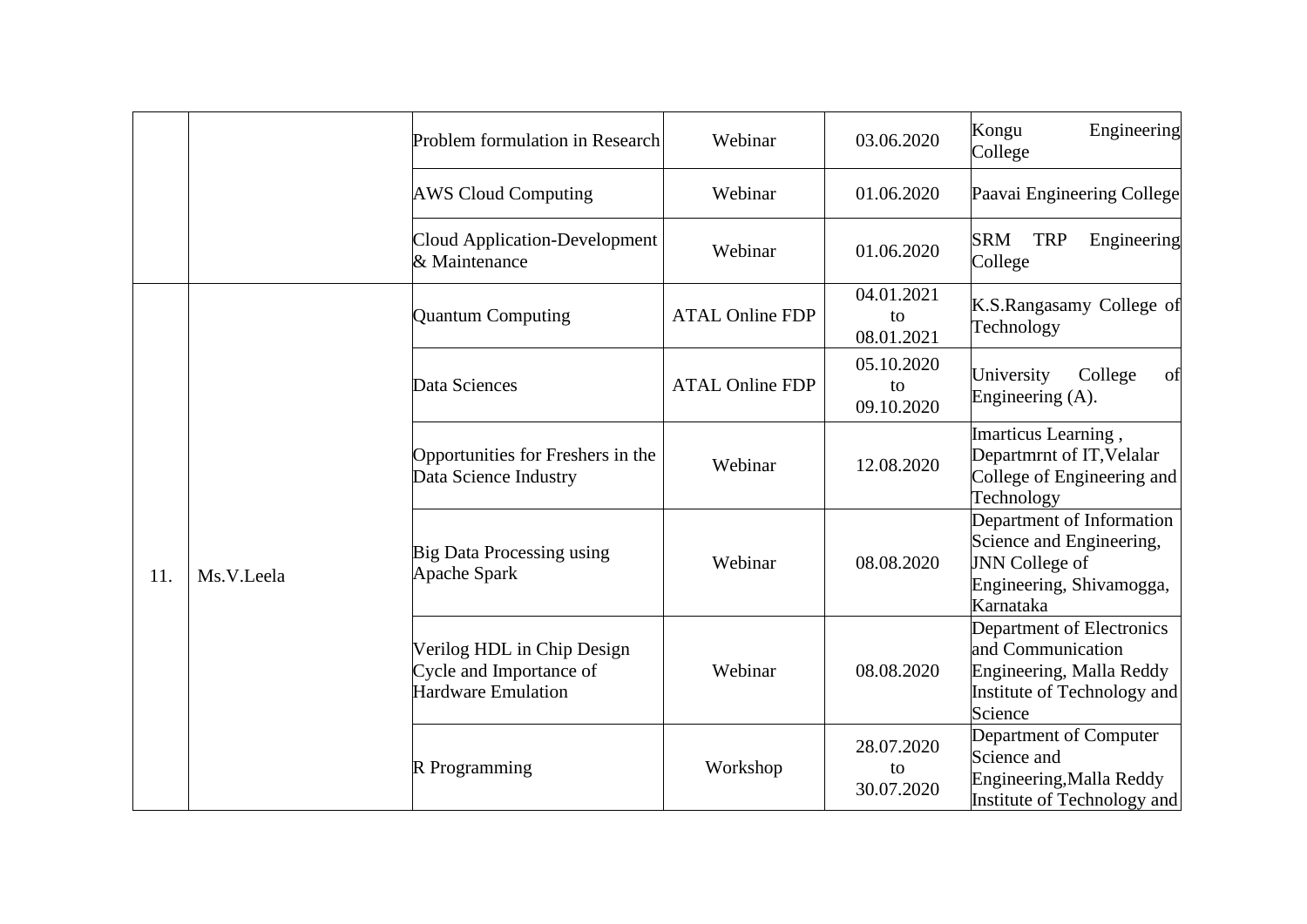| | | | | | |
|---|---|---|---|---|---|
| | | Problem formulation in Research | Webinar | 03.06.2020 | Kongu Engineering College |
| | | AWS Cloud Computing | Webinar | 01.06.2020 | Paavai Engineering College |
| | | Cloud Application-Development & Maintenance | Webinar | 01.06.2020 | SRM TRP Engineering College |
| 11. | Ms.V.Leela | Quantum Computing | ATAL Online FDP | 04.01.2021 to 08.01.2021 | K.S.Rangasamy College of Technology |
| | | Data Sciences | ATAL Online FDP | 05.10.2020 to 09.10.2020 | University College of Engineering (A). |
| | | Opportunities for Freshers in the Data Science Industry | Webinar | 12.08.2020 | Imarticus Learning , Departmrnt of IT,Velalar College of Engineering and Technology |
| | | Big Data Processing using Apache Spark | Webinar | 08.08.2020 | Department of Information Science and Engineering, JNN College of Engineering, Shivamogga, Karnataka |
| | | Verilog HDL in Chip Design Cycle and Importance of Hardware Emulation | Webinar | 08.08.2020 | Department of Electronics and Communication Engineering, Malla Reddy Institute of Technology and Science |
| | | R Programming | Workshop | 28.07.2020 to 30.07.2020 | Department of Computer Science and Engineering,Malla Reddy Institute of Technology and |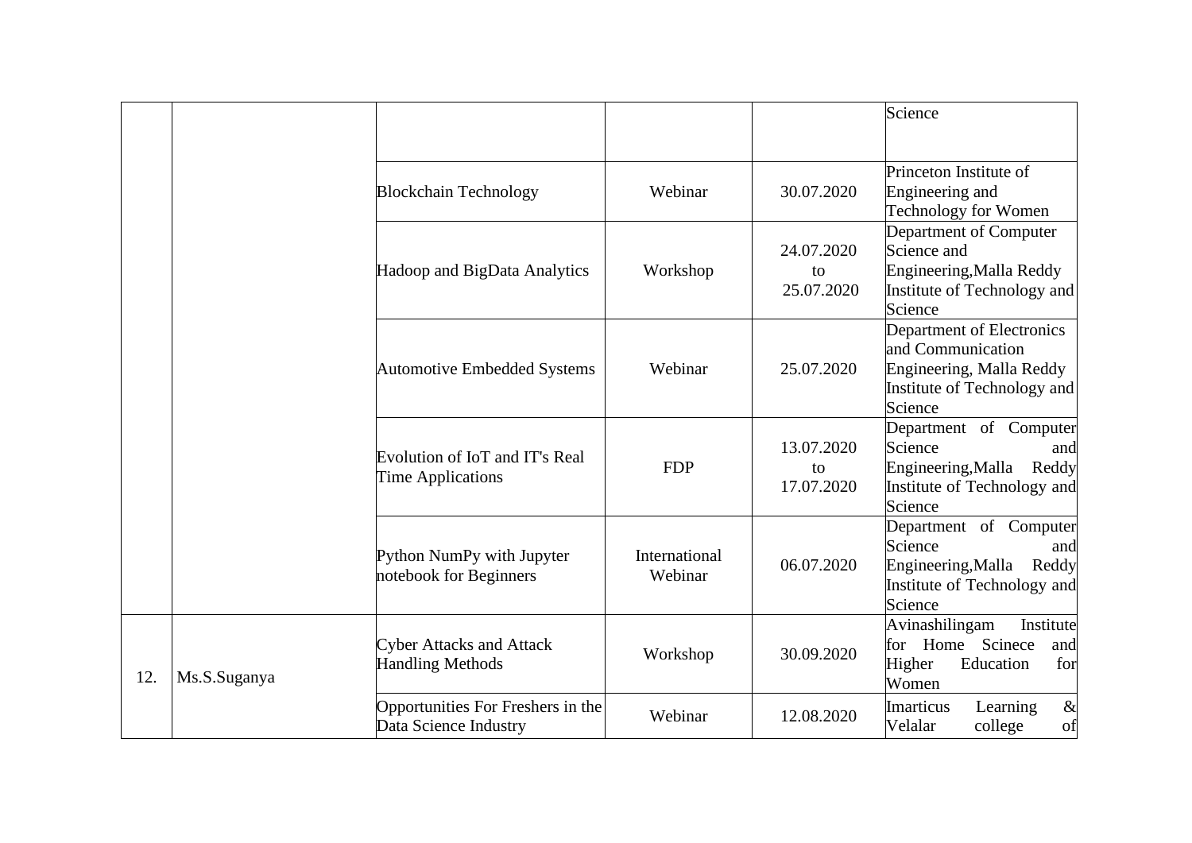| | | | | | |
|---|---|---|---|---|---|
| | | | | | Science |
| | | Blockchain Technology | Webinar | 30.07.2020 | Princeton Institute of Engineering and Technology for Women |
| | | Hadoop and BigData Analytics | Workshop | 24.07.2020 to 25.07.2020 | Department of Computer Science and Engineering,Malla Reddy Institute of Technology and Science |
| | | Automotive Embedded Systems | Webinar | 25.07.2020 | Department of Electronics and Communication Engineering, Malla Reddy Institute of Technology and Science |
| | | Evolution of IoT and IT's Real Time Applications | FDP | 13.07.2020 to 17.07.2020 | Department of Computer Science and Engineering,Malla Reddy Institute of Technology and Science |
| | | Python NumPy with Jupyter notebook for Beginners | International Webinar | 06.07.2020 | Department of Computer Science and Engineering,Malla Reddy Institute of Technology and Science |
| 12. | Ms.S.Suganya | Cyber Attacks and Attack Handling Methods | Workshop | 30.09.2020 | Avinashilingam Institute for Home Scinece and Higher Education for Women |
| | | Opportunities For Freshers in the Data Science Industry | Webinar | 12.08.2020 | Imarticus Learning & Velalar college of |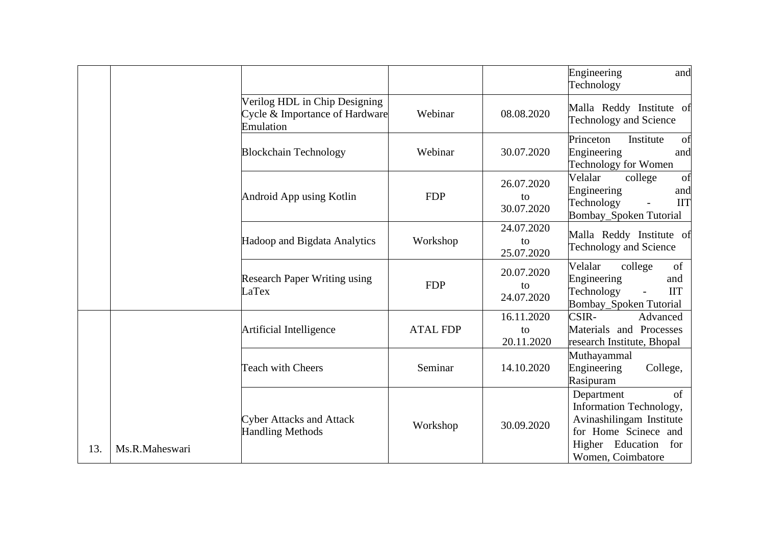| | | | | | |
|---|---|---|---|---|---|
| | | | | | Engineering and Technology |
| | | Verilog HDL in Chip Designing Cycle & Importance of Hardware Emulation | Webinar | 08.08.2020 | Malla Reddy Institute of Technology and Science |
| | | Blockchain Technology | Webinar | 30.07.2020 | Princeton Institute of Engineering and Technology for Women |
| | | Android App using Kotlin | FDP | 26.07.2020 to 30.07.2020 | Velalar college of Engineering and Technology - IIT Bombay_Spoken Tutorial |
| | | Hadoop and Bigdata Analytics | Workshop | 24.07.2020 to 25.07.2020 | Malla Reddy Institute of Technology and Science |
| | | Research Paper Writing using LaTex | FDP | 20.07.2020 to 24.07.2020 | Velalar college of Engineering and Technology - IIT Bombay_Spoken Tutorial |
| 13. | Ms.R.Maheswari | Artificial Intelligence | ATAL FDP | 16.11.2020 to 20.11.2020 | CSIR- Advanced Materials and Processes research Institute, Bhopal |
| | | Teach with Cheers | Seminar | 14.10.2020 | Muthayammal Engineering College, Rasipuram |
| | | Cyber Attacks and Attack Handling Methods | Workshop | 30.09.2020 | Department of Information Technology, Avinashilingam Institute for Home Scinece and Higher Education for Women, Coimbatore |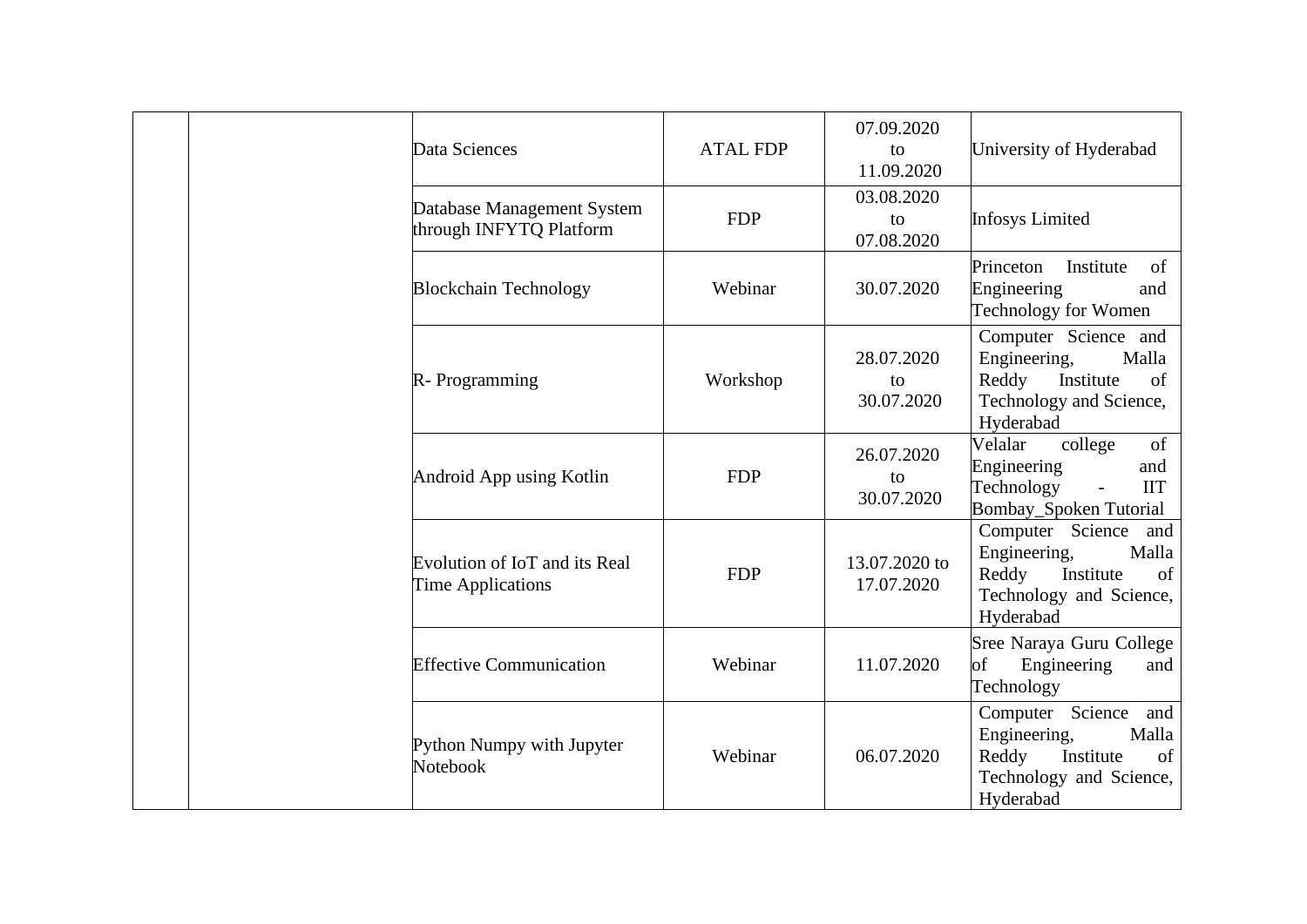| | | | | | |
|---|---|---|---|---|---|
| | | Data Sciences | ATAL FDP | 07.09.2020 to 11.09.2020 | University of Hyderabad |
| | | Database Management System through INFYTQ Platform | FDP | 03.08.2020 to 07.08.2020 | Infosys Limited |
| | | Blockchain Technology | Webinar | 30.07.2020 | Princeton Institute of Engineering and Technology for Women |
| | | R- Programming | Workshop | 28.07.2020 to 30.07.2020 | Computer Science and Engineering, Malla Reddy Institute of Technology and Science, Hyderabad |
| | | Android App using Kotlin | FDP | 26.07.2020 to 30.07.2020 | Velalar college of Engineering and Technology - IIT Bombay_Spoken Tutorial |
| | | Evolution of IoT and its Real Time Applications | FDP | 13.07.2020 to 17.07.2020 | Computer Science and Engineering, Malla Reddy Institute of Technology and Science, Hyderabad |
| | | Effective Communication | Webinar | 11.07.2020 | Sree Naraya Guru College of Engineering and Technology |
| | | Python Numpy with Jupyter Notebook | Webinar | 06.07.2020 | Computer Science and Engineering, Malla Reddy Institute of Technology and Science, Hyderabad |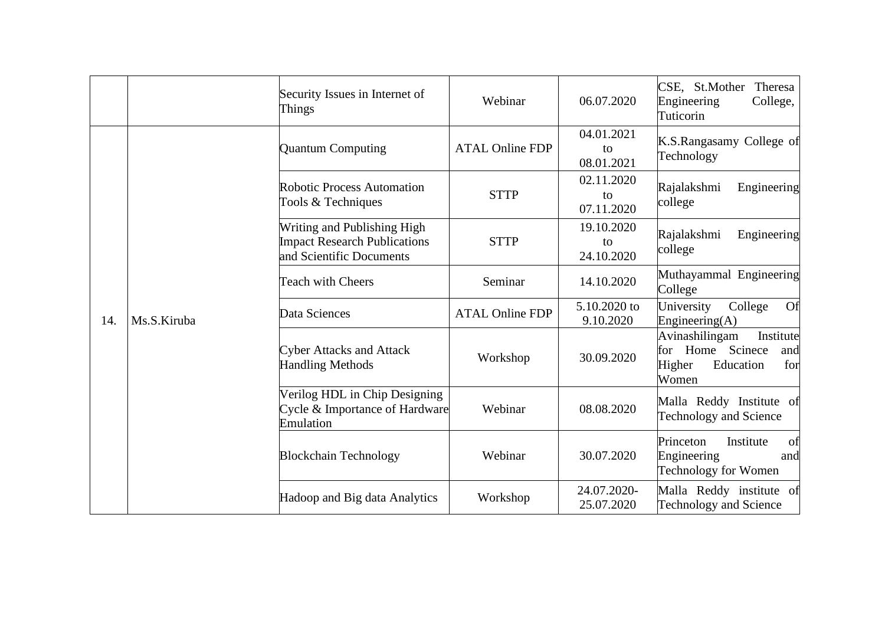| | | | | | |
|---|---|---|---|---|---|
| | | Security Issues in Internet of Things | Webinar | 06.07.2020 | CSE, St.Mother Theresa Engineering College, Tuticorin |
| 14. | Ms.S.Kiruba | Quantum Computing | ATAL Online FDP | 04.01.2021 to 08.01.2021 | K.S.Rangasamy College of Technology |
| | | Robotic Process Automation Tools & Techniques | STTP | 02.11.2020 to 07.11.2020 | Rajalakshmi Engineering college |
| | | Writing and Publishing High Impact Research Publications and Scientific Documents | STTP | 19.10.2020 to 24.10.2020 | Rajalakshmi Engineering college |
| | | Teach with Cheers | Seminar | 14.10.2020 | Muthayammal Engineering College |
| | | Data Sciences | ATAL Online FDP | 5.10.2020 to 9.10.2020 | University College Of Engineering(A) |
| | | Cyber Attacks and Attack Handling Methods | Workshop | 30.09.2020 | Avinashilingam Institute for Home Scinece and Higher Education for Women |
| | | Verilog HDL in Chip Designing Cycle & Importance of Hardware Emulation | Webinar | 08.08.2020 | Malla Reddy Institute of Technology and Science |
| | | Blockchain Technology | Webinar | 30.07.2020 | Princeton Institute of Engineering and Technology for Women |
| | | Hadoop and Big data Analytics | Workshop | 24.07.2020-25.07.2020 | Malla Reddy institute of Technology and Science |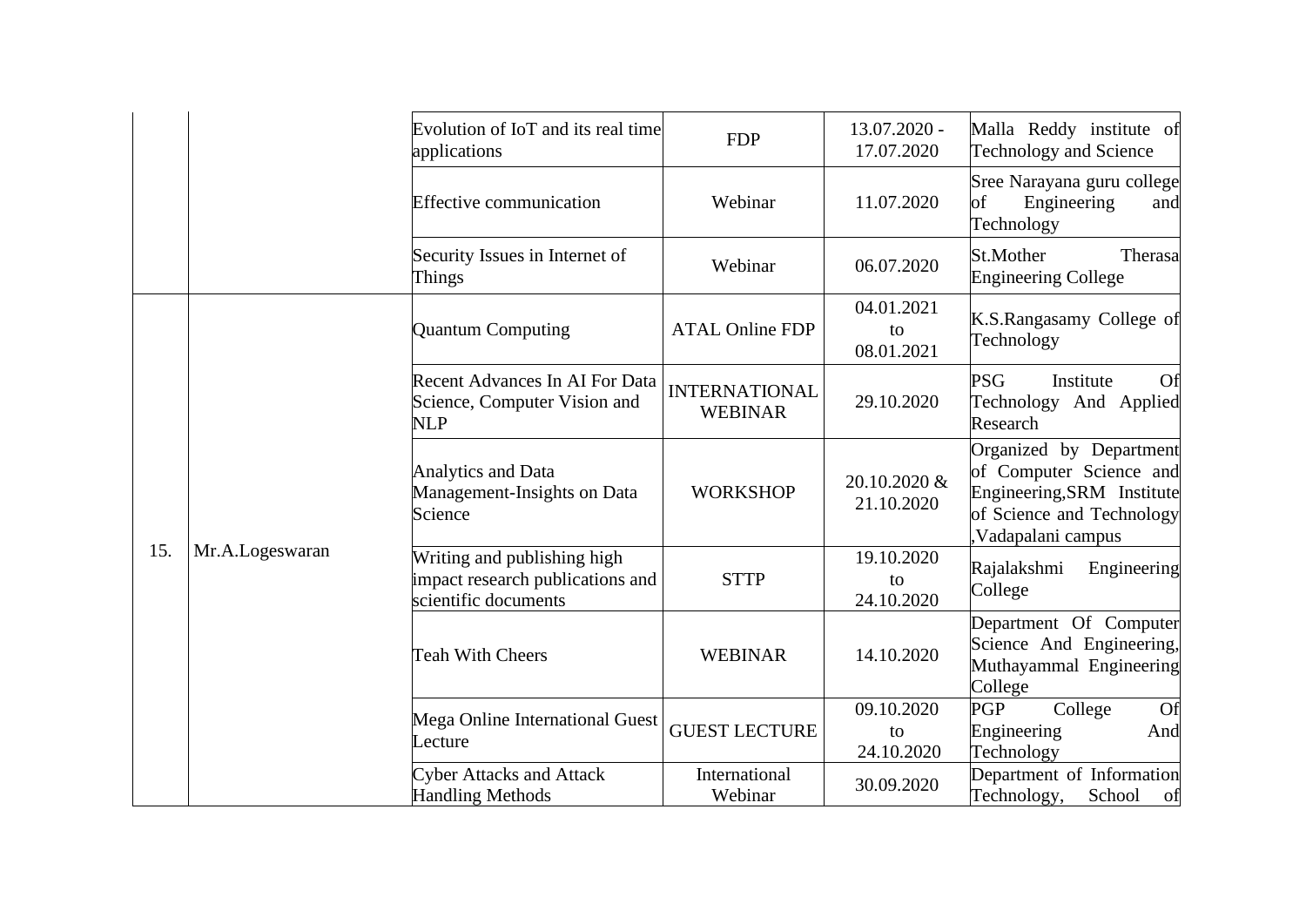| | | | | | |
|---|---|---|---|---|---|
| | | Evolution of IoT and its real time applications | FDP | 13.07.2020 - 17.07.2020 | Malla Reddy institute of Technology and Science |
| | | Effective communication | Webinar | 11.07.2020 | Sree Narayana guru college of Engineering and Technology |
| | | Security Issues in Internet of Things | Webinar | 06.07.2020 | St.Mother Therasa Engineering College |
| 15. | Mr.A.Logeswaran | Quantum Computing | ATAL Online FDP | 04.01.2021 to 08.01.2021 | K.S.Rangasamy College of Technology |
| | | Recent Advances In AI For Data Science, Computer Vision and NLP | INTERNATIONAL WEBINAR | 29.10.2020 | PSG Institute Of Technology And Applied Research |
| | | Analytics and Data Management-Insights on Data Science | WORKSHOP | 20.10.2020 & 21.10.2020 | Organized by Department of Computer Science and Engineering,SRM Institute of Science and Technology ,Vadapalani campus |
| | | Writing and publishing high impact research publications and scientific documents | STTP | 19.10.2020 to 24.10.2020 | Rajalakshmi Engineering College |
| | | Teah With Cheers | WEBINAR | 14.10.2020 | Department Of Computer Science And Engineering, Muthayammal Engineering College |
| | | Mega Online International Guest Lecture | GUEST LECTURE | 09.10.2020 to 24.10.2020 | PGP College Of Engineering And Technology |
| | | Cyber Attacks and Attack Handling Methods | International Webinar | 30.09.2020 | Department of Information Technology, School of |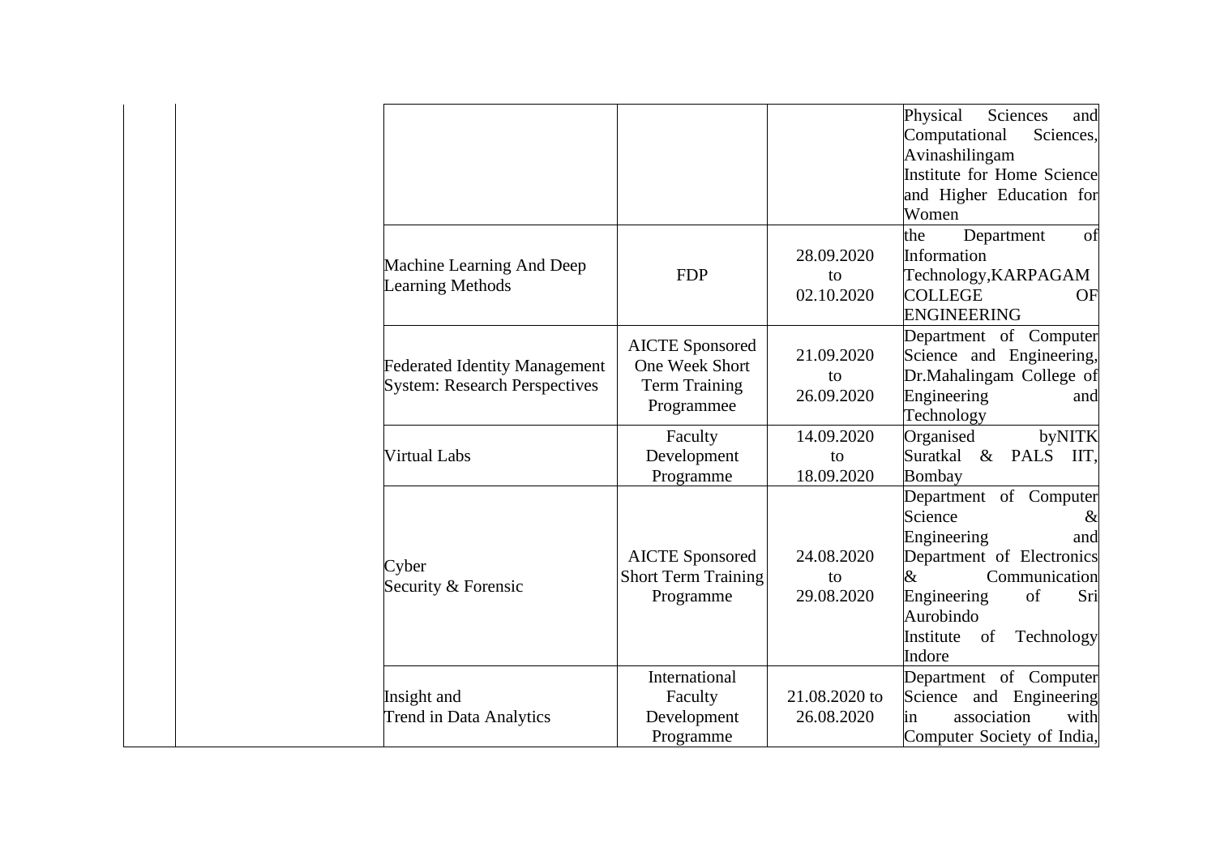| | | | | | |
|---|---|---|---|---|---|
| | | | | | Physical Sciences and Computational Sciences, Avinashilingam Institute for Home Science and Higher Education for Women |
| | | Machine Learning And Deep Learning Methods | FDP | 28.09.2020 to 02.10.2020 | the Department of Information Technology,KARPAGAM COLLEGE OF ENGINEERING |
| | | Federated Identity Management System: Research Perspectives | AICTE Sponsored One Week Short Term Training Programmee | 21.09.2020 to 26.09.2020 | Department of Computer Science and Engineering, Dr.Mahalingam College of Engineering and Technology |
| | | Virtual Labs | Faculty Development Programme | 14.09.2020 to 18.09.2020 | Organised byNITK Suratkal & PALS IIT, Bombay |
| | | Cyber Security & Forensic | AICTE Sponsored Short Term Training Programme | 24.08.2020 to 29.08.2020 | Department of Computer Science & Engineering and Department of Electronics & Communication Engineering of Sri Aurobindo Institute of Technology Indore |
| | | Insight and Trend in Data Analytics | International Faculty Development Programme | 21.08.2020 to 26.08.2020 | Department of Computer Science and Engineering in association with Computer Society of India, |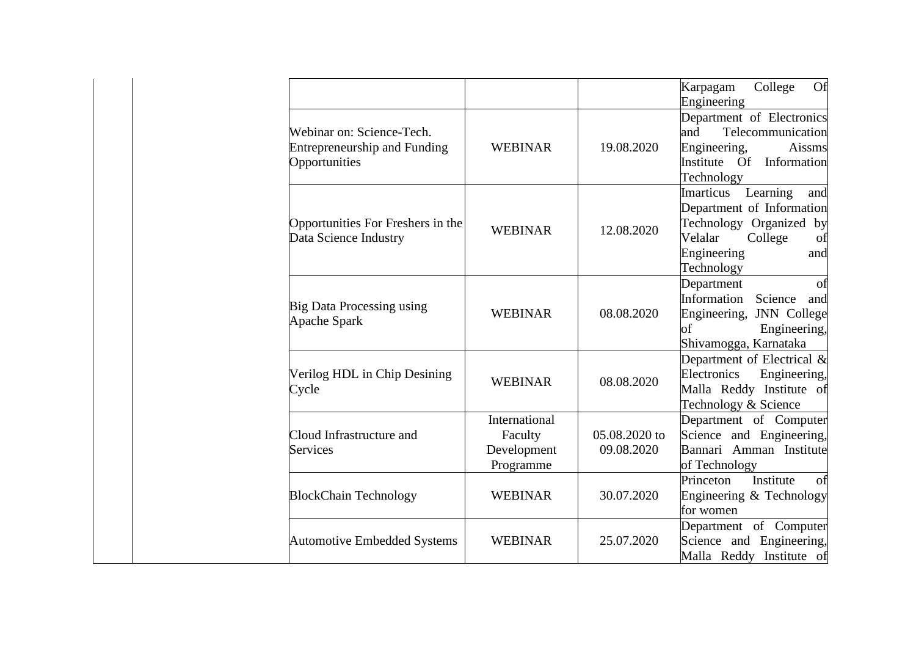| | | | | | |
|---|---|---|---|---|---|
| | | | | | Karpagam College Of Engineering |
| | | Webinar on: Science-Tech. Entrepreneurship and Funding Opportunities | WEBINAR | 19.08.2020 | Department of Electronics and Telecommunication Engineering, Aissms Institute Of Information Technology |
| | | Opportunities For Freshers in the Data Science Industry | WEBINAR | 12.08.2020 | Imarticus Learning and Department of Information Technology Organized by Velalar College of Engineering and Technology |
| | | Big Data Processing using Apache Spark | WEBINAR | 08.08.2020 | Department of Information Science and Engineering, JNN College of Engineering, Shivamogga, Karnataka |
| | | Verilog HDL in Chip Desining Cycle | WEBINAR | 08.08.2020 | Department of Electrical & Electronics Engineering, Malla Reddy Institute of Technology & Science |
| | | Cloud Infrastructure and Services | International Faculty Development Programme | 05.08.2020 to 09.08.2020 | Department of Computer Science and Engineering, Bannari Amman Institute of Technology |
| | | BlockChain Technology | WEBINAR | 30.07.2020 | Princeton Institute of Engineering & Technology for women |
| | | Automotive Embedded Systems | WEBINAR | 25.07.2020 | Department of Computer Science and Engineering, Malla Reddy Institute of |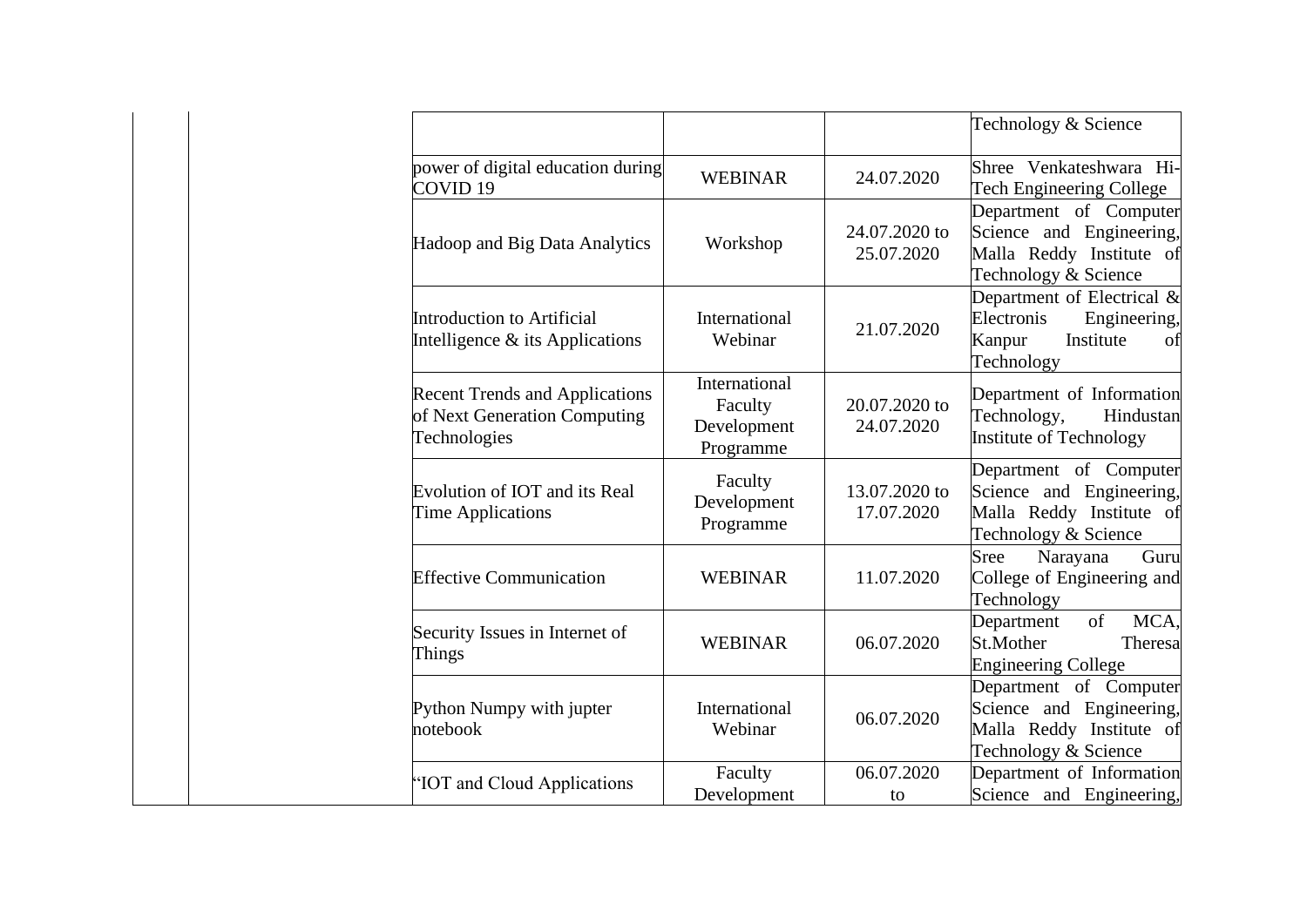| | | | | | |
|---|---|---|---|---|---|
| | | | | | Technology & Science |
| | | power of digital education during COVID 19 | WEBINAR | 24.07.2020 | Shree Venkateshwara Hi-Tech Engineering College |
| | | Hadoop and Big Data Analytics | Workshop | 24.07.2020 to 25.07.2020 | Department of Computer Science and Engineering, Malla Reddy Institute of Technology & Science |
| | | Introduction to Artificial Intelligence & its Applications | International Webinar | 21.07.2020 | Department of Electrical & Electronis Engineering, Kanpur Institute of Technology |
| | | Recent Trends and Applications of Next Generation Computing Technologies | International Faculty Development Programme | 20.07.2020 to 24.07.2020 | Department of Information Technology, Hindustan Institute of Technology |
| | | Evolution of IOT and its Real Time Applications | Faculty Development Programme | 13.07.2020 to 17.07.2020 | Department of Computer Science and Engineering, Malla Reddy Institute of Technology & Science |
| | | Effective Communication | WEBINAR | 11.07.2020 | Sree Narayana Guru College of Engineering and Technology |
| | | Security Issues in Internet of Things | WEBINAR | 06.07.2020 | Department of MCA, St.Mother Theresa Engineering College |
| | | Python Numpy with jupter notebook | International Webinar | 06.07.2020 | Department of Computer Science and Engineering, Malla Reddy Institute of Technology & Science |
| | | "IOT and Cloud Applications | Faculty Development | 06.07.2020 to | Department of Information Science and Engineering, |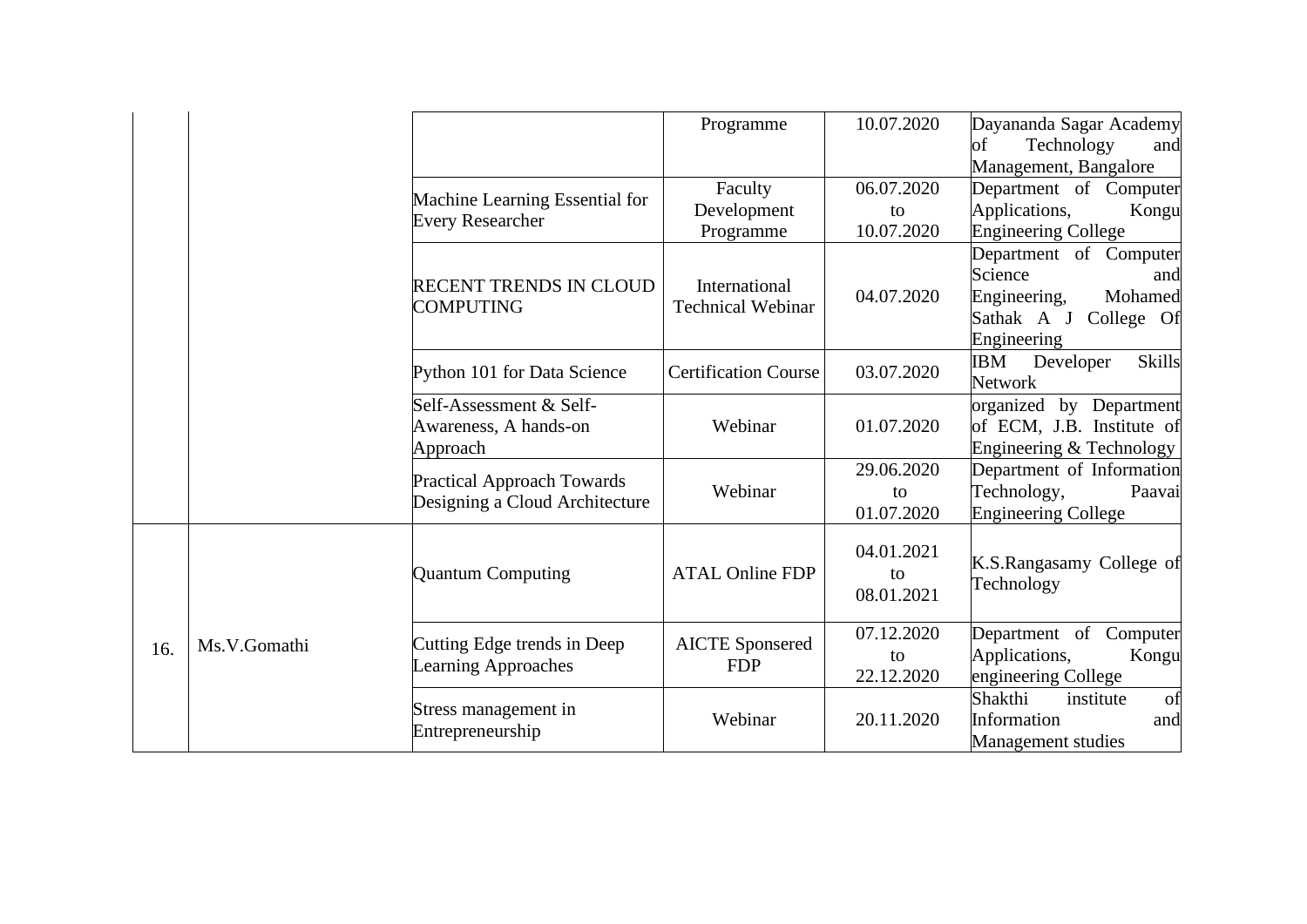| | | | | | |
|---|---|---|---|---|---|
| | | | Programme | 10.07.2020 | Dayananda Sagar Academy of Technology and Management, Bangalore |
| | | Machine Learning Essential for Every Researcher | Faculty Development Programme | 06.07.2020 to 10.07.2020 | Department of Computer Applications, Kongu Engineering College |
| | | RECENT TRENDS IN CLOUD COMPUTING | International Technical Webinar | 04.07.2020 | Department of Computer Science and Engineering, Mohamed Sathak A J College Of Engineering |
| | | Python 101 for Data Science | Certification Course | 03.07.2020 | IBM Developer Skills Network |
| | | Self-Assessment & Self-Awareness, A hands-on Approach | Webinar | 01.07.2020 | organized by Department of ECM, J.B. Institute of Engineering & Technology |
| | | Practical Approach Towards Designing a Cloud Architecture | Webinar | 29.06.2020 to 01.07.2020 | Department of Information Technology, Paavai Engineering College |
| 16. | Ms.V.Gomathi | Quantum Computing | ATAL Online FDP | 04.01.2021 to 08.01.2021 | K.S.Rangasamy College of Technology |
| | | Cutting Edge trends in Deep Learning Approaches | AICTE Sponsered FDP | 07.12.2020 to 22.12.2020 | Department of Computer Applications, Kongu engineering College |
| | | Stress management in Entrepreneurship | Webinar | 20.11.2020 | Shakthi institute of Information and Management studies |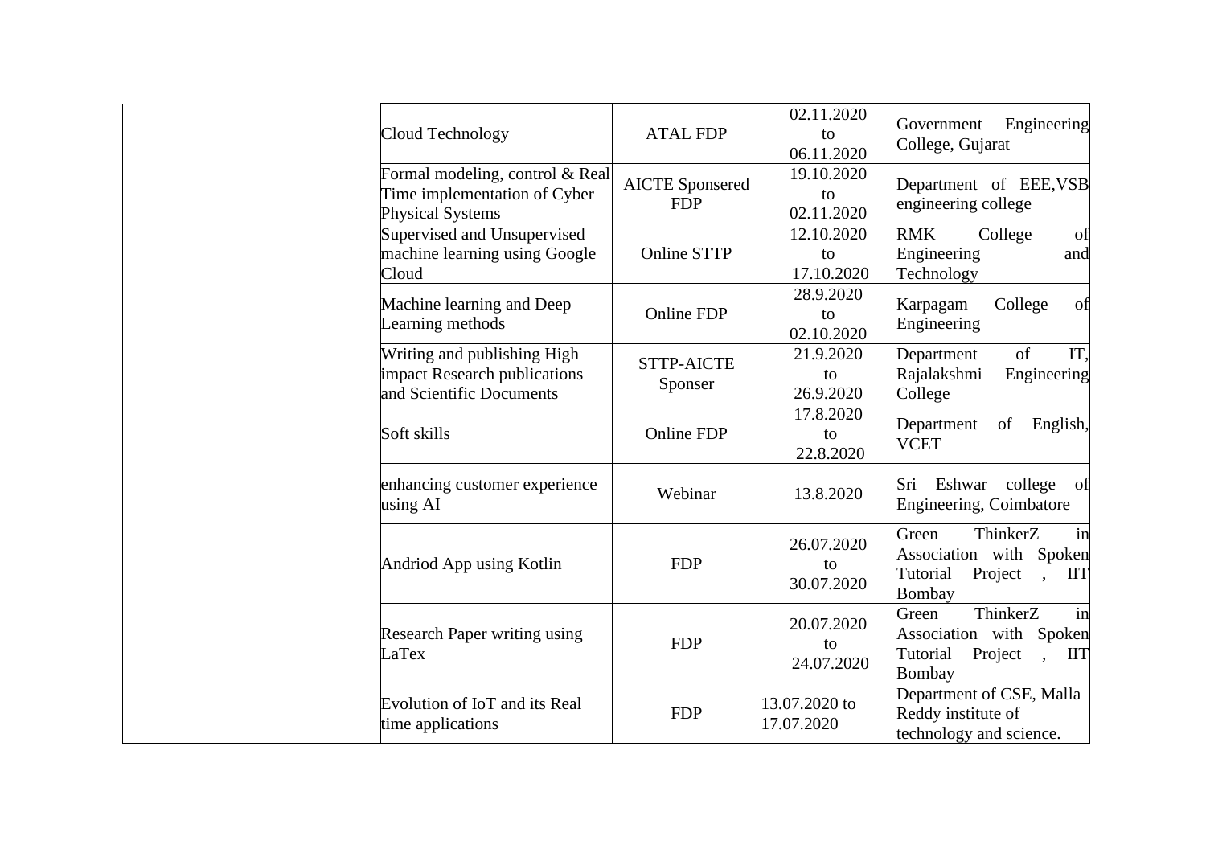| | | | | | |
|---|---|---|---|---|---|
| | | Cloud Technology | ATAL FDP | 02.11.2020 to 06.11.2020 | Government Engineering College, Gujarat |
| | | Formal modeling, control & Real Time implementation of Cyber Physical Systems | AICTE Sponsered FDP | 19.10.2020 to 02.11.2020 | Department of EEE,VSB engineering college |
| | | Supervised and Unsupervised machine learning using Google Cloud | Online STTP | 12.10.2020 to 17.10.2020 | RMK College of Engineering and Technology |
| | | Machine learning and Deep Learning methods | Online FDP | 28.9.2020 to 02.10.2020 | Karpagam College of Engineering |
| | | Writing and publishing High impact Research publications and Scientific Documents | STTP-AICTE Sponser | 21.9.2020 to 26.9.2020 | Department of IT, Rajalakshmi Engineering College |
| | | Soft skills | Online FDP | 17.8.2020 to 22.8.2020 | Department of English, VCET |
| | | enhancing customer experience using AI | Webinar | 13.8.2020 | Sri Eshwar college of Engineering, Coimbatore |
| | | Andriod App using Kotlin | FDP | 26.07.2020 to 30.07.2020 | Green ThinkerZ in Association with Spoken Tutorial Project , IIT Bombay |
| | | Research Paper writing using LaTex | FDP | 20.07.2020 to 24.07.2020 | Green ThinkerZ in Association with Spoken Tutorial Project , IIT Bombay |
| | | Evolution of IoT and its Real time applications | FDP | 13.07.2020 to 17.07.2020 | Department of CSE, Malla Reddy institute of technology and science. |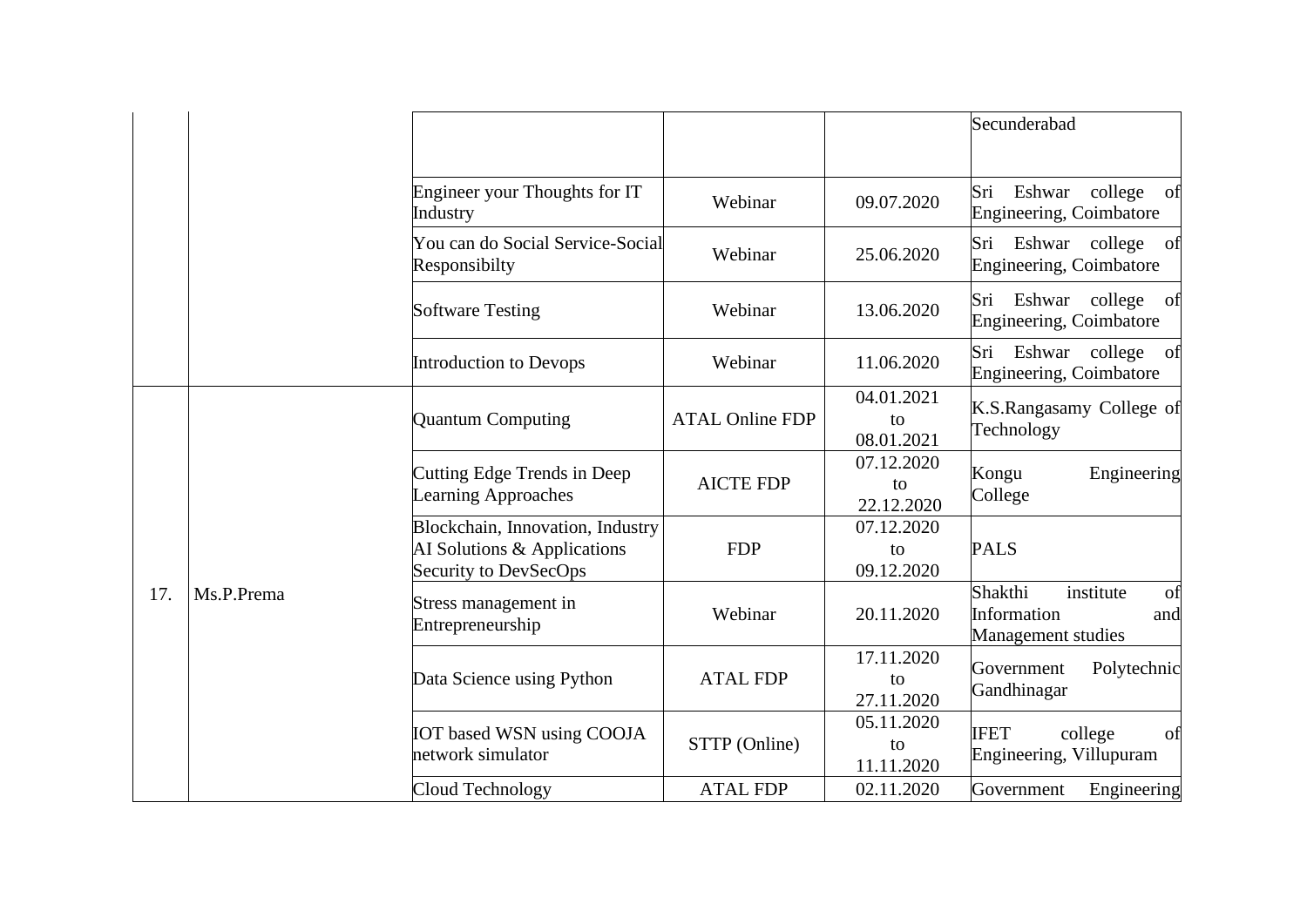| | | | | | |
|---|---|---|---|---|---|
| | | | | | Secunderabad |
| | | Engineer your Thoughts for IT Industry | Webinar | 09.07.2020 | Sri Eshwar college of Engineering, Coimbatore |
| | | You can do Social Service-Social Responsibilty | Webinar | 25.06.2020 | Sri Eshwar college of Engineering, Coimbatore |
| | | Software Testing | Webinar | 13.06.2020 | Sri Eshwar college of Engineering, Coimbatore |
| | | Introduction to Devops | Webinar | 11.06.2020 | Sri Eshwar college of Engineering, Coimbatore |
| 17. | Ms.P.Prema | Quantum Computing | ATAL Online FDP | 04.01.2021 to 08.01.2021 | K.S.Rangasamy College of Technology |
| | | Cutting Edge Trends in Deep Learning Approaches | AICTE FDP | 07.12.2020 to 22.12.2020 | Kongu Engineering College |
| | | Blockchain, Innovation, Industry AI Solutions & Applications Security to DevSecOps | FDP | 07.12.2020 to 09.12.2020 | PALS |
| | | Stress management in Entrepreneurship | Webinar | 20.11.2020 | Shakthi institute of Information and Management studies |
| | | Data Science using Python | ATAL FDP | 17.11.2020 to 27.11.2020 | Government Polytechnic Gandhinagar |
| | | IOT based WSN using COOJA network simulator | STTP (Online) | 05.11.2020 to 11.11.2020 | IFET college of Engineering, Villupuram |
| | | Cloud Technology | ATAL FDP | 02.11.2020 | Government Engineering |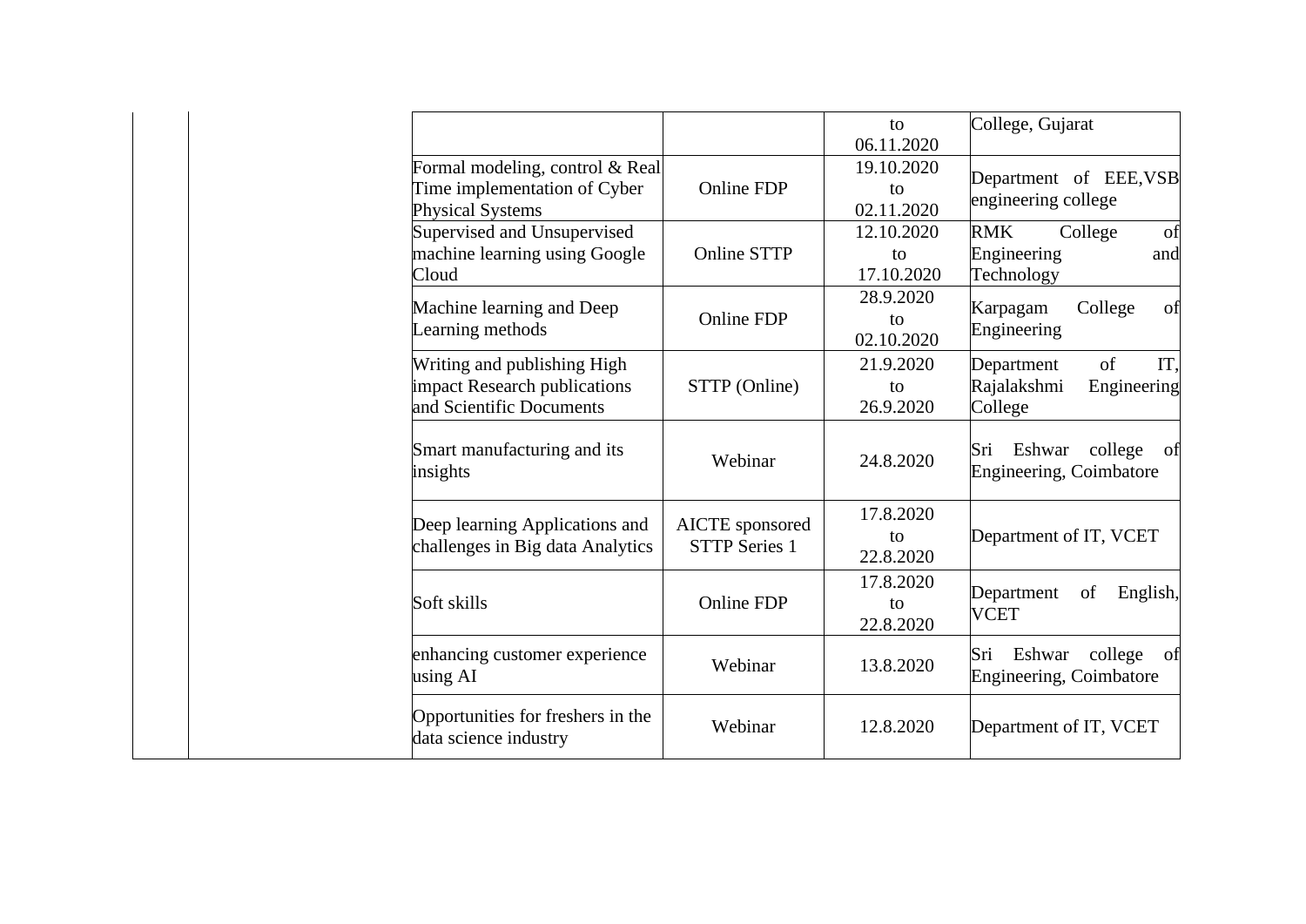| | | | | | |
|---|---|---|---|---|---|
| | | | | to 06.11.2020 | College, Gujarat |
| | | Formal modeling, control & Real Time implementation of Cyber Physical Systems | Online FDP | 19.10.2020 to 02.11.2020 | Department of EEE,VSB engineering college |
| | | Supervised and Unsupervised machine learning using Google Cloud | Online STTP | 12.10.2020 to 17.10.2020 | RMK College of Engineering and Technology |
| | | Machine learning and Deep Learning methods | Online FDP | 28.9.2020 to 02.10.2020 | Karpagam College of Engineering |
| | | Writing and publishing High impact Research publications and Scientific Documents | STTP (Online) | 21.9.2020 to 26.9.2020 | Department of IT, Rajalakshmi Engineering College |
| | | Smart manufacturing and its insights | Webinar | 24.8.2020 | Sri Eshwar college of Engineering, Coimbatore |
| | | Deep learning Applications and challenges in Big data Analytics | AICTE sponsored STTP Series 1 | 17.8.2020 to 22.8.2020 | Department of IT, VCET |
| | | Soft skills | Online FDP | 17.8.2020 to 22.8.2020 | Department of English, VCET |
| | | enhancing customer experience using AI | Webinar | 13.8.2020 | Sri Eshwar college of Engineering, Coimbatore |
| | | Opportunities for freshers in the data science industry | Webinar | 12.8.2020 | Department of IT, VCET |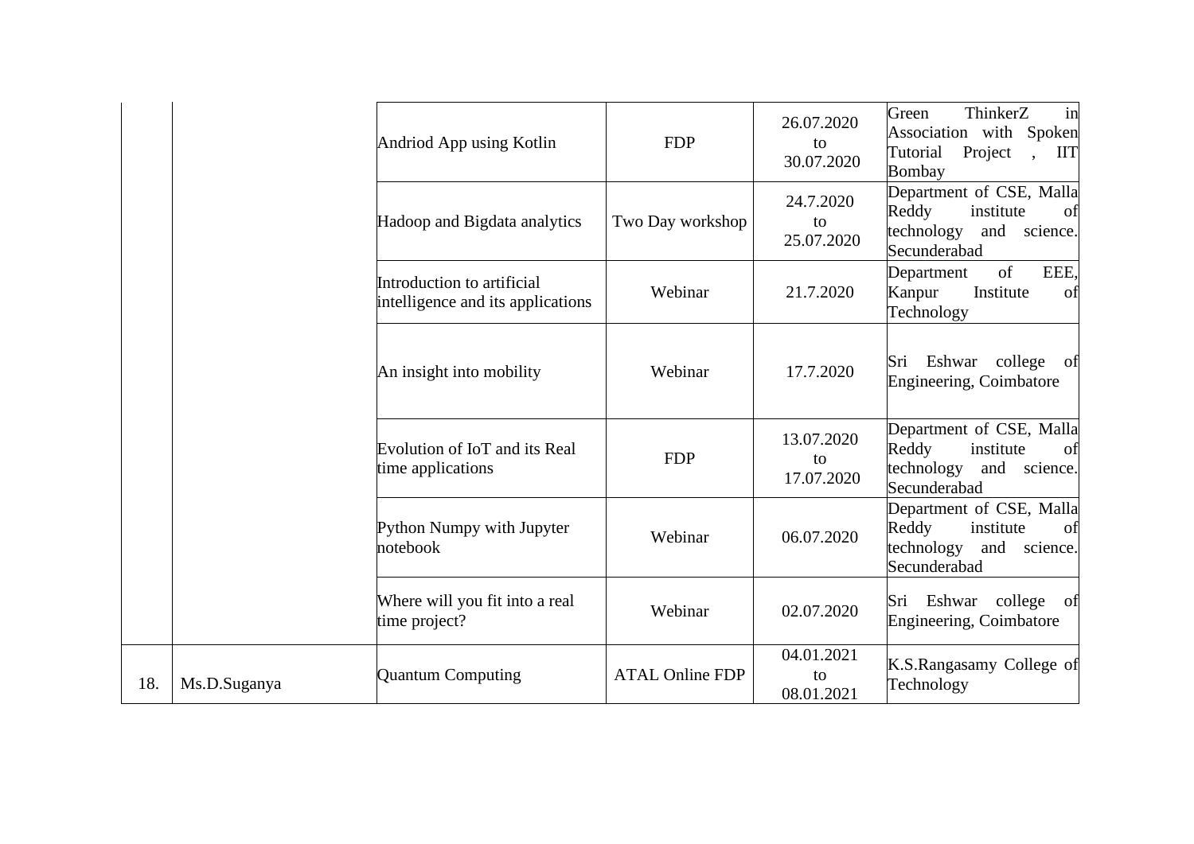| | | | | | |
|---|---|---|---|---|---|
| | | Andriod App using Kotlin | FDP | 26.07.2020 to 30.07.2020 | Green ThinkerZ in Association with Spoken Tutorial Project , IIT Bombay |
| | | Hadoop and Bigdata analytics | Two Day workshop | 24.7.2020 to 25.07.2020 | Department of CSE, Malla Reddy institute of technology and science. Secunderabad |
| | | Introduction to artificial intelligence and its applications | Webinar | 21.7.2020 | Department of EEE, Kanpur Institute of Technology |
| | | An insight into mobility | Webinar | 17.7.2020 | Sri Eshwar college of Engineering, Coimbatore |
| | | Evolution of IoT and its Real time applications | FDP | 13.07.2020 to 17.07.2020 | Department of CSE, Malla Reddy institute of technology and science. Secunderabad |
| | | Python Numpy with Jupyter notebook | Webinar | 06.07.2020 | Department of CSE, Malla Reddy institute of technology and science. Secunderabad |
| | | Where will you fit into a real time project? | Webinar | 02.07.2020 | Sri Eshwar college of Engineering, Coimbatore |
| 18. | Ms.D.Suganya | Quantum Computing | ATAL Online FDP | 04.01.2021 to 08.01.2021 | K.S.Rangasamy College of Technology |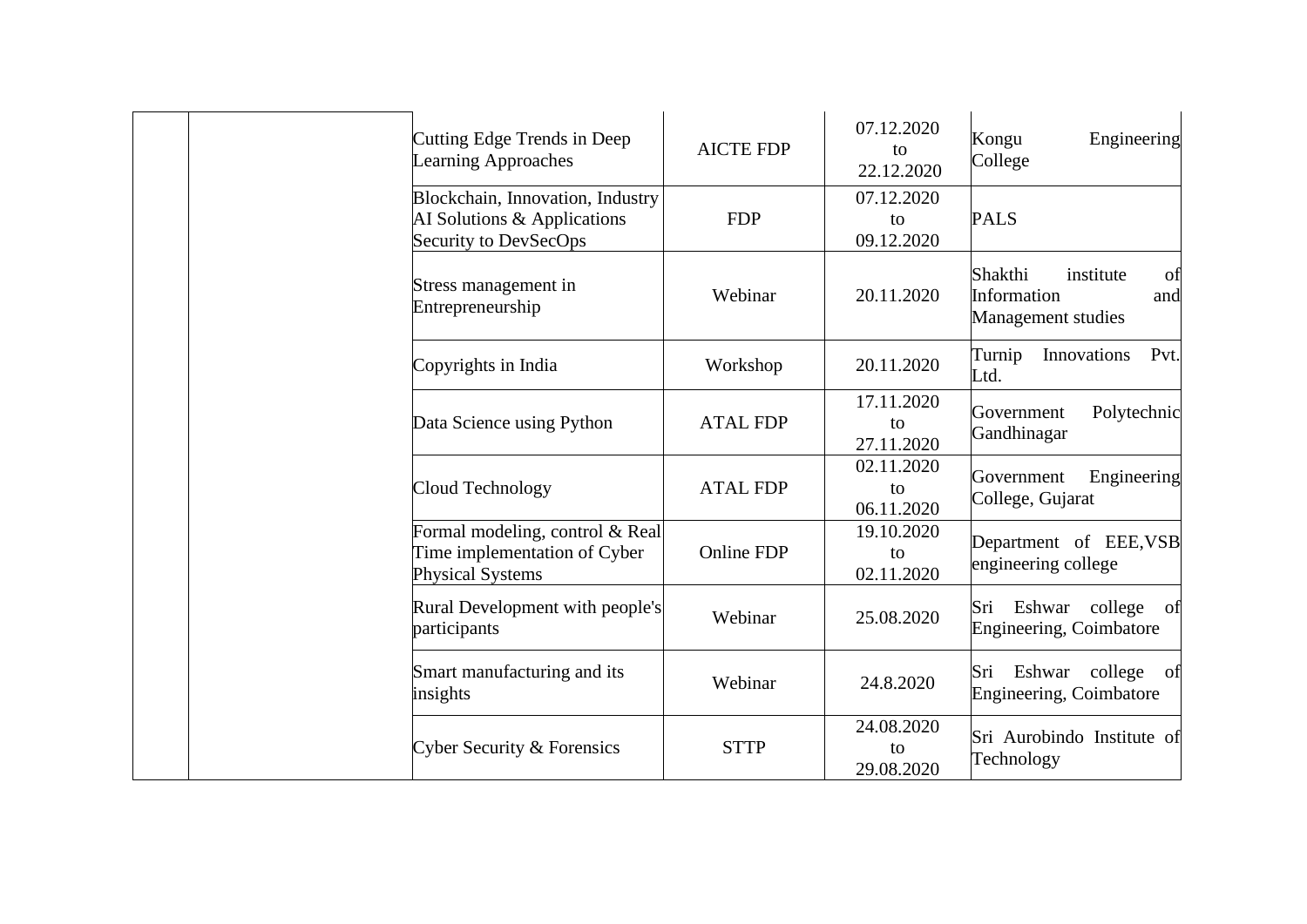| | | | | | |
|---|---|---|---|---|---|
| | | Cutting Edge Trends in Deep Learning Approaches | AICTE FDP | 07.12.2020 to 22.12.2020 | Kongu Engineering College |
| | | Blockchain, Innovation, Industry AI Solutions & Applications Security to DevSecOps | FDP | 07.12.2020 to 09.12.2020 | PALS |
| | | Stress management in Entrepreneurship | Webinar | 20.11.2020 | Shakthi institute of Information and Management studies |
| | | Copyrights in India | Workshop | 20.11.2020 | Turnip Innovations Pvt. Ltd. |
| | | Data Science using Python | ATAL FDP | 17.11.2020 to 27.11.2020 | Government Polytechnic Gandhinagar |
| | | Cloud Technology | ATAL FDP | 02.11.2020 to 06.11.2020 | Government Engineering College, Gujarat |
| | | Formal modeling, control & Real Time implementation of Cyber Physical Systems | Online FDP | 19.10.2020 to 02.11.2020 | Department of EEE,VSB engineering college |
| | | Rural Development with people's participants | Webinar | 25.08.2020 | Sri Eshwar college of Engineering, Coimbatore |
| | | Smart manufacturing and its insights | Webinar | 24.8.2020 | Sri Eshwar college of Engineering, Coimbatore |
| | | Cyber Security & Forensics | STTP | 24.08.2020 to 29.08.2020 | Sri Aurobindo Institute of Technology |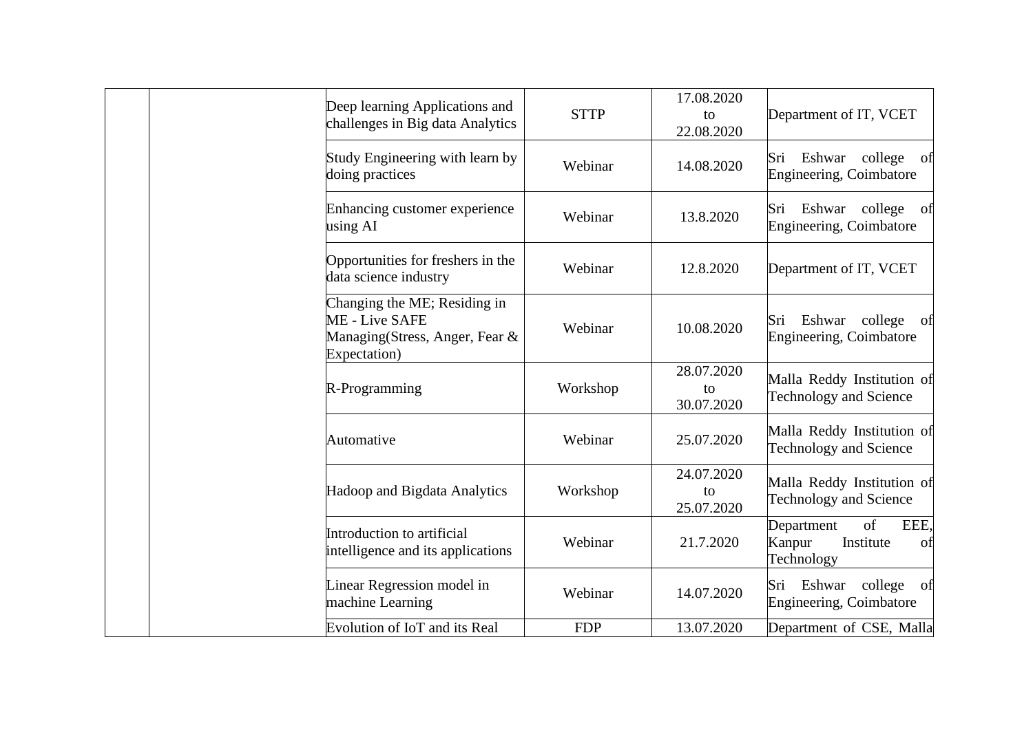| | | | | | |
|---|---|---|---|---|---|
| | | Deep learning Applications and challenges in Big data Analytics | STTP | 17.08.2020 to 22.08.2020 | Department of IT, VCET |
| | | Study Engineering with learn by doing practices | Webinar | 14.08.2020 | Sri Eshwar college of Engineering, Coimbatore |
| | | Enhancing customer experience using AI | Webinar | 13.8.2020 | Sri Eshwar college of Engineering, Coimbatore |
| | | Opportunities for freshers in the data science industry | Webinar | 12.8.2020 | Department of IT, VCET |
| | | Changing the ME; Residing in ME - Live SAFE Managing(Stress, Anger, Fear & Expectation) | Webinar | 10.08.2020 | Sri Eshwar college of Engineering, Coimbatore |
| | | R-Programming | Workshop | 28.07.2020 to 30.07.2020 | Malla Reddy Institution of Technology and Science |
| | | Automative | Webinar | 25.07.2020 | Malla Reddy Institution of Technology and Science |
| | | Hadoop and Bigdata Analytics | Workshop | 24.07.2020 to 25.07.2020 | Malla Reddy Institution of Technology and Science |
| | | Introduction to artificial intelligence and its applications | Webinar | 21.7.2020 | Department of EEE, Kanpur Institute of Technology |
| | | Linear Regression model in machine Learning | Webinar | 14.07.2020 | Sri Eshwar college of Engineering, Coimbatore |
| | | Evolution of IoT and its Real | FDP | 13.07.2020 | Department of CSE, Malla |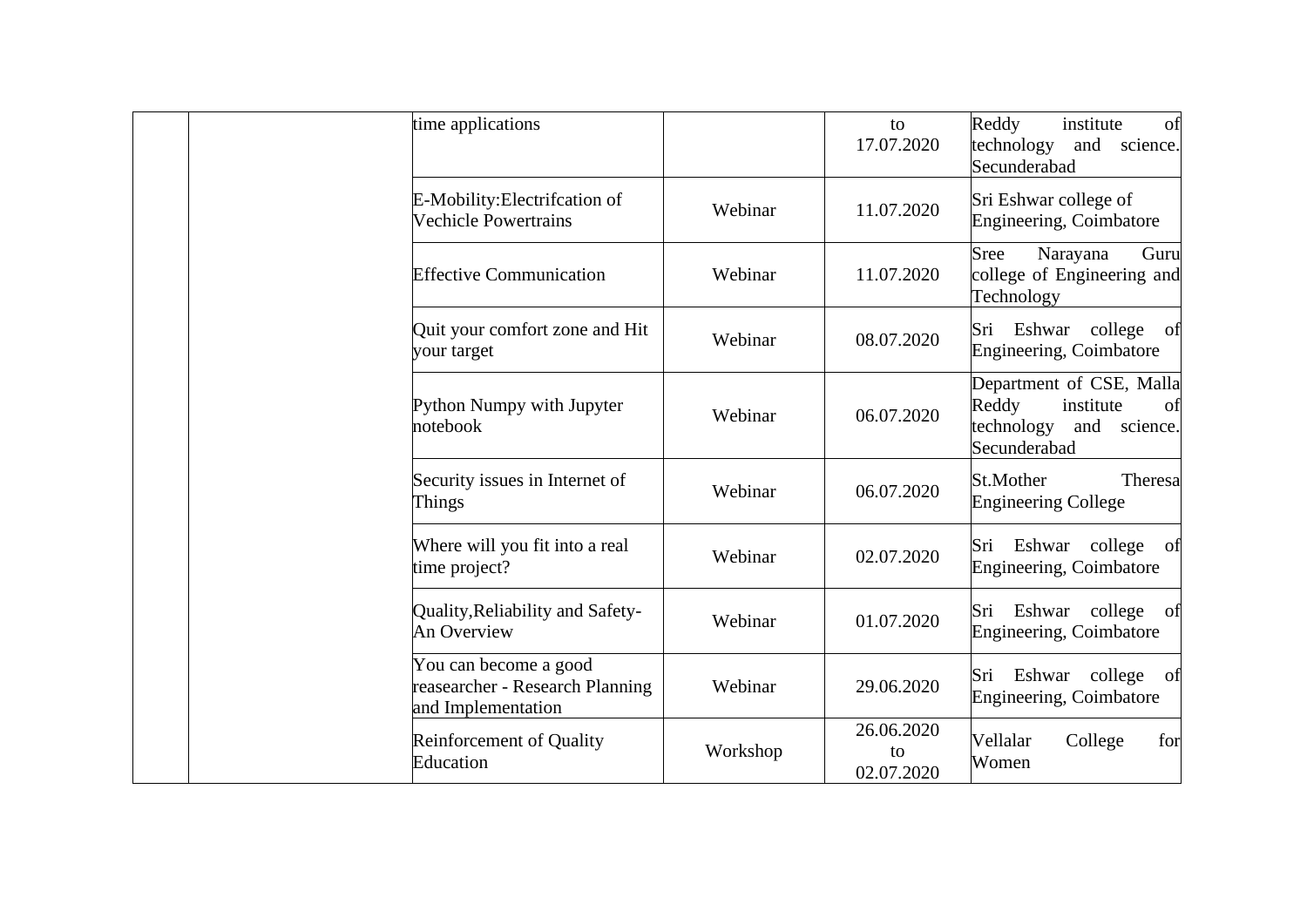|  |  | time applications |  | to 17.07.2020 | Reddy institute of technology and science. Secunderabad |
|---|---|---|---|---|---|
|  |  | E-Mobility:Electrifcation of Vechicle Powertrains | Webinar | 11.07.2020 | Sri Eshwar college of Engineering, Coimbatore |
|  |  | Effective Communication | Webinar | 11.07.2020 | Sree Narayana Guru college of Engineering and Technology |
|  |  | Quit your comfort zone and Hit your target | Webinar | 08.07.2020 | Sri Eshwar college of Engineering, Coimbatore |
|  |  | Python Numpy with Jupyter notebook | Webinar | 06.07.2020 | Department of CSE, Malla Reddy institute of technology and science. Secunderabad |
|  |  | Security issues in Internet of Things | Webinar | 06.07.2020 | St.Mother Theresa Engineering College |
|  |  | Where will you fit into a real time project? | Webinar | 02.07.2020 | Sri Eshwar college of Engineering, Coimbatore |
|  |  | Quality,Reliability and Safety-An Overview | Webinar | 01.07.2020 | Sri Eshwar college of Engineering, Coimbatore |
|  |  | You can become a good reasearcher - Research Planning and Implementation | Webinar | 29.06.2020 | Sri Eshwar college of Engineering, Coimbatore |
|  |  | Reinforcement of Quality Education | Workshop | 26.06.2020 to 02.07.2020 | Vellalar College for Women |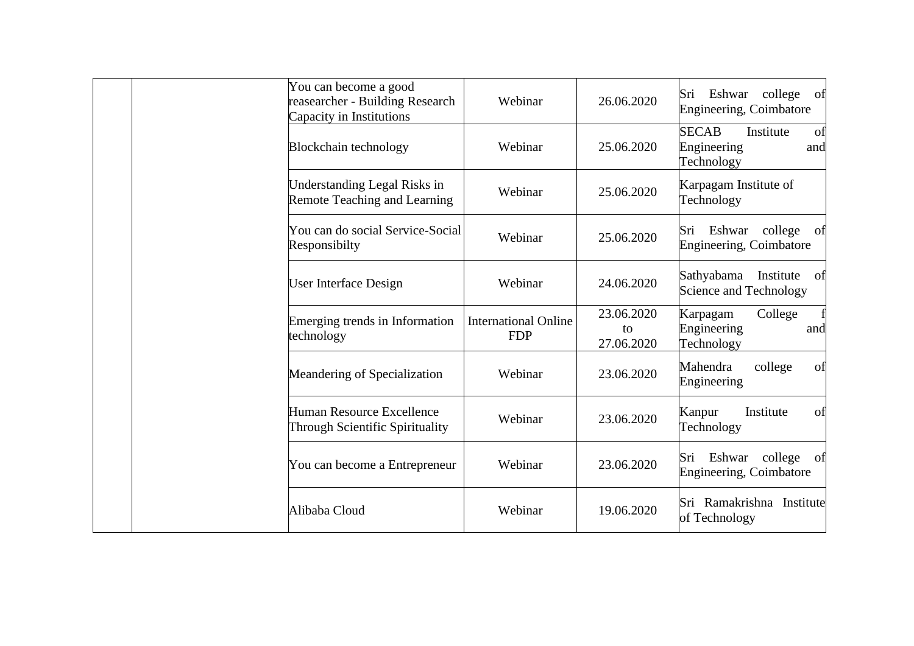| | | | | | |
|---|---|---|---|---|---|
| | | You can become a good reasearcher - Building Research Capacity in Institutions | Webinar | 26.06.2020 | Sri Eshwar college of Engineering, Coimbatore |
| | | Blockchain technology | Webinar | 25.06.2020 | SECAB Institute of Engineering and Technology |
| | | Understanding Legal Risks in Remote Teaching and Learning | Webinar | 25.06.2020 | Karpagam Institute of Technology |
| | | You can do social Service-Social Responsibilty | Webinar | 25.06.2020 | Sri Eshwar college of Engineering, Coimbatore |
| | | User Interface Design | Webinar | 24.06.2020 | Sathyabama Institute of Science and Technology |
| | | Emerging trends in Information technology | International Online FDP | 23.06.2020 to 27.06.2020 | Karpagam College f Engineering and Technology |
| | | Meandering of Specialization | Webinar | 23.06.2020 | Mahendra college of Engineering |
| | | Human Resource Excellence Through Scientific Spirituality | Webinar | 23.06.2020 | Kanpur Institute of Technology |
| | | You can become a Entrepreneur | Webinar | 23.06.2020 | Sri Eshwar college of Engineering, Coimbatore |
| | | Alibaba Cloud | Webinar | 19.06.2020 | Sri Ramakrishna Institute of Technology |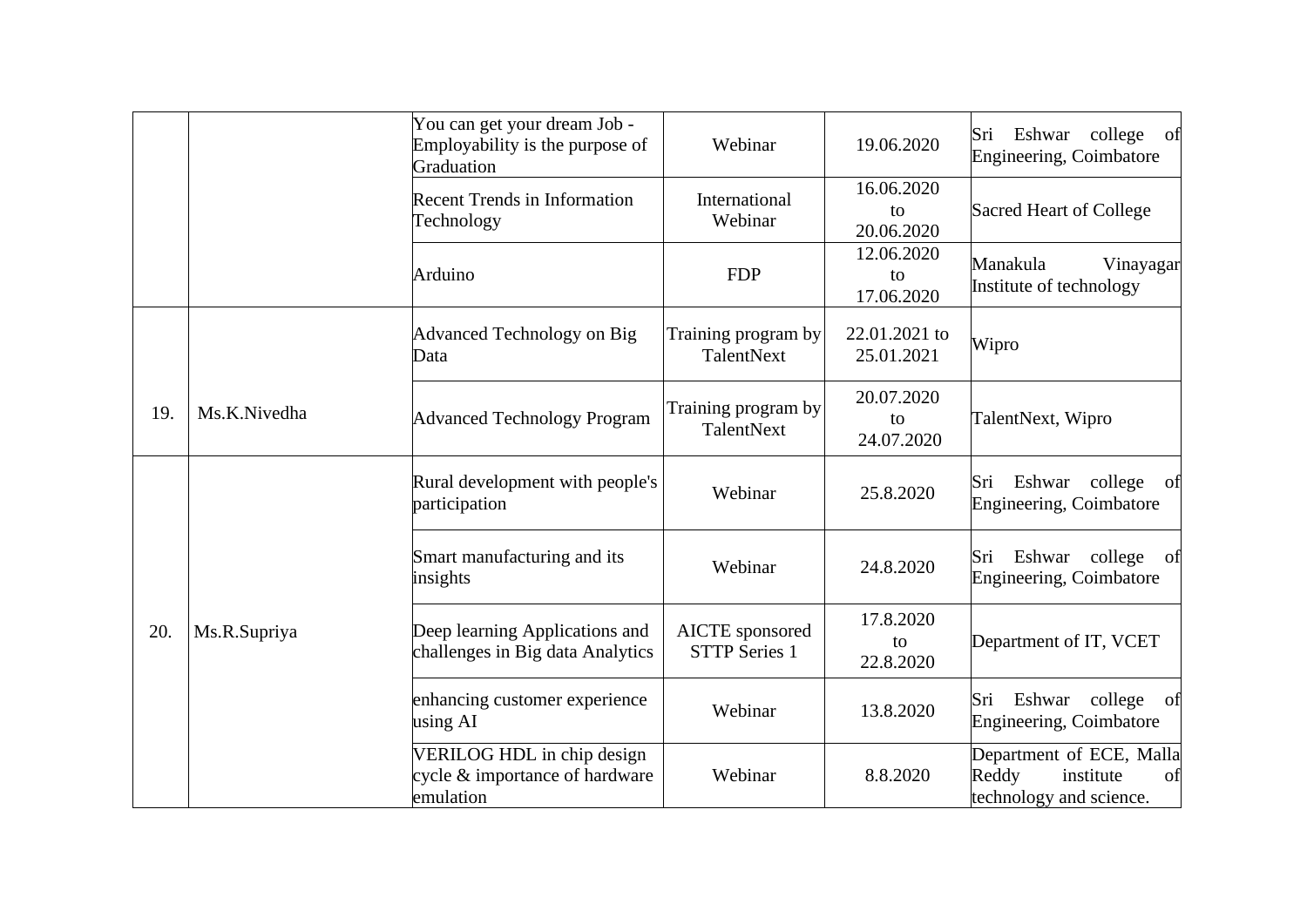| | | | | | |
|---|---|---|---|---|---|
| | | You can get your dream Job - Employability is the purpose of Graduation | Webinar | 19.06.2020 | Sri Eshwar college of Engineering, Coimbatore |
| | | Recent Trends in Information Technology | International Webinar | 16.06.2020 to 20.06.2020 | Sacred Heart of College |
| | | Arduino | FDP | 12.06.2020 to 17.06.2020 | Manakula Vinayagar Institute of technology |
| 19. | Ms.K.Nivedha | Advanced Technology on Big Data | Training program by TalentNext | 22.01.2021 to 25.01.2021 | Wipro |
| | | Advanced Technology Program | Training program by TalentNext | 20.07.2020 to 24.07.2020 | TalentNext, Wipro |
| 20. | Ms.R.Supriya | Rural development with people's participation | Webinar | 25.8.2020 | Sri Eshwar college of Engineering, Coimbatore |
| | | Smart manufacturing and its insights | Webinar | 24.8.2020 | Sri Eshwar college of Engineering, Coimbatore |
| | | Deep learning Applications and challenges in Big data Analytics | AICTE sponsored STTP Series 1 | 17.8.2020 to 22.8.2020 | Department of IT, VCET |
| | | enhancing customer experience using AI | Webinar | 13.8.2020 | Sri Eshwar college of Engineering, Coimbatore |
| | | VERILOG HDL in chip design cycle & importance of hardware emulation | Webinar | 8.8.2020 | Department of ECE, Malla Reddy institute of technology and science. |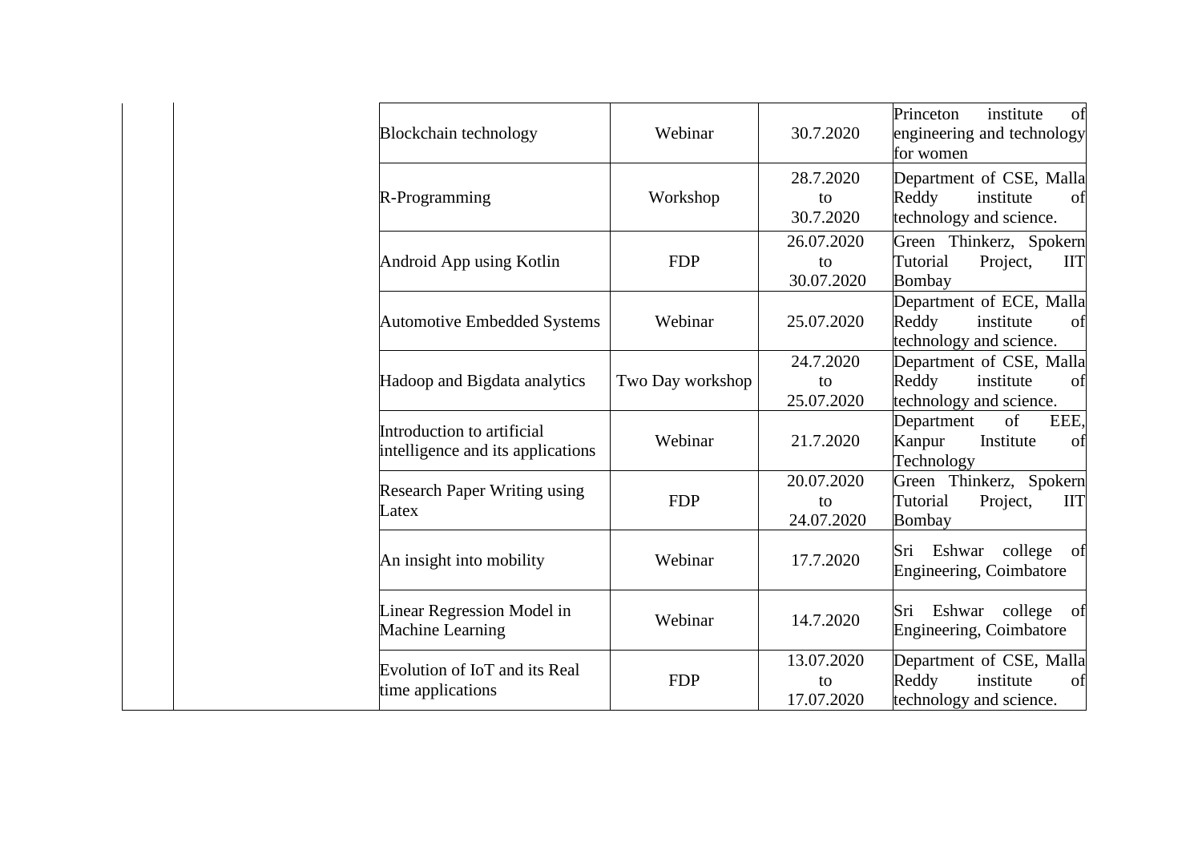| | | | | | |
|---|---|---|---|---|---|
| | | Blockchain technology | Webinar | 30.7.2020 | Princeton institute of engineering and technology for women |
| | | R-Programming | Workshop | 28.7.2020 to 30.7.2020 | Department of CSE, Malla Reddy institute of technology and science. |
| | | Android App using Kotlin | FDP | 26.07.2020 to 30.07.2020 | Green Thinkerz, Spokern Tutorial Project, IIT Bombay |
| | | Automotive Embedded Systems | Webinar | 25.07.2020 | Department of ECE, Malla Reddy institute of technology and science. |
| | | Hadoop and Bigdata analytics | Two Day workshop | 24.7.2020 to 25.07.2020 | Department of CSE, Malla Reddy institute of technology and science. |
| | | Introduction to artificial intelligence and its applications | Webinar | 21.7.2020 | Department of EEE, Kanpur Institute of Technology |
| | | Research Paper Writing using Latex | FDP | 20.07.2020 to 24.07.2020 | Green Thinkerz, Spokern Tutorial Project, IIT Bombay |
| | | An insight into mobility | Webinar | 17.7.2020 | Sri Eshwar college of Engineering, Coimbatore |
| | | Linear Regression Model in Machine Learning | Webinar | 14.7.2020 | Sri Eshwar college of Engineering, Coimbatore |
| | | Evolution of IoT and its Real time applications | FDP | 13.07.2020 to 17.07.2020 | Department of CSE, Malla Reddy institute of technology and science. |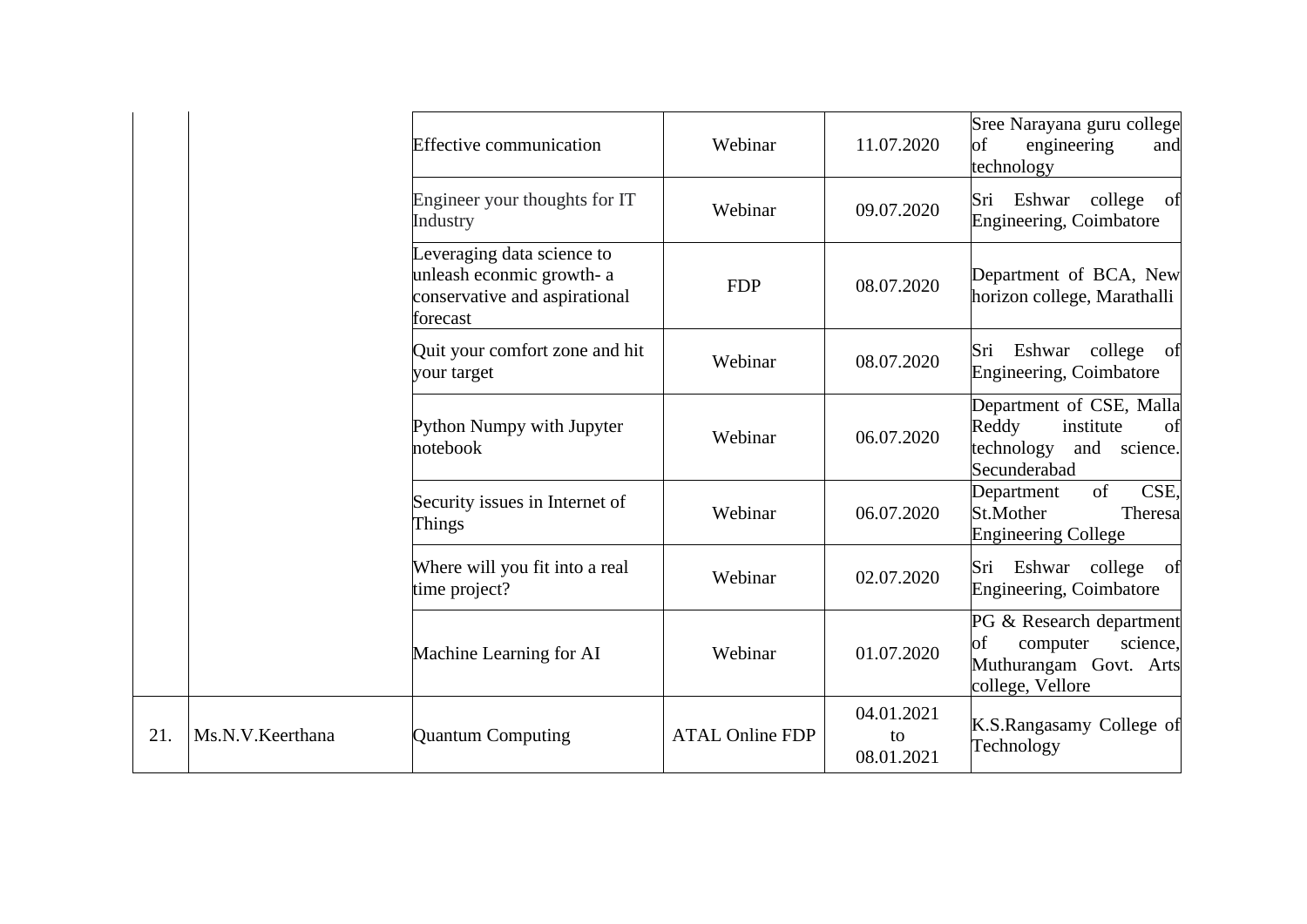| | | | | | |
|---|---|---|---|---|---|
| | | Effective communication | Webinar | 11.07.2020 | Sree Narayana guru college of engineering and technology |
| | | Engineer your thoughts for IT Industry | Webinar | 09.07.2020 | Sri Eshwar college of Engineering, Coimbatore |
| | | Leveraging data science to unleash econmic growth- a conservative and aspirational forecast | FDP | 08.07.2020 | Department of BCA, New horizon college, Marathalli |
| | | Quit your comfort zone and hit your target | Webinar | 08.07.2020 | Sri Eshwar college of Engineering, Coimbatore |
| | | Python Numpy with Jupyter notebook | Webinar | 06.07.2020 | Department of CSE, Malla Reddy institute of technology and science. Secunderabad |
| | | Security issues in Internet of Things | Webinar | 06.07.2020 | Department of CSE, St.Mother Theresa Engineering College |
| | | Where will you fit into a real time project? | Webinar | 02.07.2020 | Sri Eshwar college of Engineering, Coimbatore |
| | | Machine Learning for AI | Webinar | 01.07.2020 | PG & Research department of computer science, Muthurangam Govt. Arts college, Vellore |
| 21. | Ms.N.V.Keerthana | Quantum Computing | ATAL Online FDP | 04.01.2021 to 08.01.2021 | K.S.Rangasamy College of Technology |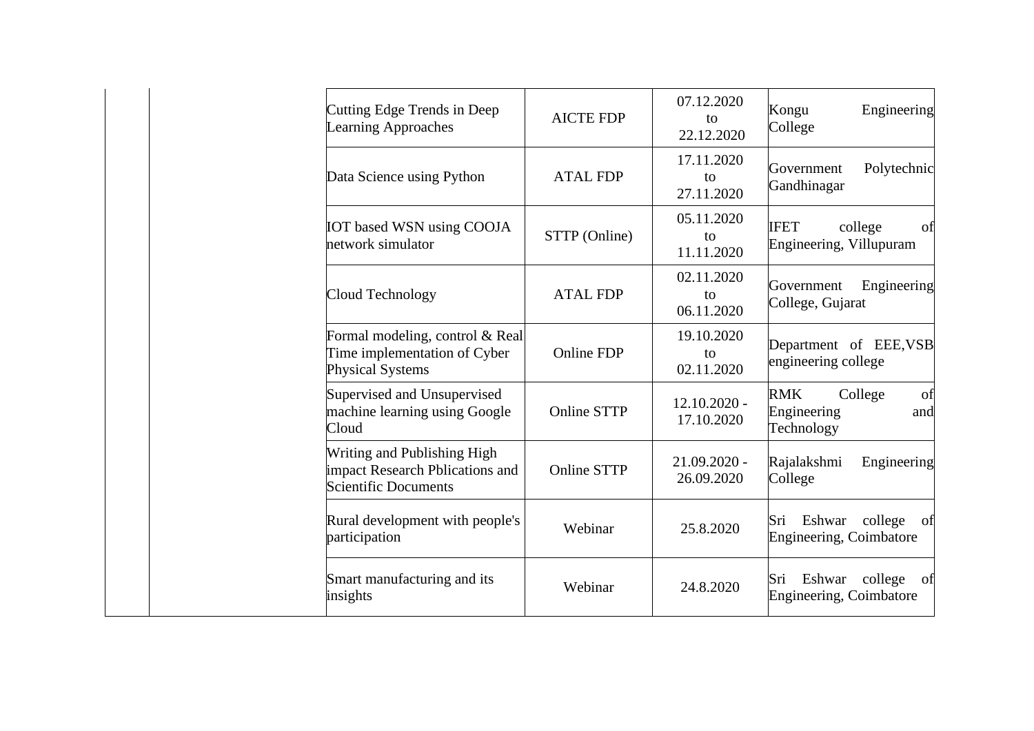| | | | | | |
|---|---|---|---|---|---|
| | | Cutting Edge Trends in Deep Learning Approaches | AICTE FDP | 07.12.2020 to 22.12.2020 | Kongu Engineering College |
| | | Data Science using Python | ATAL FDP | 17.11.2020 to 27.11.2020 | Government Polytechnic Gandhinagar |
| | | IOT based WSN using COOJA network simulator | STTP (Online) | 05.11.2020 to 11.11.2020 | IFET college of Engineering, Villupuram |
| | | Cloud Technology | ATAL FDP | 02.11.2020 to 06.11.2020 | Government Engineering College, Gujarat |
| | | Formal modeling, control & Real Time implementation of Cyber Physical Systems | Online FDP | 19.10.2020 to 02.11.2020 | Department of EEE,VSB engineering college |
| | | Supervised and Unsupervised machine learning using Google Cloud | Online STTP | 12.10.2020 - 17.10.2020 | RMK College of Engineering and Technology |
| | | Writing and Publishing High impact Research Pblications and Scientific Documents | Online STTP | 21.09.2020 - 26.09.2020 | Rajalakshmi Engineering College |
| | | Rural development with people's participation | Webinar | 25.8.2020 | Sri Eshwar college of Engineering, Coimbatore |
| | | Smart manufacturing and its insights | Webinar | 24.8.2020 | Sri Eshwar college of Engineering, Coimbatore |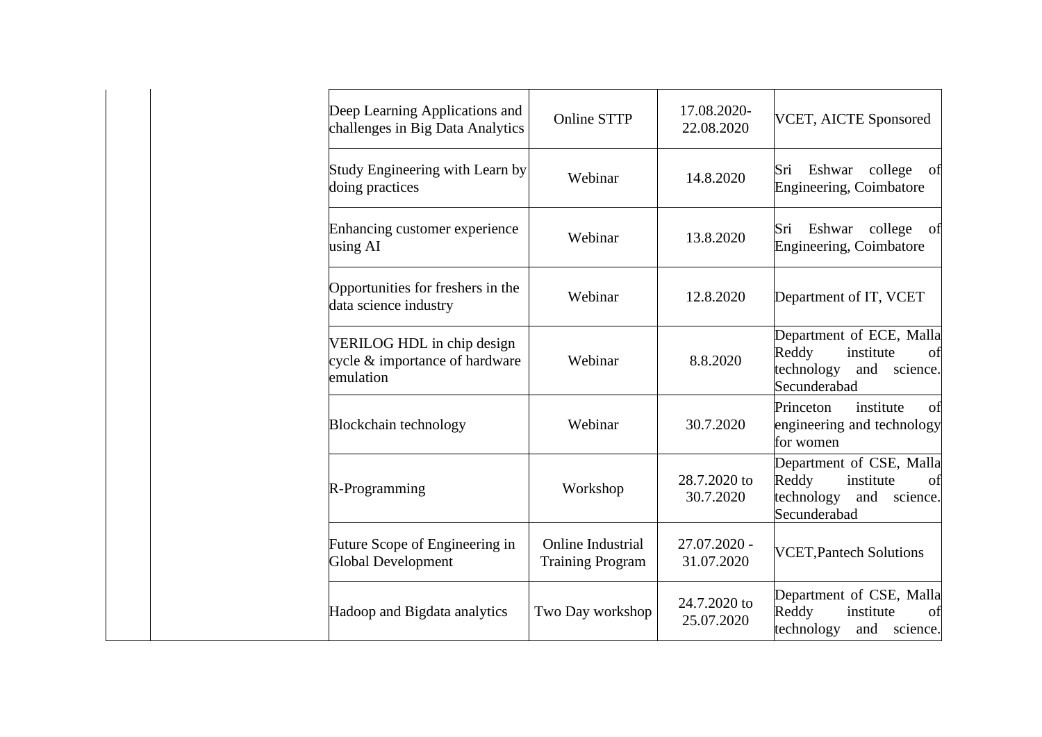| | | | | | |
|---|---|---|---|---|---|
| | | Deep Learning Applications and challenges in Big Data Analytics | Online STTP | 17.08.2020-22.08.2020 | VCET, AICTE Sponsored |
| | | Study Engineering with Learn by doing practices | Webinar | 14.8.2020 | Sri Eshwar college of Engineering, Coimbatore |
| | | Enhancing customer experience using AI | Webinar | 13.8.2020 | Sri Eshwar college of Engineering, Coimbatore |
| | | Opportunities for freshers in the data science industry | Webinar | 12.8.2020 | Department of IT, VCET |
| | | VERILOG HDL in chip design cycle & importance of hardware emulation | Webinar | 8.8.2020 | Department of ECE, Malla Reddy institute of technology and science. Secunderabad |
| | | Blockchain technology | Webinar | 30.7.2020 | Princeton institute of engineering and technology for women |
| | | R-Programming | Workshop | 28.7.2020 to 30.7.2020 | Department of CSE, Malla Reddy institute of technology and science. Secunderabad |
| | | Future Scope of Engineering in Global Development | Online Industrial Training Program | 27.07.2020 - 31.07.2020 | VCET,Pantech Solutions |
| | | Hadoop and Bigdata analytics | Two Day workshop | 24.7.2020 to 25.07.2020 | Department of CSE, Malla Reddy institute of technology and science. |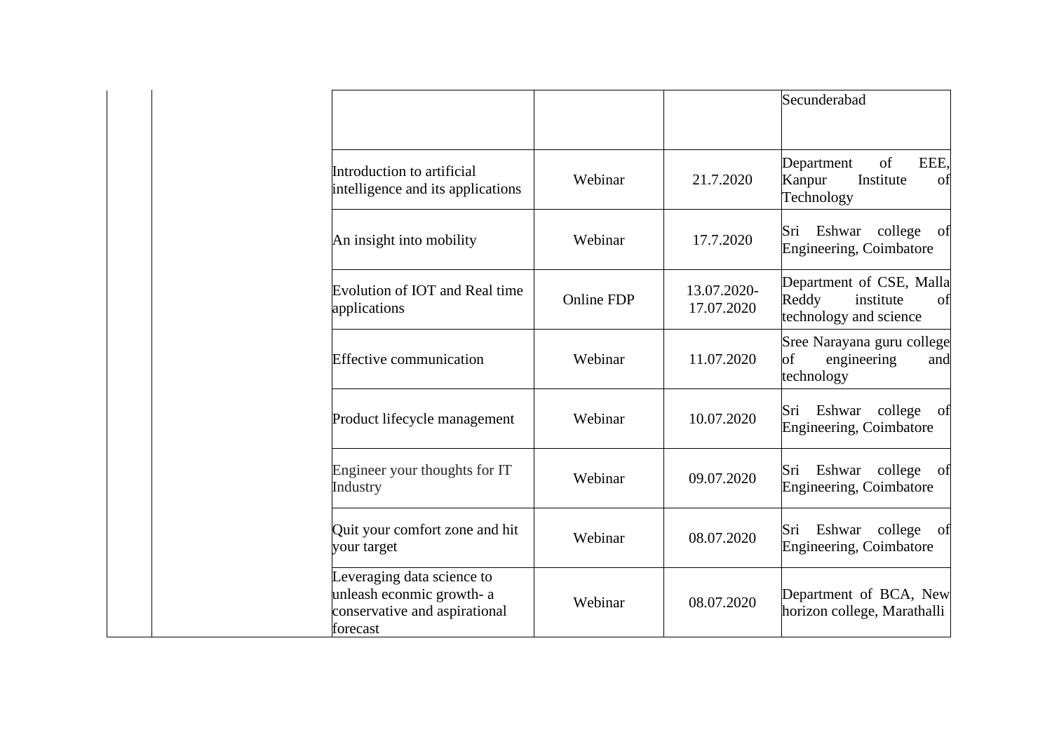| | | | | | |
|---|---|---|---|---|---|
| | | | | | Secunderabad |
| | | Introduction to artificial intelligence and its applications | Webinar | 21.7.2020 | Department of EEE, Kanpur Institute of Technology |
| | | An insight into mobility | Webinar | 17.7.2020 | Sri Eshwar college of Engineering, Coimbatore |
| | | Evolution of IOT and Real time applications | Online FDP | 13.07.2020-17.07.2020 | Department of CSE, Malla Reddy institute of technology and science |
| | | Effective communication | Webinar | 11.07.2020 | Sree Narayana guru college of engineering and technology |
| | | Product lifecycle management | Webinar | 10.07.2020 | Sri Eshwar college of Engineering, Coimbatore |
| | | Engineer your thoughts for IT Industry | Webinar | 09.07.2020 | Sri Eshwar college of Engineering, Coimbatore |
| | | Quit your comfort zone and hit your target | Webinar | 08.07.2020 | Sri Eshwar college of Engineering, Coimbatore |
| | | Leveraging data science to unleash econmic growth- a conservative and aspirational forecast | Webinar | 08.07.2020 | Department of BCA, New horizon college, Marathalli |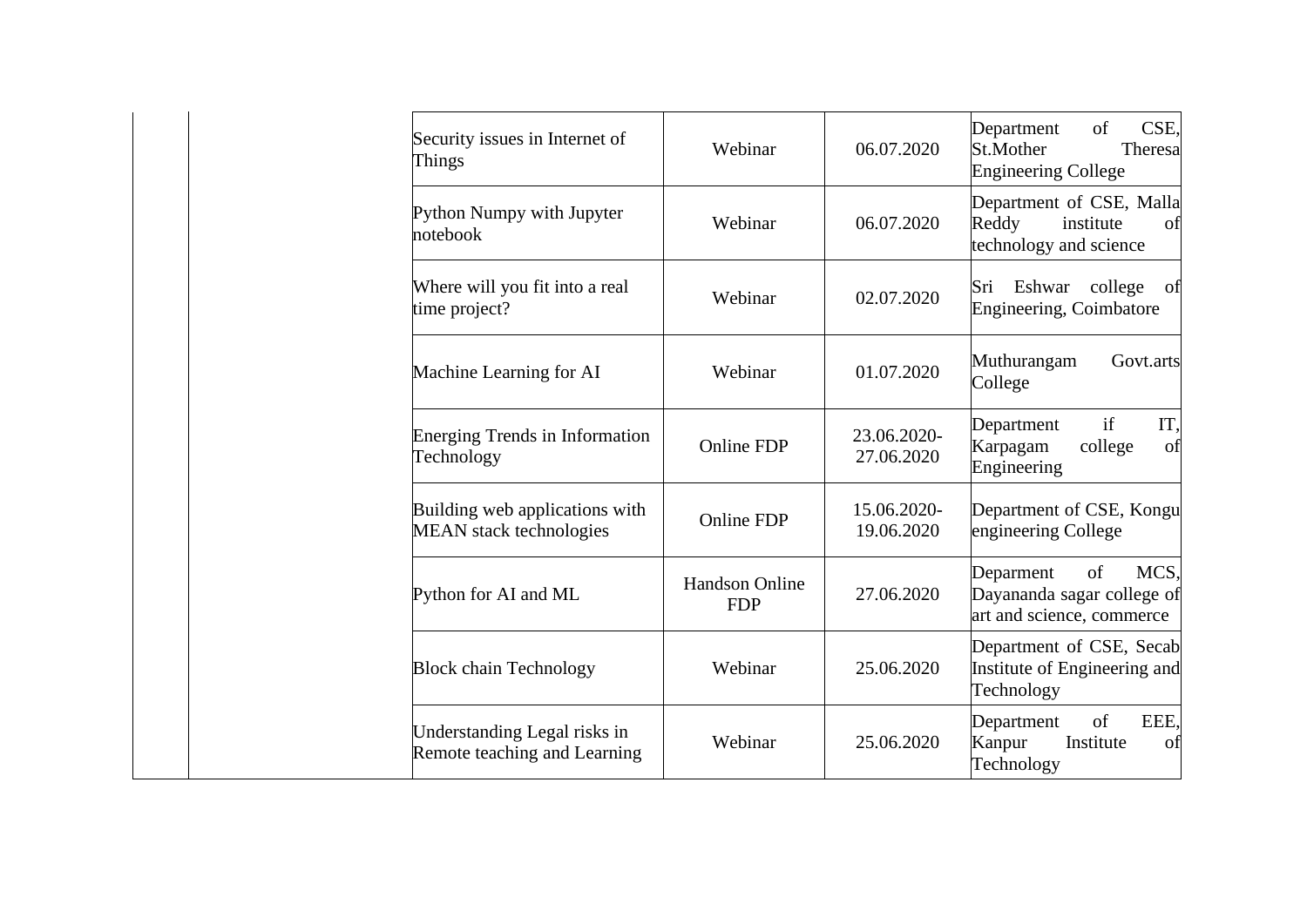| | | | | | |
|---|---|---|---|---|---|
| | | Security issues in Internet of Things | Webinar | 06.07.2020 | Department of CSE, St.Mother Theresa Engineering College |
| | | Python Numpy with Jupyter notebook | Webinar | 06.07.2020 | Department of CSE, Malla Reddy institute of technology and science |
| | | Where will you fit into a real time project? | Webinar | 02.07.2020 | Sri Eshwar college of Engineering, Coimbatore |
| | | Machine Learning for AI | Webinar | 01.07.2020 | Muthurangam Govt.arts College |
| | | Energing Trends in Information Technology | Online FDP | 23.06.2020-27.06.2020 | Department if IT, Karpagam college of Engineering |
| | | Building web applications with MEAN stack technologies | Online FDP | 15.06.2020-19.06.2020 | Department of CSE, Kongu engineering College |
| | | Python for AI and ML | Handson Online FDP | 27.06.2020 | Deparment of MCS, Dayananda sagar college of art and science, commerce |
| | | Block chain Technology | Webinar | 25.06.2020 | Department of CSE, Secab Institute of Engineering and Technology |
| | | Understanding Legal risks in Remote teaching and Learning | Webinar | 25.06.2020 | Department of EEE, Kanpur Institute of Technology |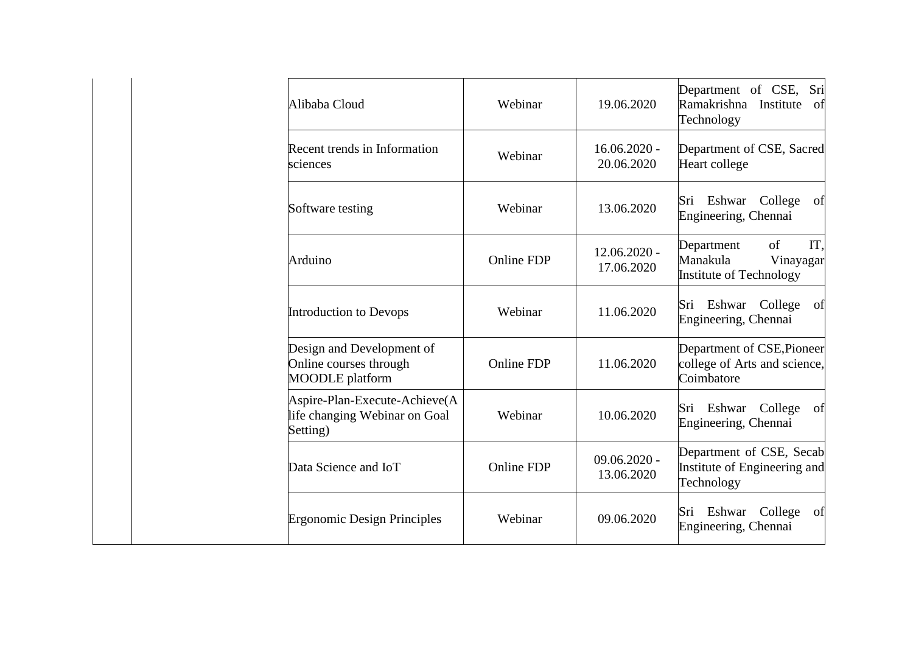| | | | | | |
|---|---|---|---|---|---|
| | | Alibaba Cloud | Webinar | 19.06.2020 | Department of CSE, Sri Ramakrishna Institute of Technology |
| | | Recent trends in Information sciences | Webinar | 16.06.2020 - 20.06.2020 | Department of CSE, Sacred Heart college |
| | | Software testing | Webinar | 13.06.2020 | Sri Eshwar College of Engineering, Chennai |
| | | Arduino | Online FDP | 12.06.2020 - 17.06.2020 | Department of IT, Manakula Vinayagar Institute of Technology |
| | | Introduction to Devops | Webinar | 11.06.2020 | Sri Eshwar College of Engineering, Chennai |
| | | Design and Development of Online courses through MOODLE platform | Online FDP | 11.06.2020 | Department of CSE,Pioneer college of Arts and science, Coimbatore |
| | | Aspire-Plan-Execute-Achieve(A life changing Webinar on Goal Setting) | Webinar | 10.06.2020 | Sri Eshwar College of Engineering, Chennai |
| | | Data Science and IoT | Online FDP | 09.06.2020 - 13.06.2020 | Department of CSE, Secab Institute of Engineering and Technology |
| | | Ergonomic Design Principles | Webinar | 09.06.2020 | Sri Eshwar College of Engineering, Chennai |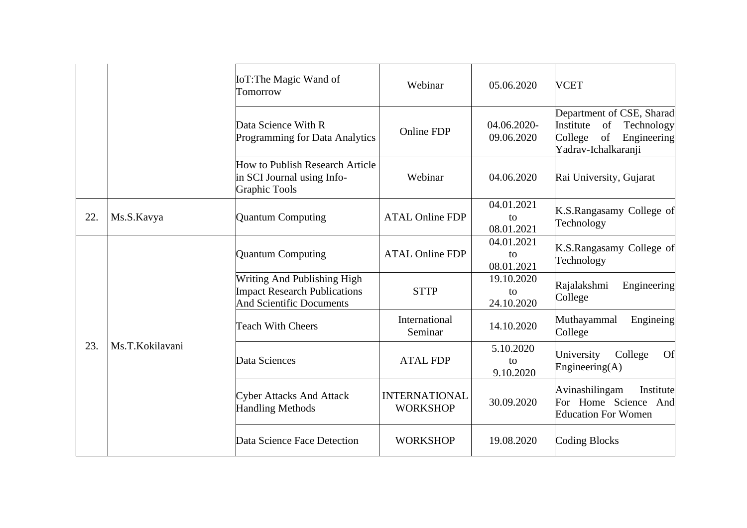| | | | | | |
|---|---|---|---|---|---|
| | | IoT:The Magic Wand of Tomorrow | Webinar | 05.06.2020 | VCET |
| | | Data Science With R Programming for Data Analytics | Online FDP | 04.06.2020-09.06.2020 | Department of CSE, Sharad Institute of Technology College of Engineering Yadrav-Ichalkaranji |
| | | How to Publish Research Article in SCI Journal using Info-Graphic Tools | Webinar | 04.06.2020 | Rai University, Gujarat |
| 22. | Ms.S.Kavya | Quantum Computing | ATAL Online FDP | 04.01.2021 to 08.01.2021 | K.S.Rangasamy College of Technology |
| 23. | Ms.T.Kokilavani | Quantum Computing | ATAL Online FDP | 04.01.2021 to 08.01.2021 | K.S.Rangasamy College of Technology |
| | | Writing And Publishing High Impact Research Publications And Scientific Documents | STTP | 19.10.2020 to 24.10.2020 | Rajalakshmi Engineering College |
| | | Teach With Cheers | International Seminar | 14.10.2020 | Muthayammal Engineing College |
| | | Data Sciences | ATAL FDP | 5.10.2020 to 9.10.2020 | University College Of Engineering(A) |
| | | Cyber Attacks And Attack Handling Methods | INTERNATIONAL WORKSHOP | 30.09.2020 | Avinashilingam Institute For Home Science And Education For Women |
| | | Data Science Face Detection | WORKSHOP | 19.08.2020 | Coding Blocks |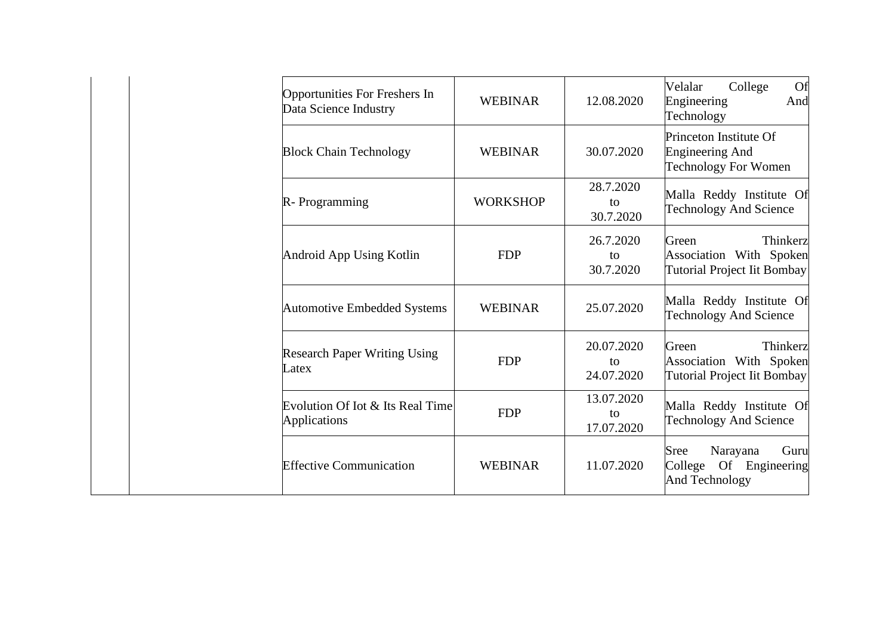| | | | | | |
|---|---|---|---|---|---|
| | | Opportunities For Freshers In Data Science Industry | WEBINAR | 12.08.2020 | Velalar College Of Engineering And Technology |
| | | Block Chain Technology | WEBINAR | 30.07.2020 | Princeton Institute Of Engineering And Technology For Women |
| | | R- Programming | WORKSHOP | 28.7.2020 to 30.7.2020 | Malla Reddy Institute Of Technology And Science |
| | | Android App Using Kotlin | FDP | 26.7.2020 to 30.7.2020 | Green Thinkerz Association With Spoken Tutorial Project Iit Bombay |
| | | Automotive Embedded Systems | WEBINAR | 25.07.2020 | Malla Reddy Institute Of Technology And Science |
| | | Research Paper Writing Using Latex | FDP | 20.07.2020 to 24.07.2020 | Green Thinkerz Association With Spoken Tutorial Project Iit Bombay |
| | | Evolution Of Iot & Its Real Time Applications | FDP | 13.07.2020 to 17.07.2020 | Malla Reddy Institute Of Technology And Science |
| | | Effective Communication | WEBINAR | 11.07.2020 | Sree Narayana Guru College Of Engineering And Technology |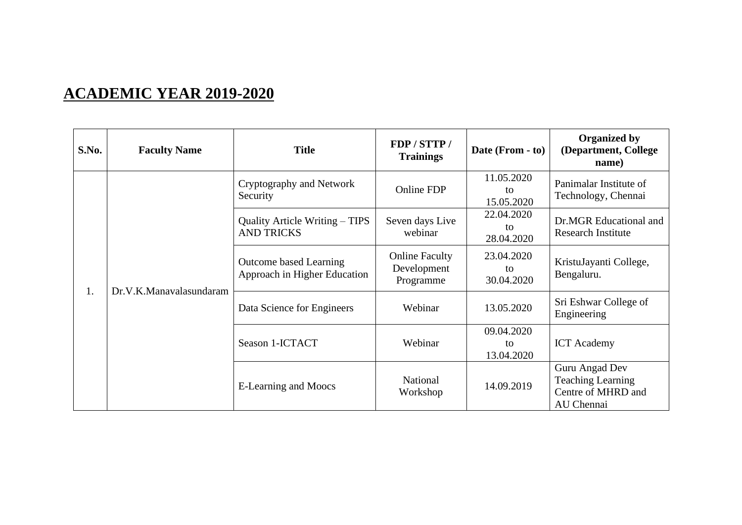## ACADEMIC YEAR 2019-2020

| S.No. | Faculty Name | Title | FDP / STTP / Trainings | Date (From - to) | Organized by (Department, College name) |
|---|---|---|---|---|---|
| 1. | Dr.V.K.Manavalasundaram | Cryptography and Network Security | Online FDP | 11.05.2020 to 15.05.2020 | Panimalar Institute of Technology, Chennai |
| | | Quality Article Writing – TIPS AND TRICKS | Seven days Live webinar | 22.04.2020 to 28.04.2020 | Dr.MGR Educational and Research Institute |
| | | Outcome based Learning Approach in Higher Education | Online Faculty Development Programme | 23.04.2020 to 30.04.2020 | KristuJayanti College, Bengaluru. |
| | | Data Science for Engineers | Webinar | 13.05.2020 | Sri Eshwar College of Engineering |
| | | Season 1-ICTACT | Webinar | 09.04.2020 to 13.04.2020 | ICT Academy |
| | | E-Learning and Moocs | National Workshop | 14.09.2019 | Guru Angad Dev Teaching Learning Centre of MHRD and AU Chennai |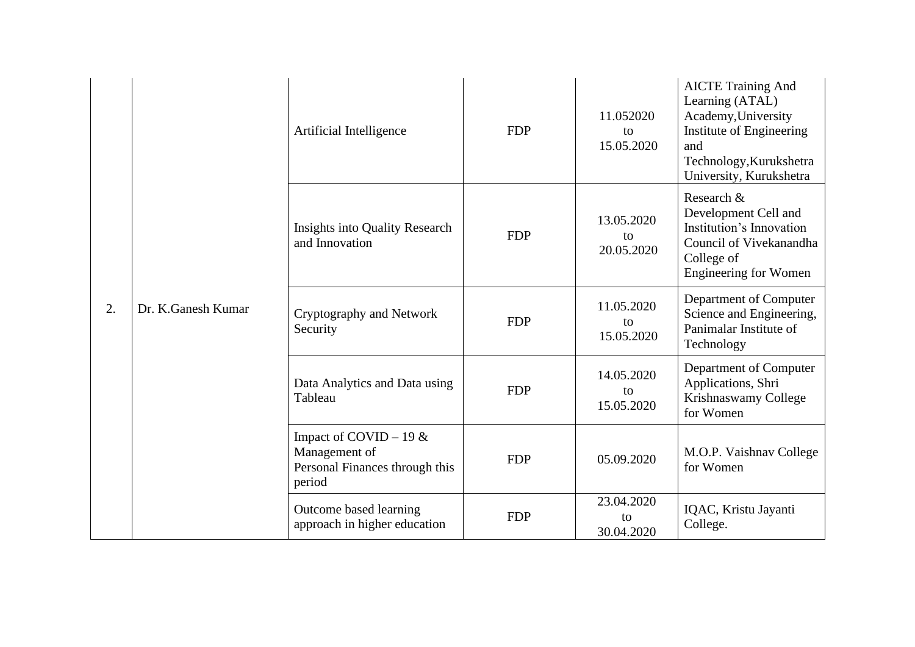| | | | | | |
|---|---|---|---|---|---|
| 2. | Dr. K.Ganesh Kumar | Artificial Intelligence | FDP | 11.052020 to 15.05.2020 | AICTE Training And Learning (ATAL) Academy,University Institute of Engineering and Technology,Kurukshetra University, Kurukshetra |
| | | Insights into Quality Research and Innovation | FDP | 13.05.2020 to 20.05.2020 | Research & Development Cell and Institution's Innovation Council of Vivekanandha College of Engineering for Women |
| | | Cryptography and Network Security | FDP | 11.05.2020 to 15.05.2020 | Department of Computer Science and Engineering, Panimalar Institute of Technology |
| | | Data Analytics and Data using Tableau | FDP | 14.05.2020 to 15.05.2020 | Department of Computer Applications, Shri Krishnaswamy College for Women |
| | | Impact of COVID – 19 & Management of Personal Finances through this period | FDP | 05.09.2020 | M.O.P. Vaishnav College for Women |
| | | Outcome based learning approach in higher education | FDP | 23.04.2020 to 30.04.2020 | IQAC, Kristu Jayanti College. |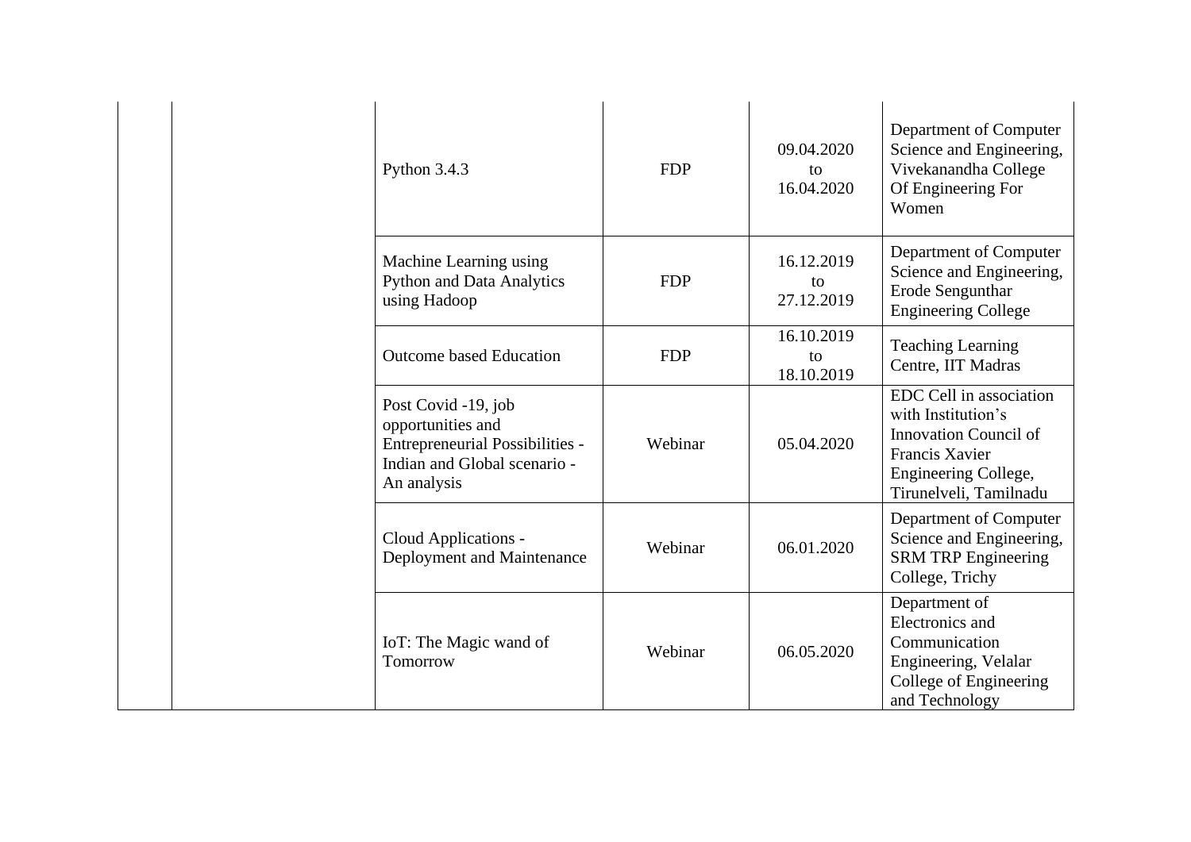| | | | | | |
|---|---|---|---|---|---|
| | | Python 3.4.3 | FDP | 09.04.2020 to 16.04.2020 | Department of Computer Science and Engineering, Vivekanandha College Of Engineering For Women |
| | | Machine Learning using Python and Data Analytics using Hadoop | FDP | 16.12.2019 to 27.12.2019 | Department of Computer Science and Engineering, Erode Sengunthar Engineering College |
| | | Outcome based Education | FDP | 16.10.2019 to 18.10.2019 | Teaching Learning Centre, IIT Madras |
| | | Post Covid -19, job opportunities and Entrepreneurial Possibilities - Indian and Global scenario - An analysis | Webinar | 05.04.2020 | EDC Cell in association with Institution's Innovation Council of Francis Xavier Engineering College, Tirunelveli, Tamilnadu |
| | | Cloud Applications - Deployment and Maintenance | Webinar | 06.01.2020 | Department of Computer Science and Engineering, SRM TRP Engineering College, Trichy |
| | | IoT: The Magic wand of Tomorrow | Webinar | 06.05.2020 | Department of Electronics and Communication Engineering, Velalar College of Engineering and Technology |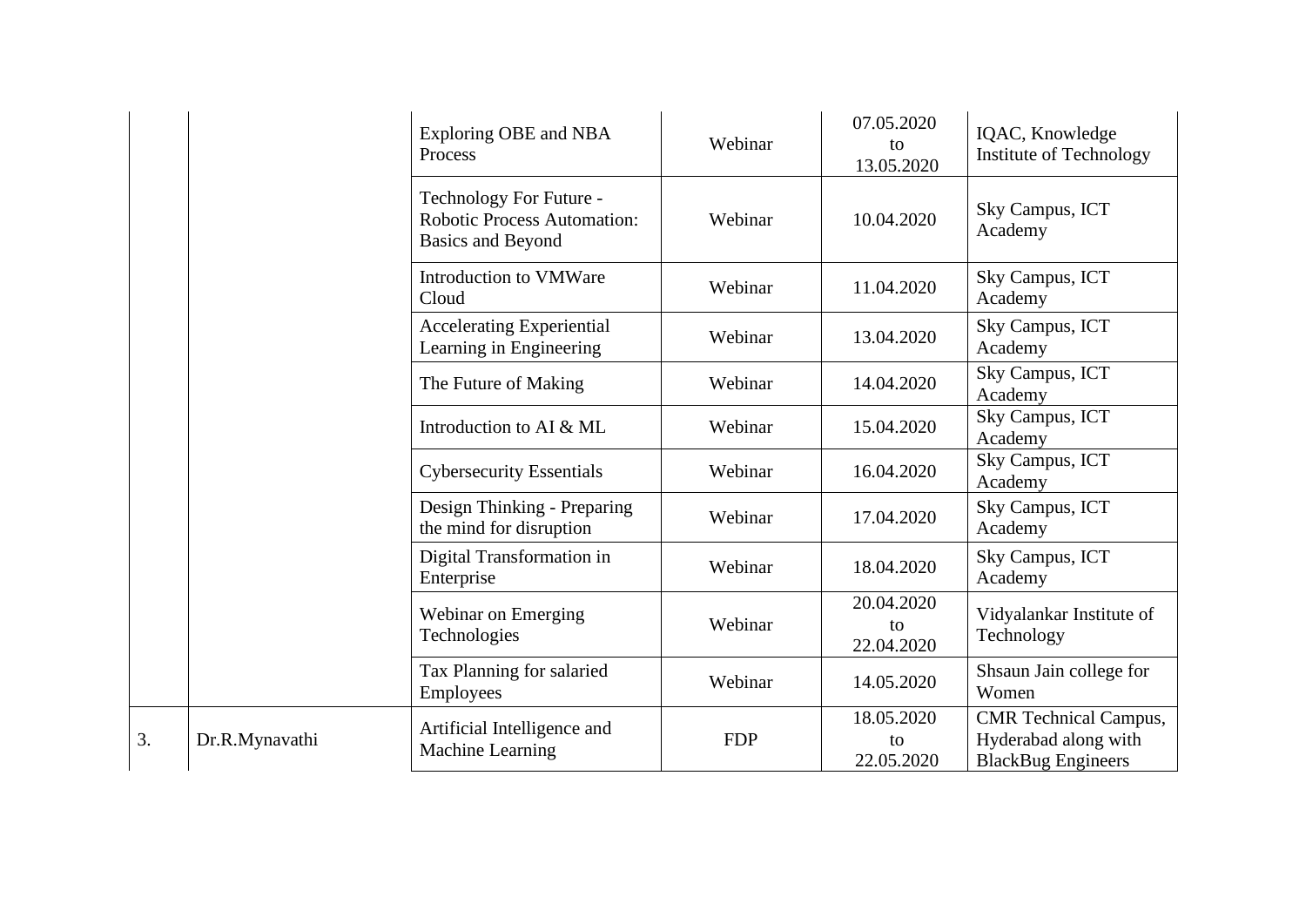| | | | | | |
|---|---|---|---|---|---|
| | | Exploring OBE and NBA Process | Webinar | 07.05.2020 to 13.05.2020 | IQAC, Knowledge Institute of Technology |
| | | Technology For Future - Robotic Process Automation: Basics and Beyond | Webinar | 10.04.2020 | Sky Campus, ICT Academy |
| | | Introduction to VMWare Cloud | Webinar | 11.04.2020 | Sky Campus, ICT Academy |
| | | Accelerating Experiential Learning in Engineering | Webinar | 13.04.2020 | Sky Campus, ICT Academy |
| | | The Future of Making | Webinar | 14.04.2020 | Sky Campus, ICT Academy |
| | | Introduction to AI & ML | Webinar | 15.04.2020 | Sky Campus, ICT Academy |
| | | Cybersecurity Essentials | Webinar | 16.04.2020 | Sky Campus, ICT Academy |
| | | Design Thinking - Preparing the mind for disruption | Webinar | 17.04.2020 | Sky Campus, ICT Academy |
| | | Digital Transformation in Enterprise | Webinar | 18.04.2020 | Sky Campus, ICT Academy |
| | | Webinar on Emerging Technologies | Webinar | 20.04.2020 to 22.04.2020 | Vidyalankar Institute of Technology |
| | | Tax Planning for salaried Employees | Webinar | 14.05.2020 | Shsaun Jain college for Women |
| 3. | Dr.R.Mynavathi | Artificial Intelligence and Machine Learning | FDP | 18.05.2020 to 22.05.2020 | CMR Technical Campus, Hyderabad along with BlackBug Engineers |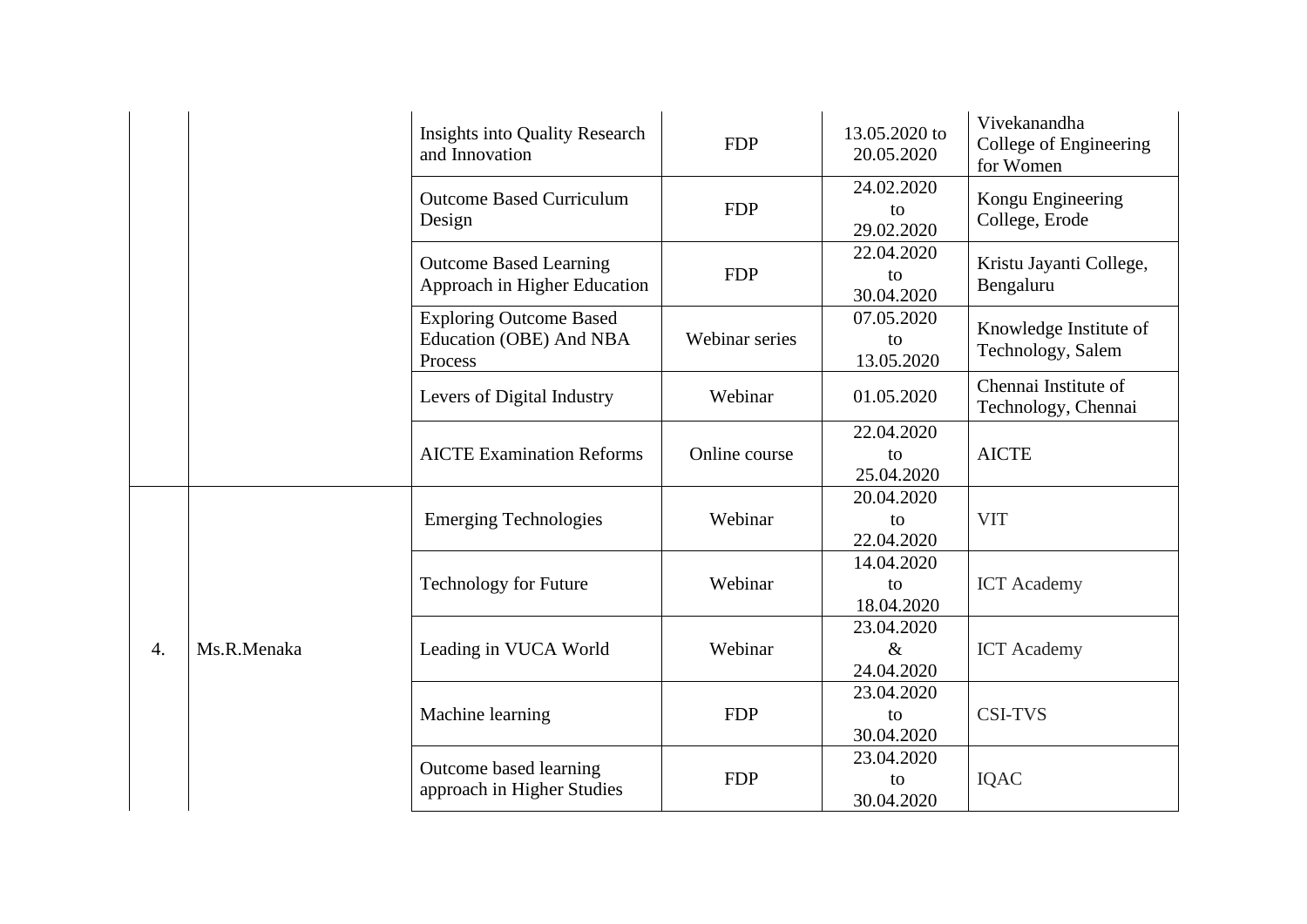| | | | | | |
|---|---|---|---|---|---|
| | | Insights into Quality Research and Innovation | FDP | 13.05.2020 to 20.05.2020 | Vivekanandha College of Engineering for Women |
| | | Outcome Based Curriculum Design | FDP | 24.02.2020 to 29.02.2020 | Kongu Engineering College, Erode |
| | | Outcome Based Learning Approach in Higher Education | FDP | 22.04.2020 to 30.04.2020 | Kristu Jayanti College, Bengaluru |
| | | Exploring Outcome Based Education (OBE) And NBA Process | Webinar series | 07.05.2020 to 13.05.2020 | Knowledge Institute of Technology, Salem |
| | | Levers of Digital Industry | Webinar | 01.05.2020 | Chennai Institute of Technology, Chennai |
| | | AICTE Examination Reforms | Online course | 22.04.2020 to 25.04.2020 | AICTE |
| 4. | Ms.R.Menaka | Emerging Technologies | Webinar | 20.04.2020 to 22.04.2020 | VIT |
| | | Technology for Future | Webinar | 14.04.2020 to 18.04.2020 | ICT Academy |
| | | Leading in VUCA World | Webinar | 23.04.2020 & 24.04.2020 | ICT Academy |
| | | Machine learning | FDP | 23.04.2020 to 30.04.2020 | CSI-TVS |
| | | Outcome based learning approach in Higher Studies | FDP | 23.04.2020 to 30.04.2020 | IQAC |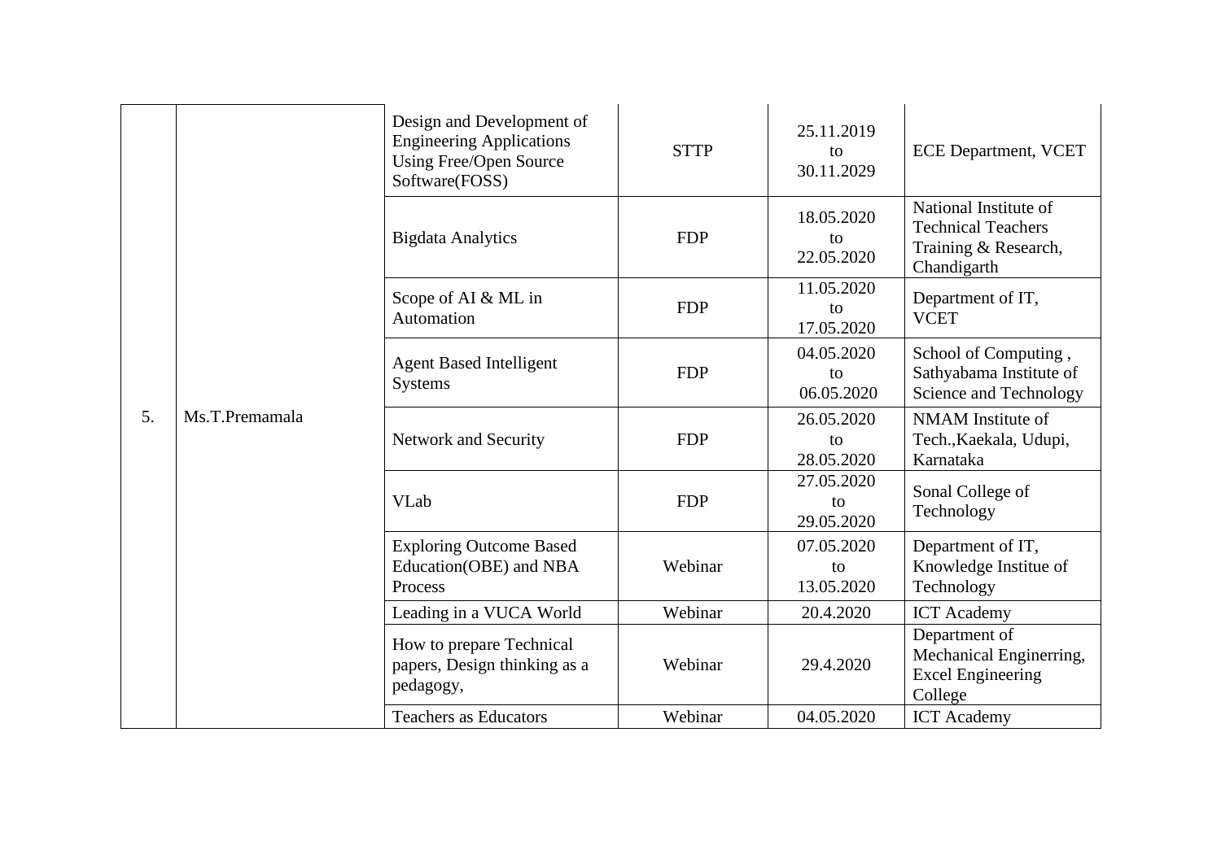| | | | | | |
|---|---|---|---|---|---|
| 5. | Ms.T.Premamala | Design and Development of Engineering Applications Using Free/Open Source Software(FOSS) | STTP | 25.11.2019 to 30.11.2029 | ECE Department, VCET |
| | | Bigdata Analytics | FDP | 18.05.2020 to 22.05.2020 | National Institute of Technical Teachers Training & Research, Chandigarth |
| | | Scope of AI & ML in Automation | FDP | 11.05.2020 to 17.05.2020 | Department of IT, VCET |
| | | Agent Based Intelligent Systems | FDP | 04.05.2020 to 06.05.2020 | School of Computing , Sathyabama Institute of Science and Technology |
| | | Network and Security | FDP | 26.05.2020 to 28.05.2020 | NMAM Institute of Tech.,Kaekala, Udupi, Karnataka |
| | | VLab | FDP | 27.05.2020 to 29.05.2020 | Sonal College of Technology |
| | | Exploring Outcome Based Education(OBE) and NBA Process | Webinar | 07.05.2020 to 13.05.2020 | Department of IT, Knowledge Institue of Technology |
| | | Leading in a VUCA World | Webinar | 20.4.2020 | ICT Academy |
| | | How to prepare Technical papers, Design thinking as a pedagogy, | Webinar | 29.4.2020 | Department of Mechanical Enginerring, Excel Engineering College |
| | | Teachers as Educators | Webinar | 04.05.2020 | ICT Academy |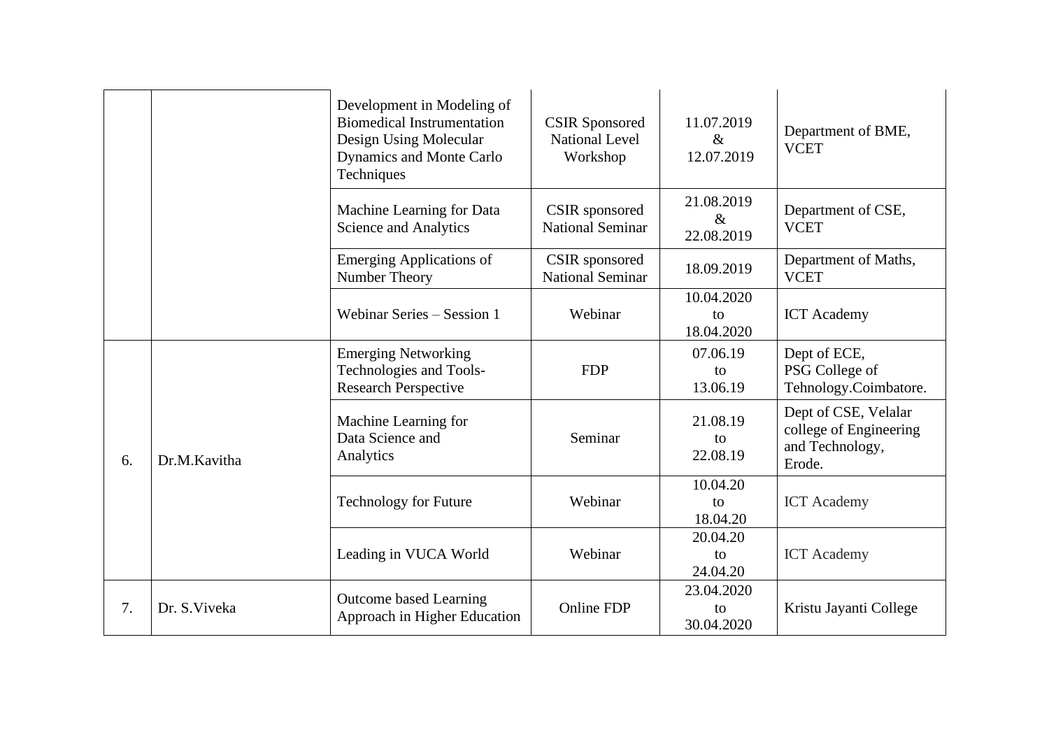| | | | | | |
|---|---|---|---|---|---|
| | | Development in Modeling of Biomedical Instrumentation Design Using Molecular Dynamics and Monte Carlo Techniques | CSIR Sponsored National Level Workshop | 11.07.2019 & 12.07.2019 | Department of BME, VCET |
| | | Machine Learning for Data Science and Analytics | CSIR sponsored National Seminar | 21.08.2019 & 22.08.2019 | Department of CSE, VCET |
| | | Emerging Applications of Number Theory | CSIR sponsored National Seminar | 18.09.2019 | Department of Maths, VCET |
| | | Webinar Series – Session 1 | Webinar | 10.04.2020 to 18.04.2020 | ICT Academy |
| 6. | Dr.M.Kavitha | Emerging Networking Technologies and Tools-Research Perspective | FDP | 07.06.19 to 13.06.19 | Dept of ECE, PSG College of Tehnology.Coimbatore. |
| | | Machine Learning for Data Science and Analytics | Seminar | 21.08.19 to 22.08.19 | Dept of CSE, Velalar college of Engineering and Technology, Erode. |
| | | Technology for Future | Webinar | 10.04.20 to 18.04.20 | ICT Academy |
| | | Leading in VUCA World | Webinar | 20.04.20 to 24.04.20 | ICT Academy |
| 7. | Dr. S.Viveka | Outcome based Learning Approach in Higher Education | Online FDP | 23.04.2020 to 30.04.2020 | Kristu Jayanti College |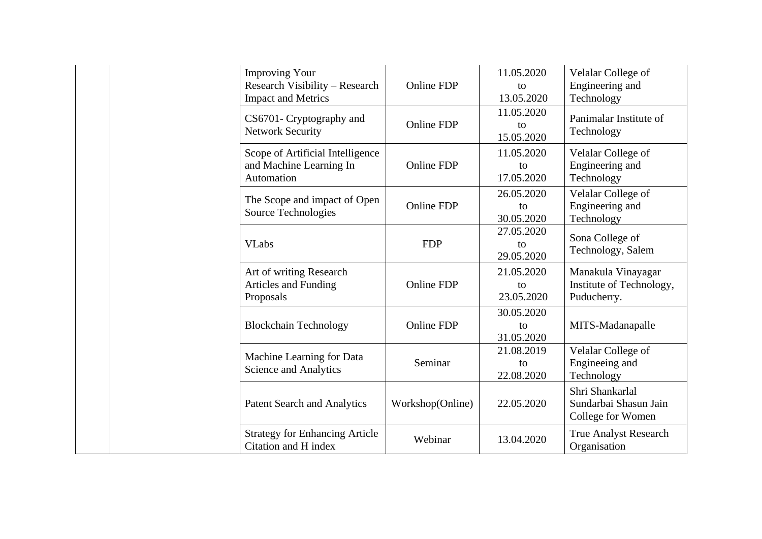| | | | | | |
|---|---|---|---|---|---|
| | | Improving Your Research Visibility – Research Impact and Metrics | Online FDP | 11.05.2020 to 13.05.2020 | Velalar College of Engineering and Technology |
| | | CS6701- Cryptography and Network Security | Online FDP | 11.05.2020 to 15.05.2020 | Panimalar Institute of Technology |
| | | Scope of Artificial Intelligence and Machine Learning In Automation | Online FDP | 11.05.2020 to 17.05.2020 | Velalar College of Engineering and Technology |
| | | The Scope and impact of Open Source Technologies | Online FDP | 26.05.2020 to 30.05.2020 | Velalar College of Engineering and Technology |
| | | VLabs | FDP | 27.05.2020 to 29.05.2020 | Sona College of Technology, Salem |
| | | Art of writing Research Articles and Funding Proposals | Online FDP | 21.05.2020 to 23.05.2020 | Manakula Vinayagar Institute of Technology, Puducherry. |
| | | Blockchain Technology | Online FDP | 30.05.2020 to 31.05.2020 | MITS-Madanapalle |
| | | Machine Learning for Data Science and Analytics | Seminar | 21.08.2019 to 22.08.2020 | Velalar College of Engineeing and Technology |
| | | Patent Search and Analytics | Workshop(Online) | 22.05.2020 | Shri Shankarlal Sundarbai Shasun Jain College for Women |
| | | Strategy for Enhancing Article Citation and H index | Webinar | 13.04.2020 | True Analyst Research Organisation |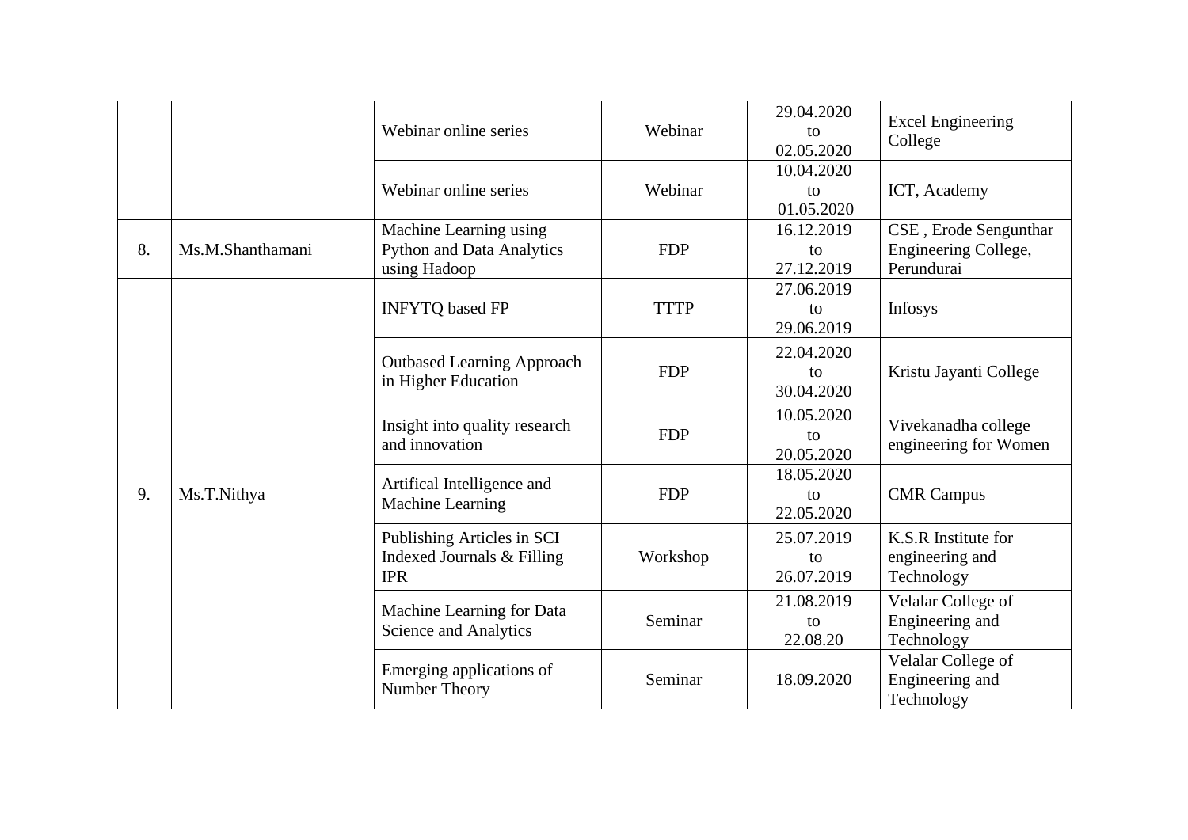| | | | | | |
|---|---|---|---|---|---|
| | | Webinar online series | Webinar | 29.04.2020 to 02.05.2020 | Excel Engineering College |
| | | Webinar online series | Webinar | 10.04.2020 to 01.05.2020 | ICT, Academy |
| 8. | Ms.M.Shanthamani | Machine Learning using Python and Data Analytics using Hadoop | FDP | 16.12.2019 to 27.12.2019 | CSE , Erode Sengunthar Engineering College, Perundurai |
| 9. | Ms.T.Nithya | INFYTQ based FP | TTTP | 27.06.2019 to 29.06.2019 | Infosys |
| | | Outbased Learning Approach in Higher Education | FDP | 22.04.2020 to 30.04.2020 | Kristu Jayanti College |
| | | Insight into quality research and innovation | FDP | 10.05.2020 to 20.05.2020 | Vivekanadha college engineering for Women |
| | | Artifical Intelligence and Machine Learning | FDP | 18.05.2020 to 22.05.2020 | CMR Campus |
| | | Publishing Articles in SCI Indexed Journals & Filling IPR | Workshop | 25.07.2019 to 26.07.2019 | K.S.R Institute for engineering and Technology |
| | | Machine Learning for Data Science and Analytics | Seminar | 21.08.2019 to 22.08.20 | Velalar College of Engineering and Technology |
| | | Emerging applications of Number Theory | Seminar | 18.09.2020 | Velalar College of Engineering and Technology |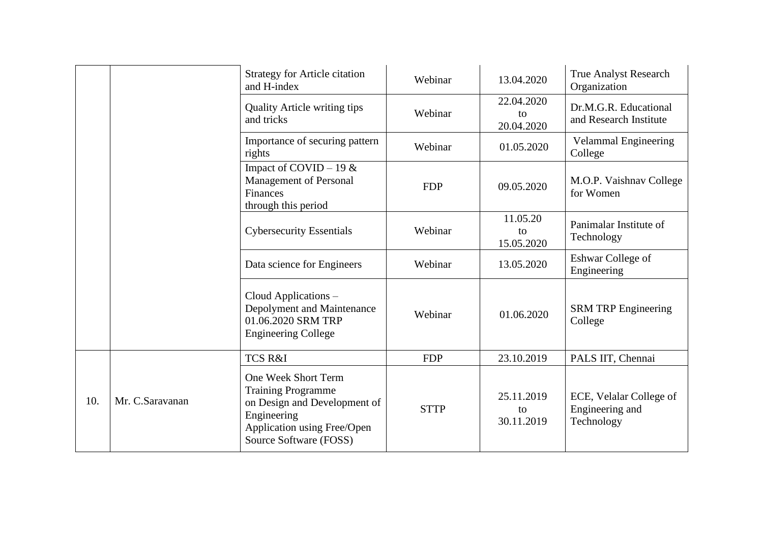| | | | | | |
|---|---|---|---|---|---|
| | | Strategy for Article citation and H-index | Webinar | 13.04.2020 | True Analyst Research Organization |
| | | Quality Article writing tips and tricks | Webinar | 22.04.2020 to 20.04.2020 | Dr.M.G.R. Educational and Research Institute |
| | | Importance of securing pattern rights | Webinar | 01.05.2020 | Velammal Engineering College |
| | | Impact of COVID – 19 & Management of Personal Finances through this period | FDP | 09.05.2020 | M.O.P. Vaishnav College for Women |
| | | Cybersecurity Essentials | Webinar | 11.05.20 to 15.05.2020 | Panimalar Institute of Technology |
| | | Data science for Engineers | Webinar | 13.05.2020 | Eshwar College of Engineering |
| | | Cloud Applications – Depolyment and Maintenance 01.06.2020 SRM TRP Engineering College | Webinar | 01.06.2020 | SRM TRP Engineering College |
| 10. | Mr. C.Saravanan | TCS R&I | FDP | 23.10.2019 | PALS IIT, Chennai |
| | | One Week Short Term Training Programme on Design and Development of Engineering Application using Free/Open Source Software (FOSS) | STTP | 25.11.2019 to 30.11.2019 | ECE, Velalar College of Engineering and Technology |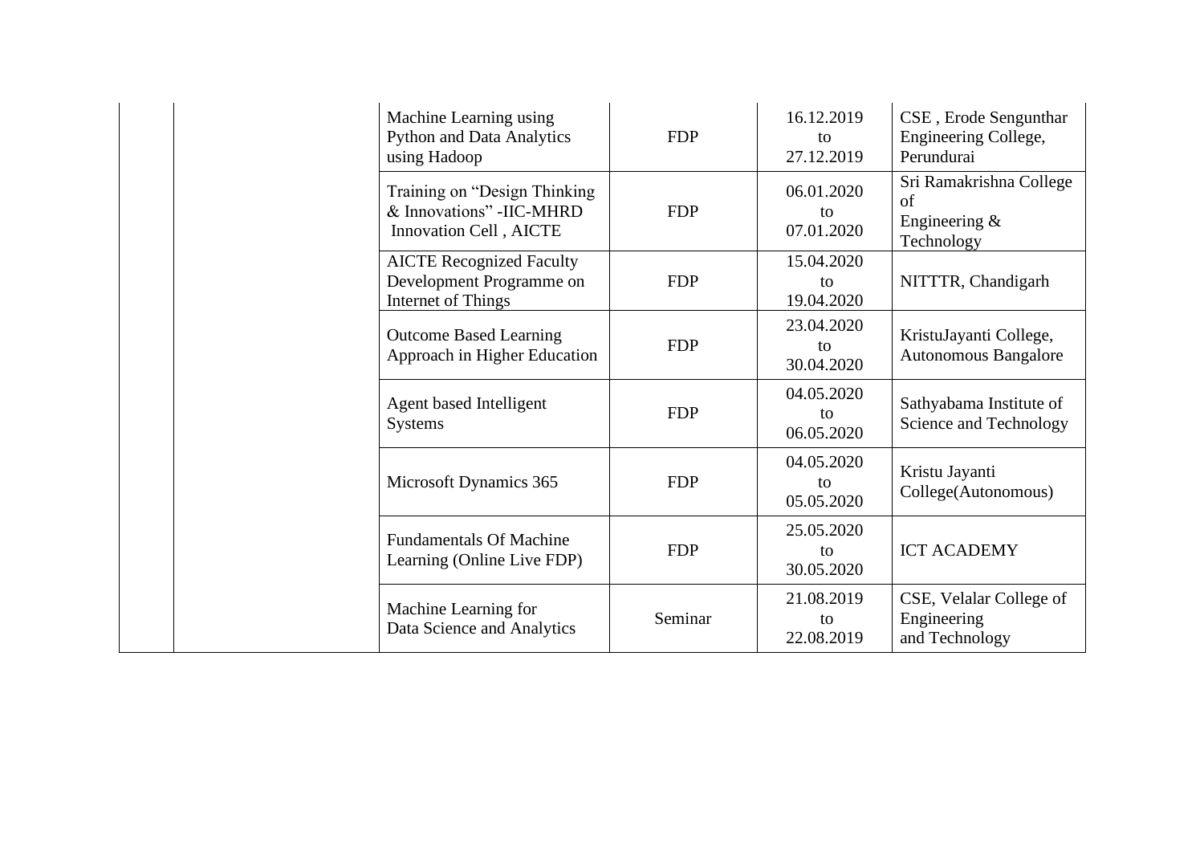| | | | | | |
|---|---|---|---|---|---|
| | | Machine Learning using Python and Data Analytics using Hadoop | FDP | 16.12.2019 to 27.12.2019 | CSE , Erode Sengunthar Engineering College, Perundurai |
| | | Training on "Design Thinking & Innovations" -IIC-MHRD Innovation Cell , AICTE | FDP | 06.01.2020 to 07.01.2020 | Sri Ramakrishna College of Engineering & Technology |
| | | AICTE Recognized Faculty Development Programme on Internet of Things | FDP | 15.04.2020 to 19.04.2020 | NITTTR, Chandigarh |
| | | Outcome Based Learning Approach in Higher Education | FDP | 23.04.2020 to 30.04.2020 | KristuJayanti College, Autonomous Bangalore |
| | | Agent based Intelligent Systems | FDP | 04.05.2020 to 06.05.2020 | Sathyabama Institute of Science and Technology |
| | | Microsoft Dynamics 365 | FDP | 04.05.2020 to 05.05.2020 | Kristu Jayanti College(Autonomous) |
| | | Fundamentals Of Machine Learning (Online Live FDP) | FDP | 25.05.2020 to 30.05.2020 | ICT ACADEMY |
| | | Machine Learning for Data Science and Analytics | Seminar | 21.08.2019 to 22.08.2019 | CSE, Velalar College of Engineering and Technology |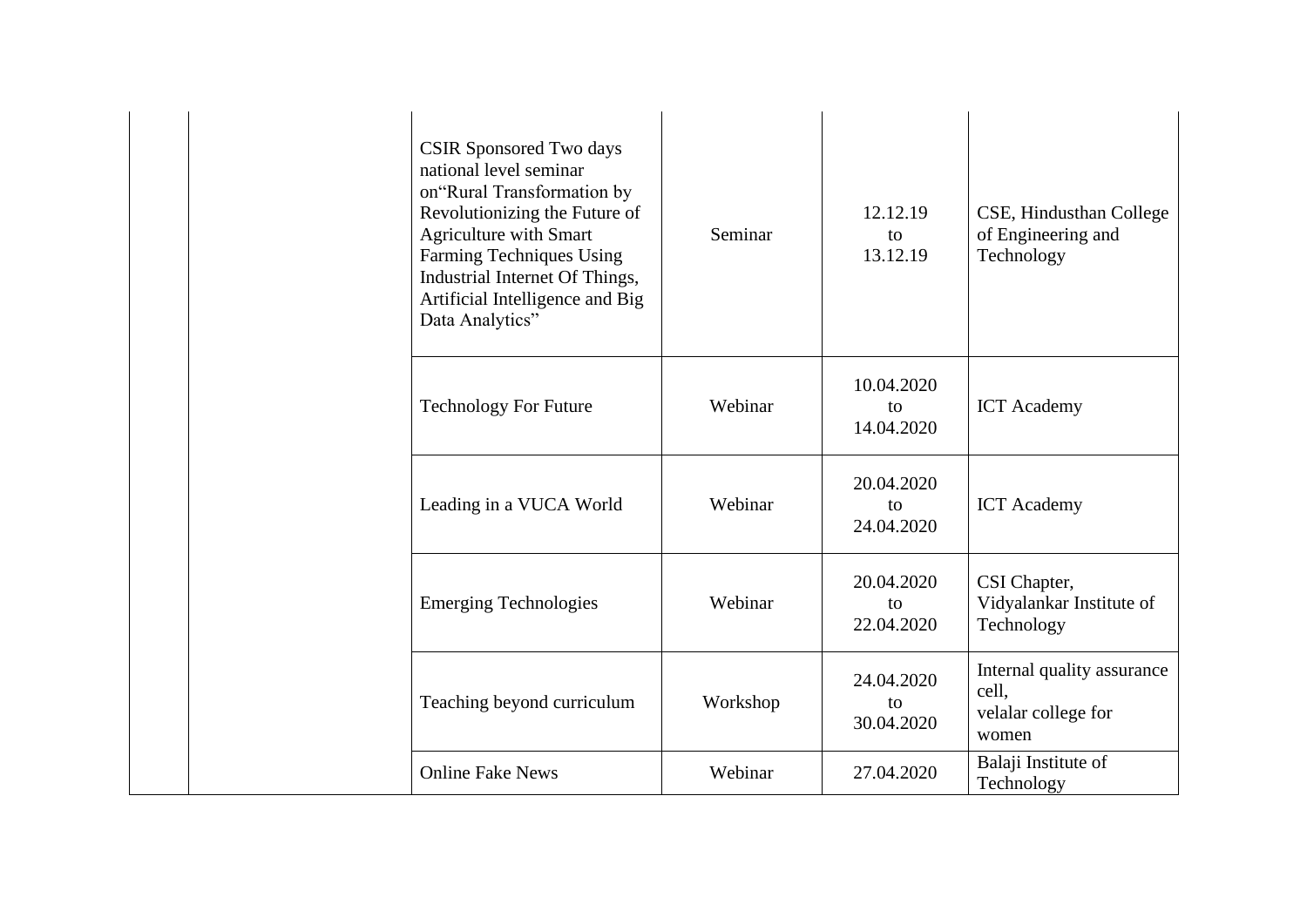|  |  |  |  |  |  |
|---|---|---|---|---|---|
|  |  | CSIR Sponsored Two days national level seminar on"Rural Transformation by Revolutionizing the Future of Agriculture with Smart Farming Techniques Using Industrial Internet Of Things, Artificial Intelligence and Big Data Analytics" | Seminar | 12.12.19 to 13.12.19 | CSE, Hindusthan College of Engineering and Technology |
|  |  | Technology For Future | Webinar | 10.04.2020 to 14.04.2020 | ICT Academy |
|  |  | Leading in a VUCA World | Webinar | 20.04.2020 to 24.04.2020 | ICT Academy |
|  |  | Emerging Technologies | Webinar | 20.04.2020 to 22.04.2020 | CSI Chapter, Vidyalankar Institute of Technology |
|  |  | Teaching beyond curriculum | Workshop | 24.04.2020 to 30.04.2020 | Internal quality assurance cell, velalar college for women |
|  |  | Online Fake News | Webinar | 27.04.2020 | Balaji Institute of Technology |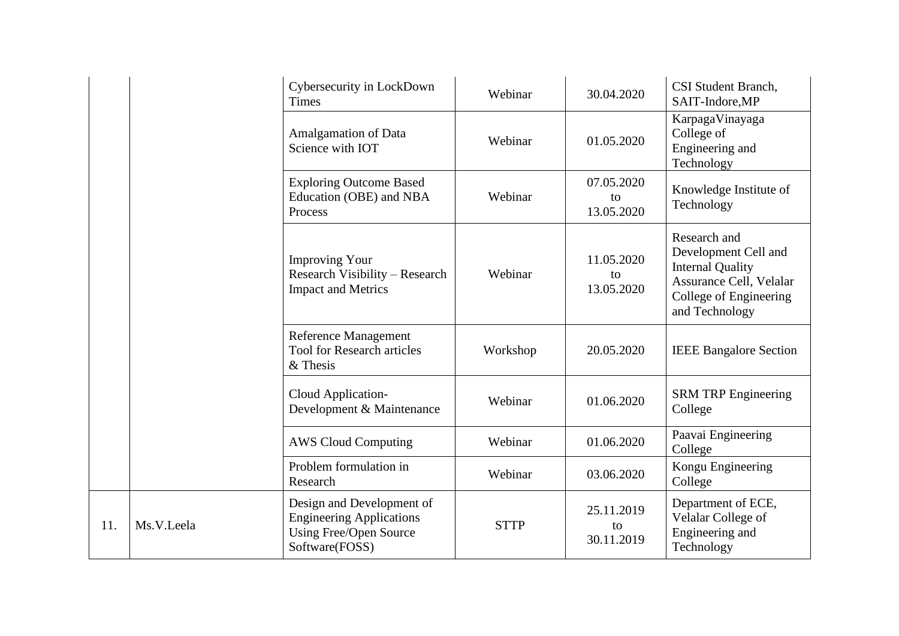| | | | | | |
|---|---|---|---|---|---|
| | | Cybersecurity in LockDown Times | Webinar | 30.04.2020 | CSI Student Branch, SAIT-Indore,MP |
| | | Amalgamation of Data Science with IOT | Webinar | 01.05.2020 | KarpagaVinayaga College of Engineering and Technology |
| | | Exploring Outcome Based Education (OBE) and NBA Process | Webinar | 07.05.2020 to 13.05.2020 | Knowledge Institute of Technology |
| | | Improving Your Research Visibility – Research Impact and Metrics | Webinar | 11.05.2020 to 13.05.2020 | Research and Development Cell and Internal Quality Assurance Cell, Velalar College of Engineering and Technology |
| | | Reference Management Tool for Research articles & Thesis | Workshop | 20.05.2020 | IEEE Bangalore Section |
| | | Cloud Application-Development & Maintenance | Webinar | 01.06.2020 | SRM TRP Engineering College |
| | | AWS Cloud Computing | Webinar | 01.06.2020 | Paavai Engineering College |
| | | Problem formulation in Research | Webinar | 03.06.2020 | Kongu Engineering College |
| 11. | Ms.V.Leela | Design and Development of Engineering Applications Using Free/Open Source Software(FOSS) | STTP | 25.11.2019 to 30.11.2019 | Department of ECE, Velalar College of Engineering and Technology |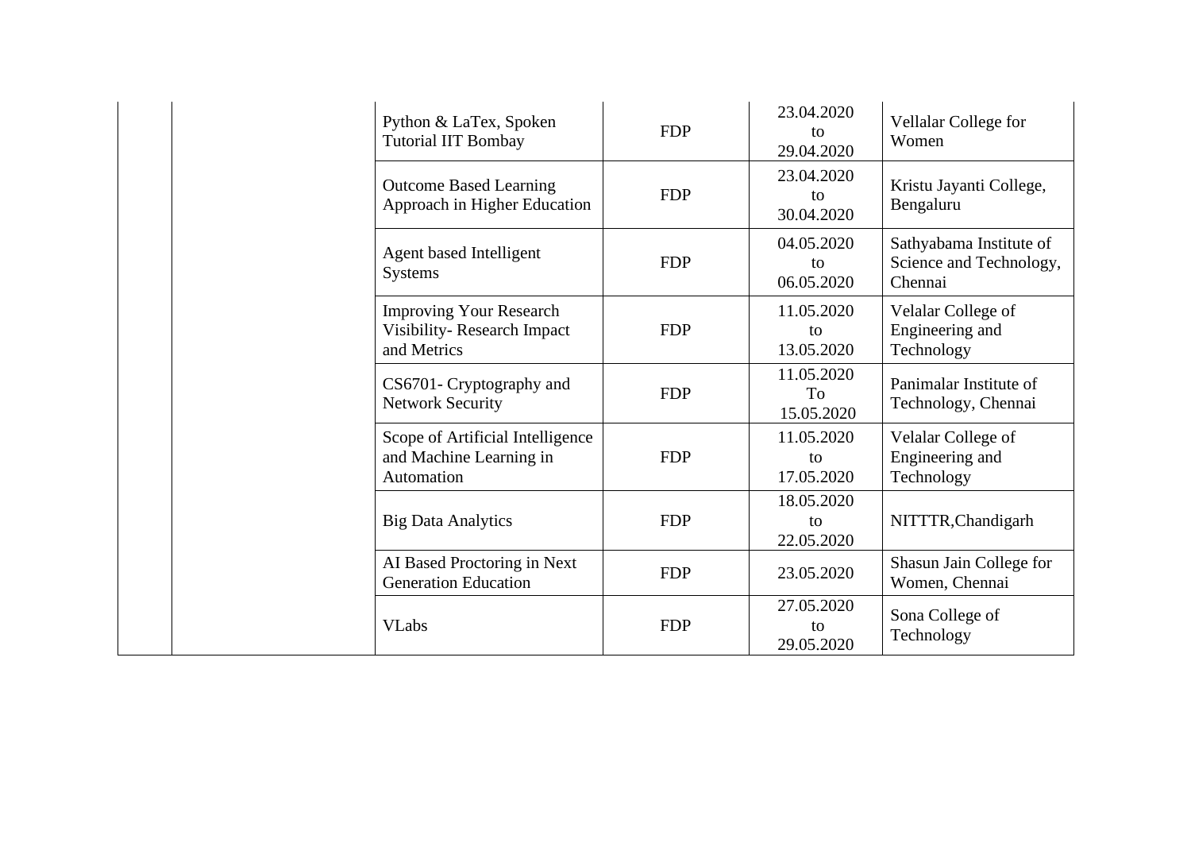| | | | | | |
|---|---|---|---|---|---|
| | | Python & LaTex, Spoken Tutorial IIT Bombay | FDP | 23.04.2020 to 29.04.2020 | Vellalar College for Women |
| | | Outcome Based Learning Approach in Higher Education | FDP | 23.04.2020 to 30.04.2020 | Kristu Jayanti College, Bengaluru |
| | | Agent based Intelligent Systems | FDP | 04.05.2020 to 06.05.2020 | Sathyabama Institute of Science and Technology, Chennai |
| | | Improving Your Research Visibility- Research Impact and Metrics | FDP | 11.05.2020 to 13.05.2020 | Velalar College of Engineering and Technology |
| | | CS6701- Cryptography and Network Security | FDP | 11.05.2020 To 15.05.2020 | Panimalar Institute of Technology, Chennai |
| | | Scope of Artificial Intelligence and Machine Learning in Automation | FDP | 11.05.2020 to 17.05.2020 | Velalar College of Engineering and Technology |
| | | Big Data Analytics | FDP | 18.05.2020 to 22.05.2020 | NITTTR,Chandigarh |
| | | AI Based Proctoring in Next Generation Education | FDP | 23.05.2020 | Shasun Jain College for Women, Chennai |
| | | VLabs | FDP | 27.05.2020 to 29.05.2020 | Sona College of Technology |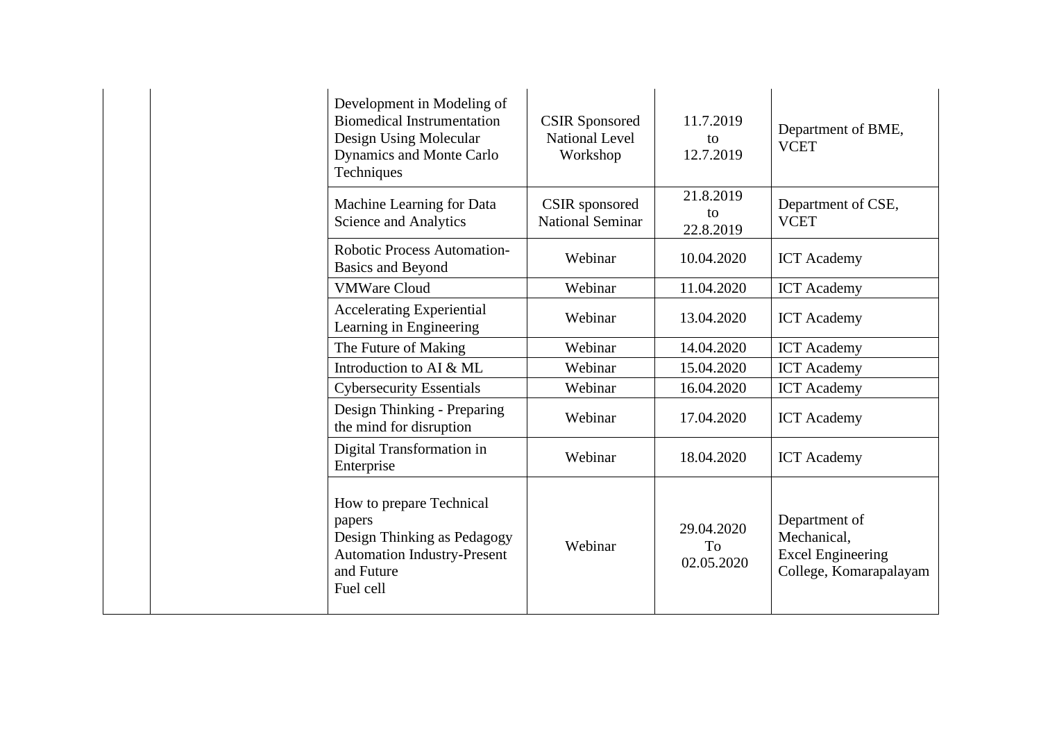| | | | | | |
|---|---|---|---|---|---|
| | | Development in Modeling of Biomedical Instrumentation Design Using Molecular Dynamics and Monte Carlo Techniques | CSIR Sponsored National Level Workshop | 11.7.2019 to 12.7.2019 | Department of BME, VCET |
| | | Machine Learning for Data Science and Analytics | CSIR sponsored National Seminar | 21.8.2019 to 22.8.2019 | Department of CSE, VCET |
| | | Robotic Process Automation- Basics and Beyond | Webinar | 10.04.2020 | ICT Academy |
| | | VMWare Cloud | Webinar | 11.04.2020 | ICT Academy |
| | | Accelerating Experiential Learning in Engineering | Webinar | 13.04.2020 | ICT Academy |
| | | The Future of Making | Webinar | 14.04.2020 | ICT Academy |
| | | Introduction to AI & ML | Webinar | 15.04.2020 | ICT Academy |
| | | Cybersecurity Essentials | Webinar | 16.04.2020 | ICT Academy |
| | | Design Thinking - Preparing the mind for disruption | Webinar | 17.04.2020 | ICT Academy |
| | | Digital Transformation in Enterprise | Webinar | 18.04.2020 | ICT Academy |
| | | How to prepare Technical papers<br>Design Thinking as Pedagogy<br>Automation Industry-Present and Future<br>Fuel cell | Webinar | 29.04.2020 To 02.05.2020 | Department of Mechanical, Excel Engineering College, Komarapalayam |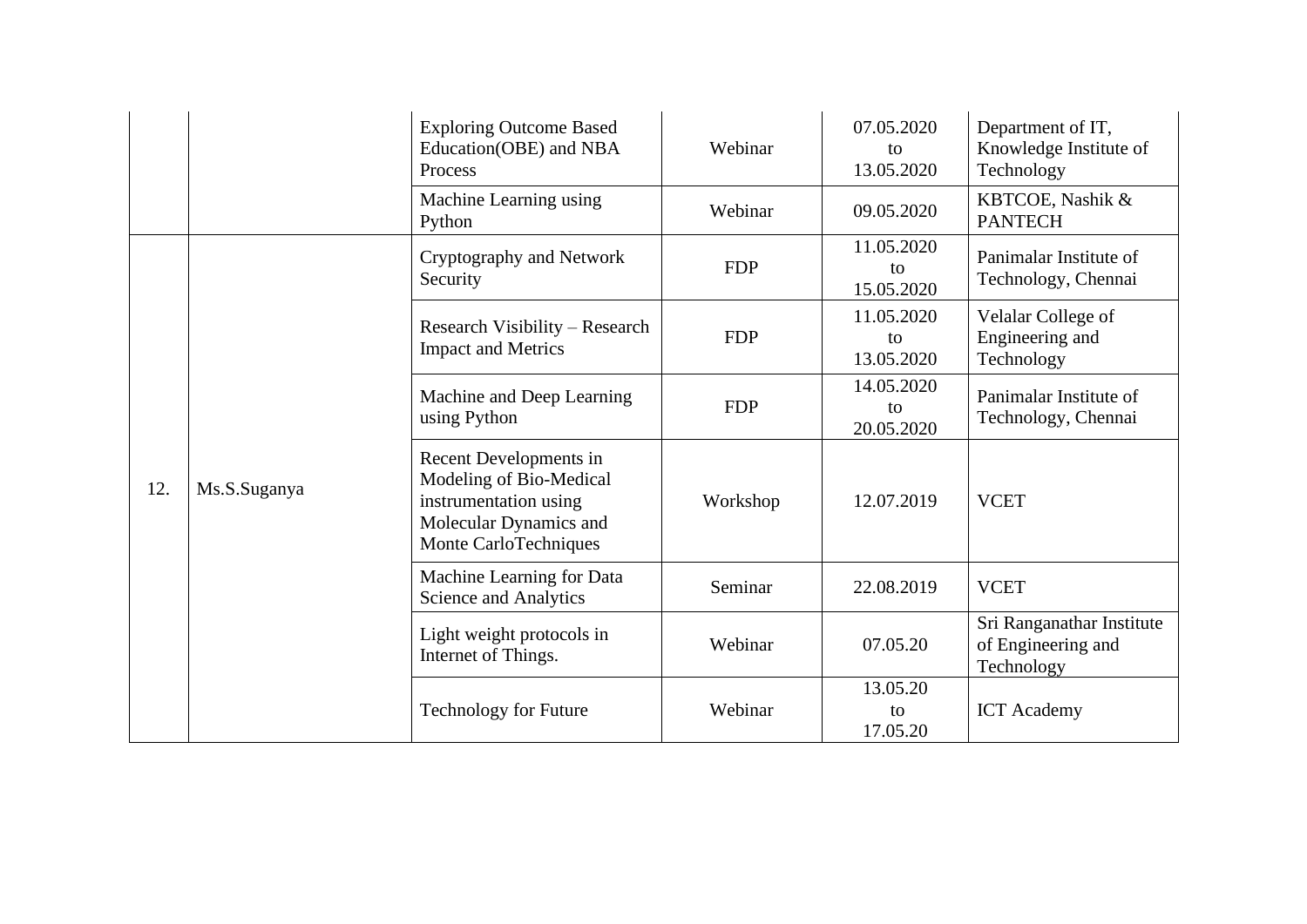| | | | | | |
|---|---|---|---|---|---|
| | | Exploring Outcome Based Education(OBE) and NBA Process | Webinar | 07.05.2020 to 13.05.2020 | Department of IT, Knowledge Institute of Technology |
| | | Machine Learning using Python | Webinar | 09.05.2020 | KBTCOE, Nashik & PANTECH |
| 12. | Ms.S.Suganya | Cryptography and Network Security | FDP | 11.05.2020 to 15.05.2020 | Panimalar Institute of Technology, Chennai |
| | | Research Visibility – Research Impact and Metrics | FDP | 11.05.2020 to 13.05.2020 | Velalar College of Engineering and Technology |
| | | Machine and Deep Learning using Python | FDP | 14.05.2020 to 20.05.2020 | Panimalar Institute of Technology, Chennai |
| | | Recent Developments in Modeling of Bio-Medical instrumentation using Molecular Dynamics and Monte CarloTechniques | Workshop | 12.07.2019 | VCET |
| | | Machine Learning for Data Science and Analytics | Seminar | 22.08.2019 | VCET |
| | | Light weight protocols in Internet of Things. | Webinar | 07.05.20 | Sri Ranganathar Institute of Engineering and Technology |
| | | Technology for Future | Webinar | 13.05.20 to 17.05.20 | ICT Academy |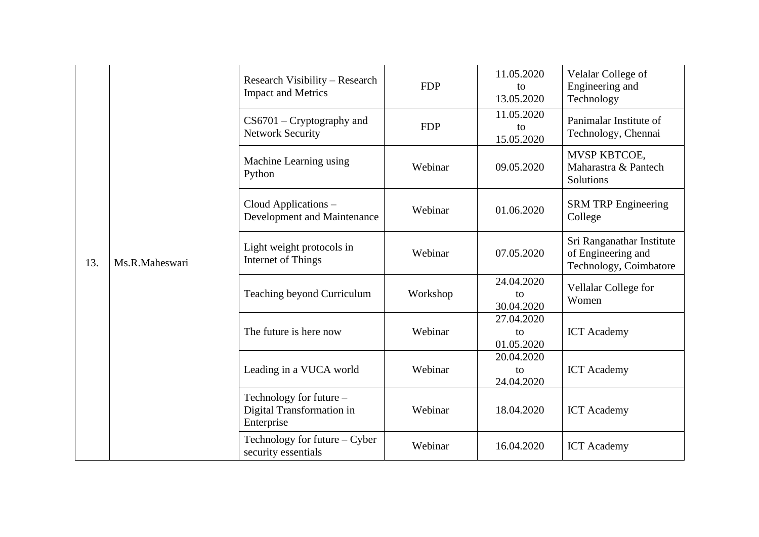| | | | | | |
|---|---|---|---|---|---|
| 13. | Ms.R.Maheswari | Research Visibility – Research Impact and Metrics | FDP | 11.05.2020 to 13.05.2020 | Velalar College of Engineering and Technology |
| | | CS6701 – Cryptography and Network Security | FDP | 11.05.2020 to 15.05.2020 | Panimalar Institute of Technology, Chennai |
| | | Machine Learning using Python | Webinar | 09.05.2020 | MVSP KBTCOE, Maharastra & Pantech Solutions |
| | | Cloud Applications – Development and Maintenance | Webinar | 01.06.2020 | SRM TRP Engineering College |
| | | Light weight protocols in Internet of Things | Webinar | 07.05.2020 | Sri Ranganathar Institute of Engineering and Technology, Coimbatore |
| | | Teaching beyond Curriculum | Workshop | 24.04.2020 to 30.04.2020 | Vellalar College for Women |
| | | The future is here now | Webinar | 27.04.2020 to 01.05.2020 | ICT Academy |
| | | Leading in a VUCA world | Webinar | 20.04.2020 to 24.04.2020 | ICT Academy |
| | | Technology for future – Digital Transformation in Enterprise | Webinar | 18.04.2020 | ICT Academy |
| | | Technology for future – Cyber security essentials | Webinar | 16.04.2020 | ICT Academy |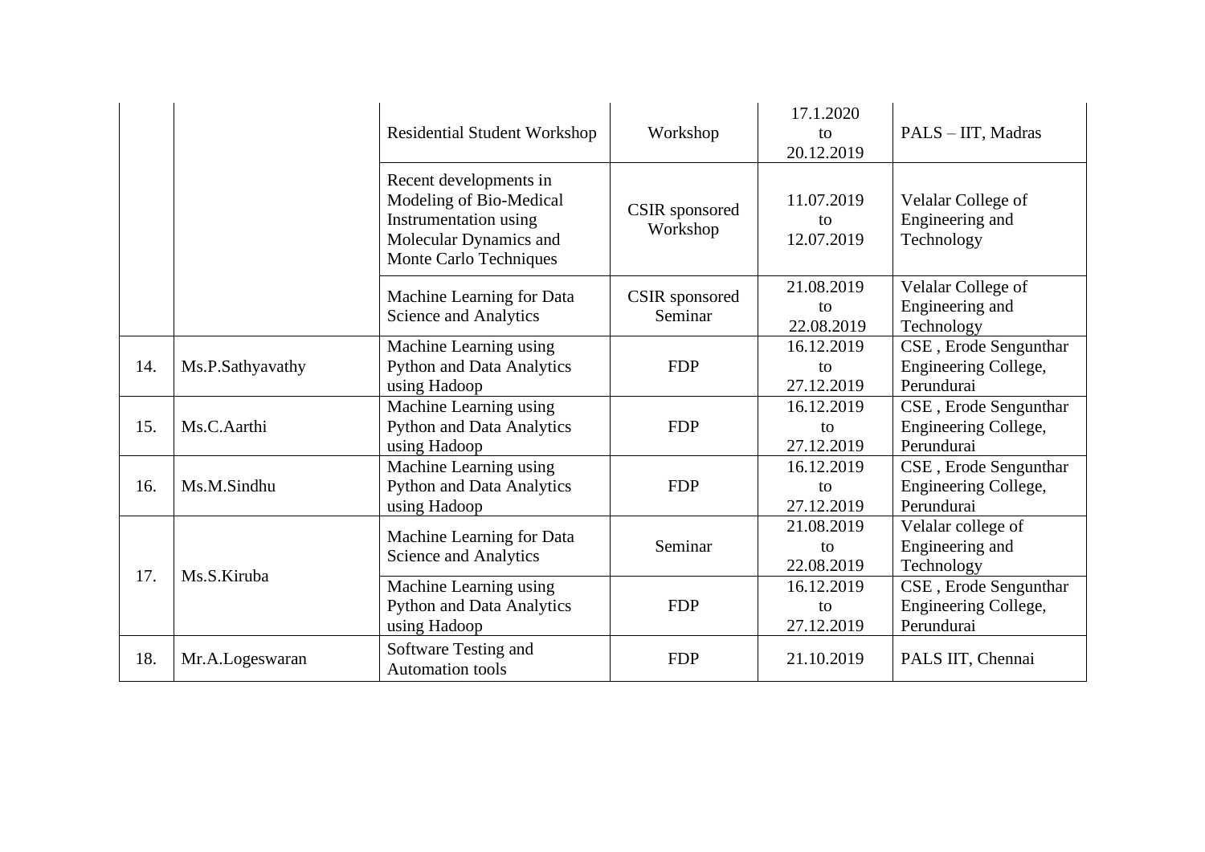| | | | | | |
|---|---|---|---|---|---|
| | | Residential Student Workshop | Workshop | 17.1.2020 to 20.12.2019 | PALS – IIT, Madras |
| | | Recent developments in Modeling of Bio-Medical Instrumentation using Molecular Dynamics and Monte Carlo Techniques | CSIR sponsored Workshop | 11.07.2019 to 12.07.2019 | Velalar College of Engineering and Technology |
| | | Machine Learning for Data Science and Analytics | CSIR sponsored Seminar | 21.08.2019 to 22.08.2019 | Velalar College of Engineering and Technology |
| 14. | Ms.P.Sathyavathy | Machine Learning using Python and Data Analytics using Hadoop | FDP | 16.12.2019 to 27.12.2019 | CSE , Erode Sengunthar Engineering College, Perundurai |
| 15. | Ms.C.Aarthi | Machine Learning using Python and Data Analytics using Hadoop | FDP | 16.12.2019 to 27.12.2019 | CSE , Erode Sengunthar Engineering College, Perundurai |
| 16. | Ms.M.Sindhu | Machine Learning using Python and Data Analytics using Hadoop | FDP | 16.12.2019 to 27.12.2019 | CSE , Erode Sengunthar Engineering College, Perundurai |
| 17. | Ms.S.Kiruba | Machine Learning for Data Science and Analytics | Seminar | 21.08.2019 to 22.08.2019 | Velalar college of Engineering and Technology |
| | | Machine Learning using Python and Data Analytics using Hadoop | FDP | 16.12.2019 to 27.12.2019 | CSE , Erode Sengunthar Engineering College, Perundurai |
| 18. | Mr.A.Logeswaran | Software Testing and Automation tools | FDP | 21.10.2019 | PALS IIT, Chennai |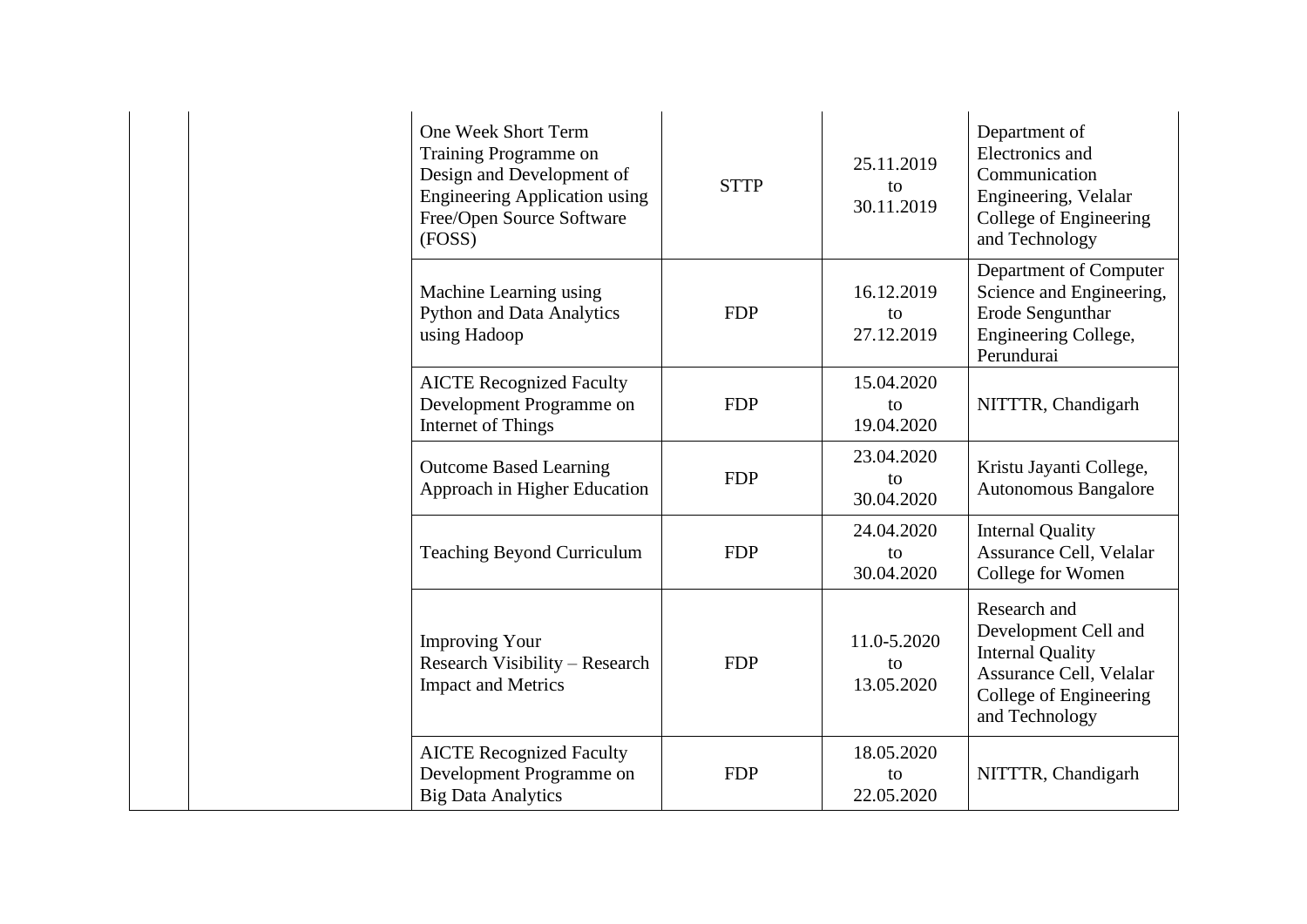| | | | | | |
|---|---|---|---|---|---|
| | | One Week Short Term Training Programme on Design and Development of Engineering Application using Free/Open Source Software (FOSS) | STTP | 25.11.2019 to 30.11.2019 | Department of Electronics and Communication Engineering, Velalar College of Engineering and Technology |
| | | Machine Learning using Python and Data Analytics using Hadoop | FDP | 16.12.2019 to 27.12.2019 | Department of Computer Science and Engineering, Erode Sengunthar Engineering College, Perundurai |
| | | AICTE Recognized Faculty Development Programme on Internet of Things | FDP | 15.04.2020 to 19.04.2020 | NITTTR, Chandigarh |
| | | Outcome Based Learning Approach in Higher Education | FDP | 23.04.2020 to 30.04.2020 | Kristu Jayanti College, Autonomous Bangalore |
| | | Teaching Beyond Curriculum | FDP | 24.04.2020 to 30.04.2020 | Internal Quality Assurance Cell, Velalar College for Women |
| | | Improving Your Research Visibility – Research Impact and Metrics | FDP | 11.0-5.2020 to 13.05.2020 | Research and Development Cell and Internal Quality Assurance Cell, Velalar College of Engineering and Technology |
| | | AICTE Recognized Faculty Development Programme on Big Data Analytics | FDP | 18.05.2020 to 22.05.2020 | NITTTR, Chandigarh |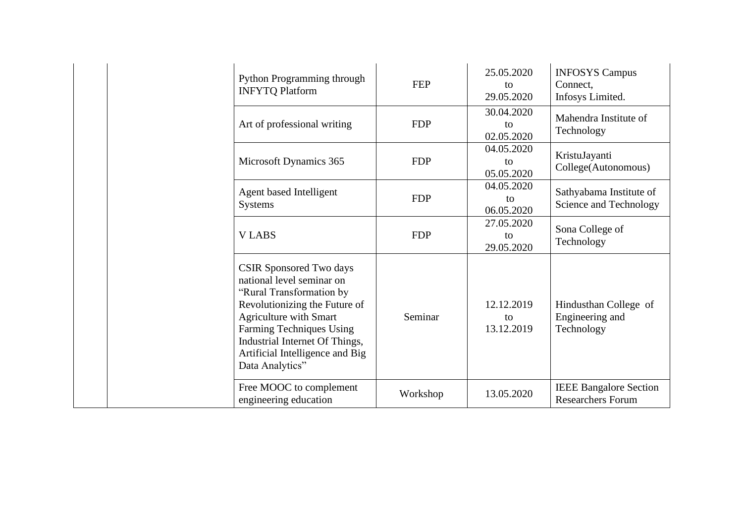| | | | | | |
|---|---|---|---|---|---|
| | | Python Programming through INFYTQ Platform | FEP | 25.05.2020 to 29.05.2020 | INFOSYS Campus Connect, Infosys Limited. |
| | | Art of professional writing | FDP | 30.04.2020 to 02.05.2020 | Mahendra Institute of Technology |
| | | Microsoft Dynamics 365 | FDP | 04.05.2020 to 05.05.2020 | KristuJayanti College(Autonomous) |
| | | Agent based Intelligent Systems | FDP | 04.05.2020 to 06.05.2020 | Sathyabama Institute of Science and Technology |
| | | V LABS | FDP | 27.05.2020 to 29.05.2020 | Sona College of Technology |
| | | CSIR Sponsored Two days national level seminar on "Rural Transformation by Revolutionizing the Future of Agriculture with Smart Farming Techniques Using Industrial Internet Of Things, Artificial Intelligence and Big Data Analytics" | Seminar | 12.12.2019 to 13.12.2019 | Hindusthan College of Engineering and Technology |
| | | Free MOOC to complement engineering education | Workshop | 13.05.2020 | IEEE Bangalore Section Researchers Forum |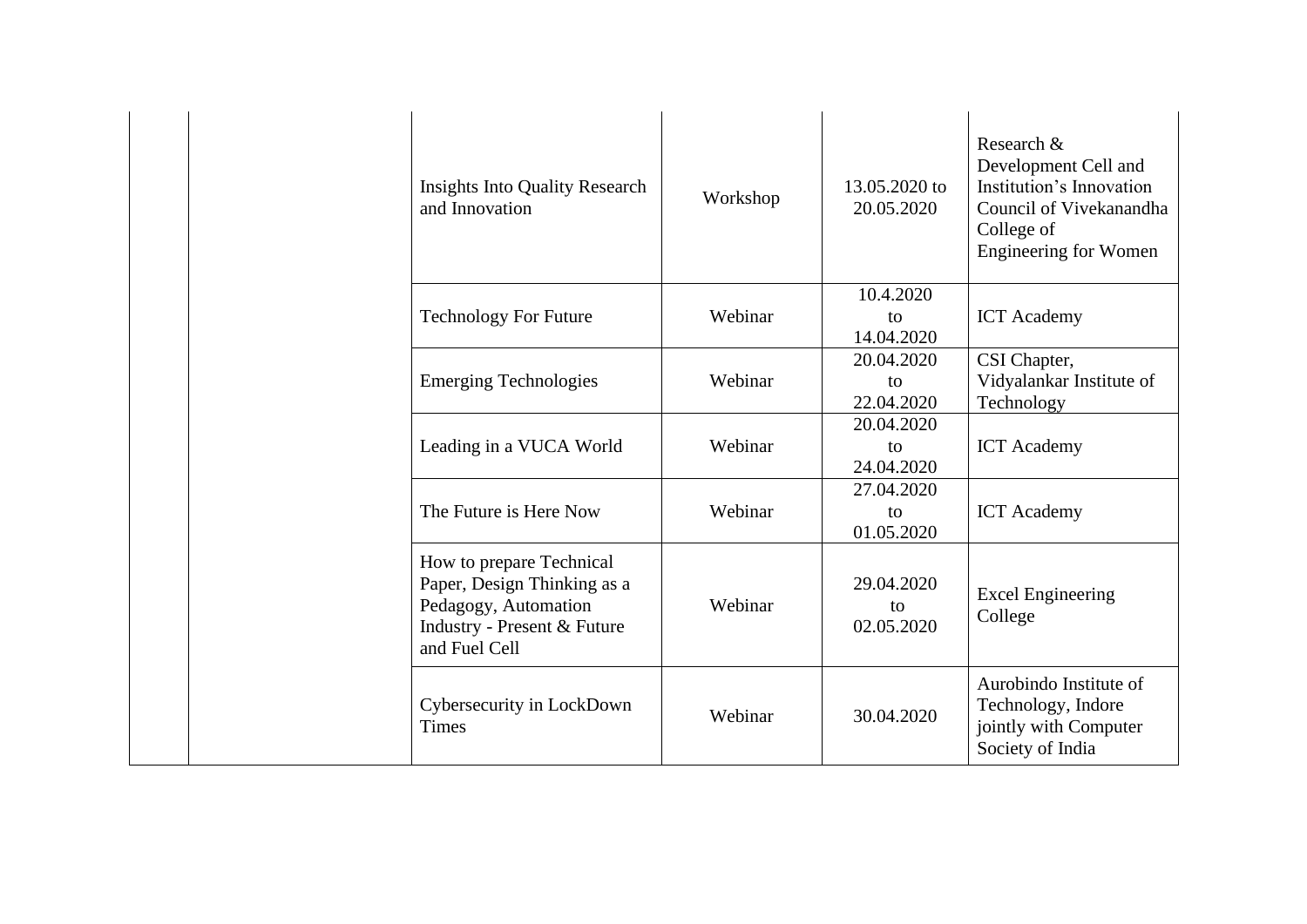| | | | | | |
|---|---|---|---|---|---|
| | | Insights Into Quality Research and Innovation | Workshop | 13.05.2020 to 20.05.2020 | Research & Development Cell and Institution's Innovation Council of Vivekanandha College of Engineering for Women |
| | | Technology For Future | Webinar | 10.4.2020 to 14.04.2020 | ICT Academy |
| | | Emerging Technologies | Webinar | 20.04.2020 to 22.04.2020 | CSI Chapter, Vidyalankar Institute of Technology |
| | | Leading in a VUCA World | Webinar | 20.04.2020 to 24.04.2020 | ICT Academy |
| | | The Future is Here Now | Webinar | 27.04.2020 to 01.05.2020 | ICT Academy |
| | | How to prepare Technical Paper, Design Thinking as a Pedagogy, Automation Industry - Present & Future and Fuel Cell | Webinar | 29.04.2020 to 02.05.2020 | Excel Engineering College |
| | | Cybersecurity in LockDown Times | Webinar | 30.04.2020 | Aurobindo Institute of Technology, Indore jointly with Computer Society of India |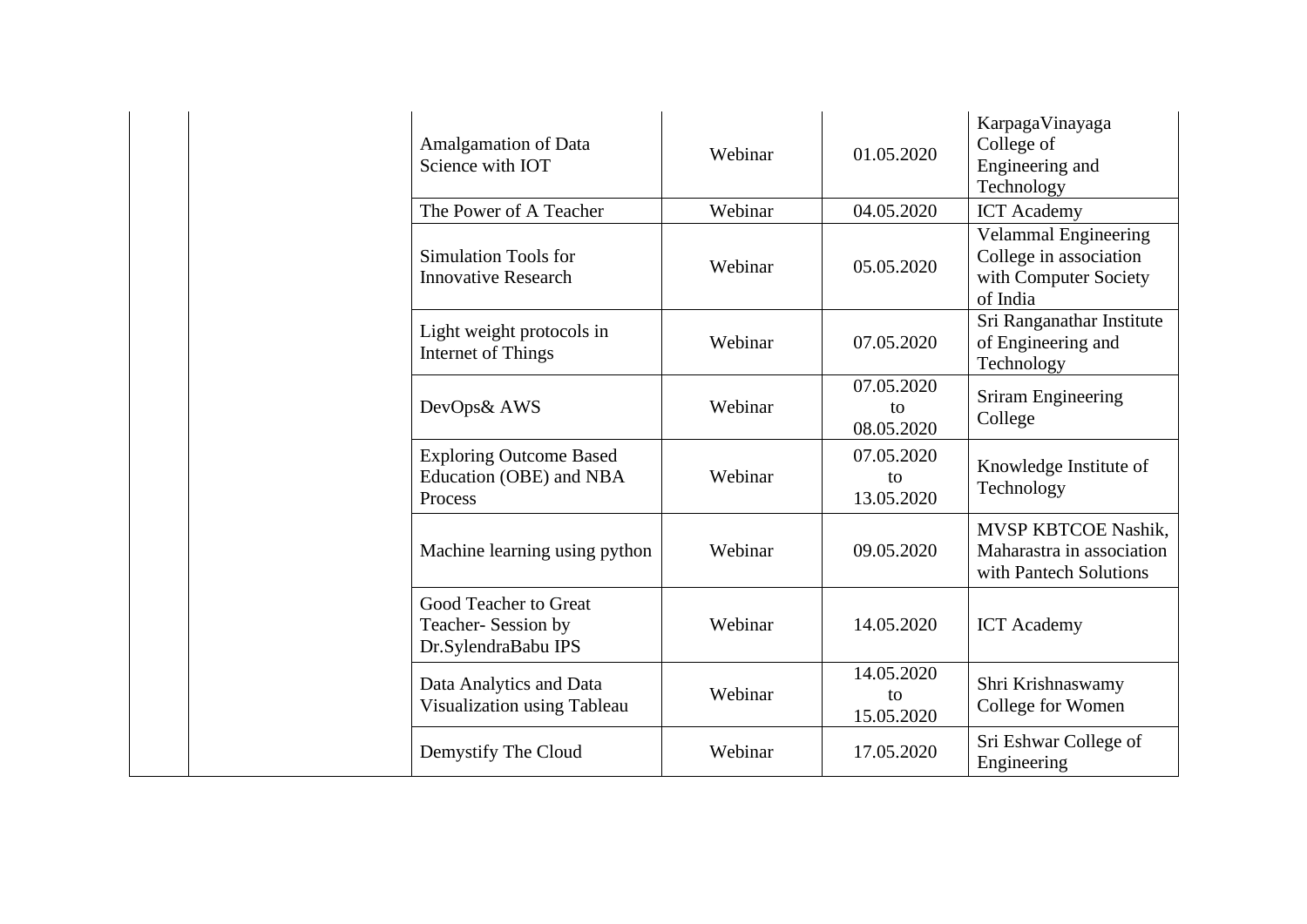| | | | | | |
|---|---|---|---|---|---|
| | | Amalgamation of Data Science with IOT | Webinar | 01.05.2020 | KarpagaVinayaga College of Engineering and Technology |
| | | The Power of A Teacher | Webinar | 04.05.2020 | ICT Academy |
| | | Simulation Tools for Innovative Research | Webinar | 05.05.2020 | Velammal Engineering College in association with Computer Society of India |
| | | Light weight protocols in Internet of Things | Webinar | 07.05.2020 | Sri Ranganathar Institute of Engineering and Technology |
| | | DevOps& AWS | Webinar | 07.05.2020 to 08.05.2020 | Sriram Engineering College |
| | | Exploring Outcome Based Education (OBE) and NBA Process | Webinar | 07.05.2020 to 13.05.2020 | Knowledge Institute of Technology |
| | | Machine learning using python | Webinar | 09.05.2020 | MVSP KBTCOE Nashik, Maharastra in association with Pantech Solutions |
| | | Good Teacher to Great Teacher- Session by Dr.SylendraBabu IPS | Webinar | 14.05.2020 | ICT Academy |
| | | Data Analytics and Data Visualization using Tableau | Webinar | 14.05.2020 to 15.05.2020 | Shri Krishnaswamy College for Women |
| | | Demystify The Cloud | Webinar | 17.05.2020 | Sri Eshwar College of Engineering |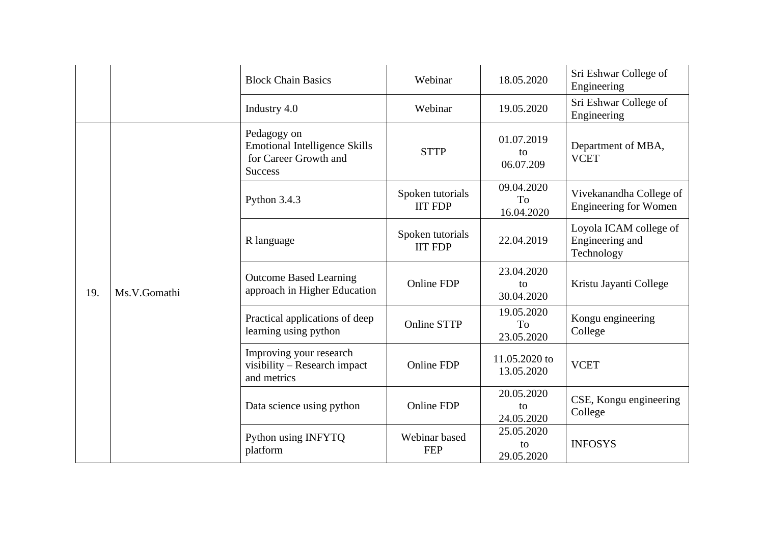| | | | | | |
|---|---|---|---|---|---|
| | | Block Chain Basics | Webinar | 18.05.2020 | Sri Eshwar College of Engineering |
| | | Industry 4.0 | Webinar | 19.05.2020 | Sri Eshwar College of Engineering |
| 19. | Ms.V.Gomathi | Pedagogy on Emotional Intelligence Skills for Career Growth and Success | STTP | 01.07.2019 to 06.07.209 | Department of MBA, VCET |
| | | Python 3.4.3 | Spoken tutorials IIT FDP | 09.04.2020 To 16.04.2020 | Vivekanandha College of Engineering for Women |
| | | R language | Spoken tutorials IIT FDP | 22.04.2019 | Loyola ICAM college of Engineering and Technology |
| | | Outcome Based Learning approach in Higher Education | Online FDP | 23.04.2020 to 30.04.2020 | Kristu Jayanti College |
| | | Practical applications of deep learning using python | Online STTP | 19.05.2020 To 23.05.2020 | Kongu engineering College |
| | | Improving your research visibility – Research impact and metrics | Online FDP | 11.05.2020 to 13.05.2020 | VCET |
| | | Data science using python | Online FDP | 20.05.2020 to 24.05.2020 | CSE, Kongu engineering College |
| | | Python using INFYTQ platform | Webinar based FEP | 25.05.2020 to 29.05.2020 | INFOSYS |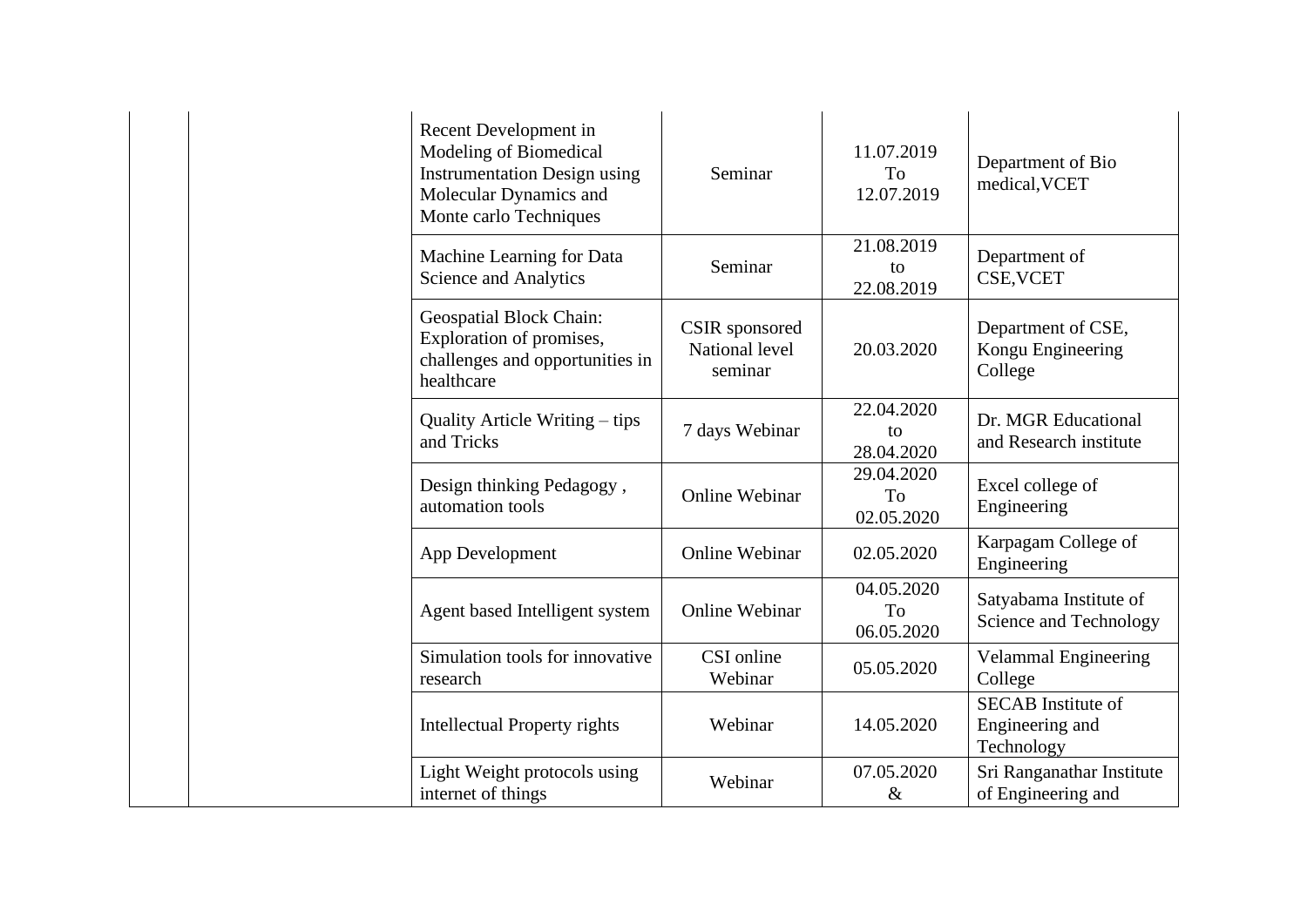| | | | | | |
|---|---|---|---|---|---|
| | | Recent Development in Modeling of Biomedical Instrumentation Design using Molecular Dynamics and Monte carlo Techniques | Seminar | 11.07.2019 To 12.07.2019 | Department of Bio medical,VCET |
| | | Machine Learning for Data Science and Analytics | Seminar | 21.08.2019 to 22.08.2019 | Department of CSE,VCET |
| | | Geospatial Block Chain: Exploration of promises, challenges and opportunities in healthcare | CSIR sponsored National level seminar | 20.03.2020 | Department of CSE, Kongu Engineering College |
| | | Quality Article Writing – tips and Tricks | 7 days Webinar | 22.04.2020 to 28.04.2020 | Dr. MGR Educational and Research institute |
| | | Design thinking Pedagogy , automation tools | Online Webinar | 29.04.2020 To 02.05.2020 | Excel college of Engineering |
| | | App Development | Online Webinar | 02.05.2020 | Karpagam College of Engineering |
| | | Agent based Intelligent system | Online Webinar | 04.05.2020 To 06.05.2020 | Satyabama Institute of Science and Technology |
| | | Simulation tools for innovative research | CSI online Webinar | 05.05.2020 | Velammal Engineering College |
| | | Intellectual Property rights | Webinar | 14.05.2020 | SECAB Institute of Engineering and Technology |
| | | Light Weight protocols using internet of things | Webinar | 07.05.2020 & | Sri Ranganathar Institute of Engineering and |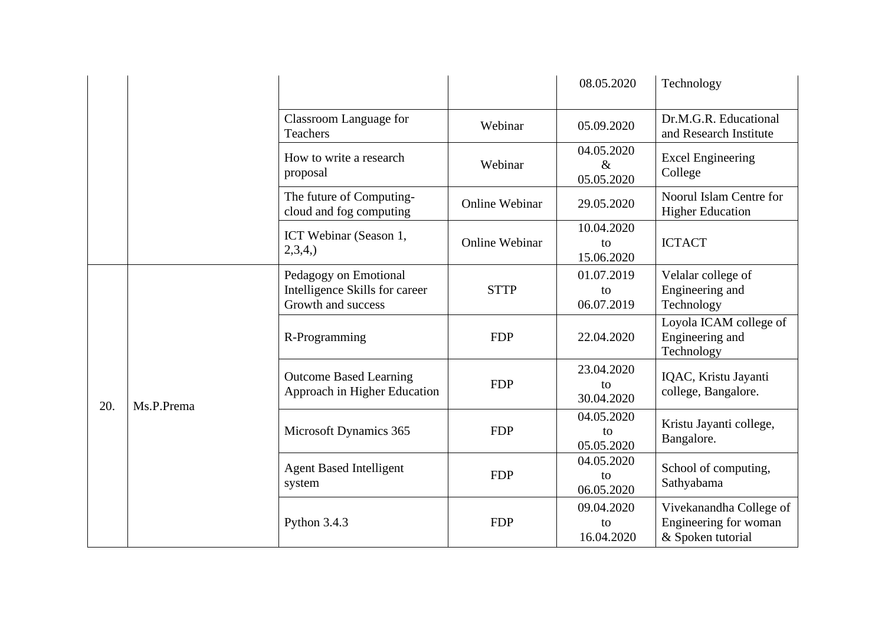| | | | | | |
|---|---|---|---|---|---|
| | | | | 08.05.2020 | Technology |
| | | Classroom Language for Teachers | Webinar | 05.09.2020 | Dr.M.G.R. Educational and Research Institute |
| | | How to write a research proposal | Webinar | 04.05.2020 & 05.05.2020 | Excel Engineering College |
| | | The future of Computing- cloud and fog computing | Online Webinar | 29.05.2020 | Noorul Islam Centre for Higher Education |
| | | ICT Webinar (Season 1, 2,3,4,) | Online Webinar | 10.04.2020 to 15.06.2020 | ICTACT |
| 20. | Ms.P.Prema | Pedagogy on Emotional Intelligence Skills for career Growth and success | STTP | 01.07.2019 to 06.07.2019 | Velalar college of Engineering and Technology |
| | | R-Programming | FDP | 22.04.2020 | Loyola ICAM college of Engineering and Technology |
| | | Outcome Based Learning Approach in Higher Education | FDP | 23.04.2020 to 30.04.2020 | IQAC, Kristu Jayanti college, Bangalore. |
| | | Microsoft Dynamics 365 | FDP | 04.05.2020 to 05.05.2020 | Kristu Jayanti college, Bangalore. |
| | | Agent Based Intelligent system | FDP | 04.05.2020 to 06.05.2020 | School of computing, Sathyabama |
| | | Python 3.4.3 | FDP | 09.04.2020 to 16.04.2020 | Vivekanandha College of Engineering for woman & Spoken tutorial |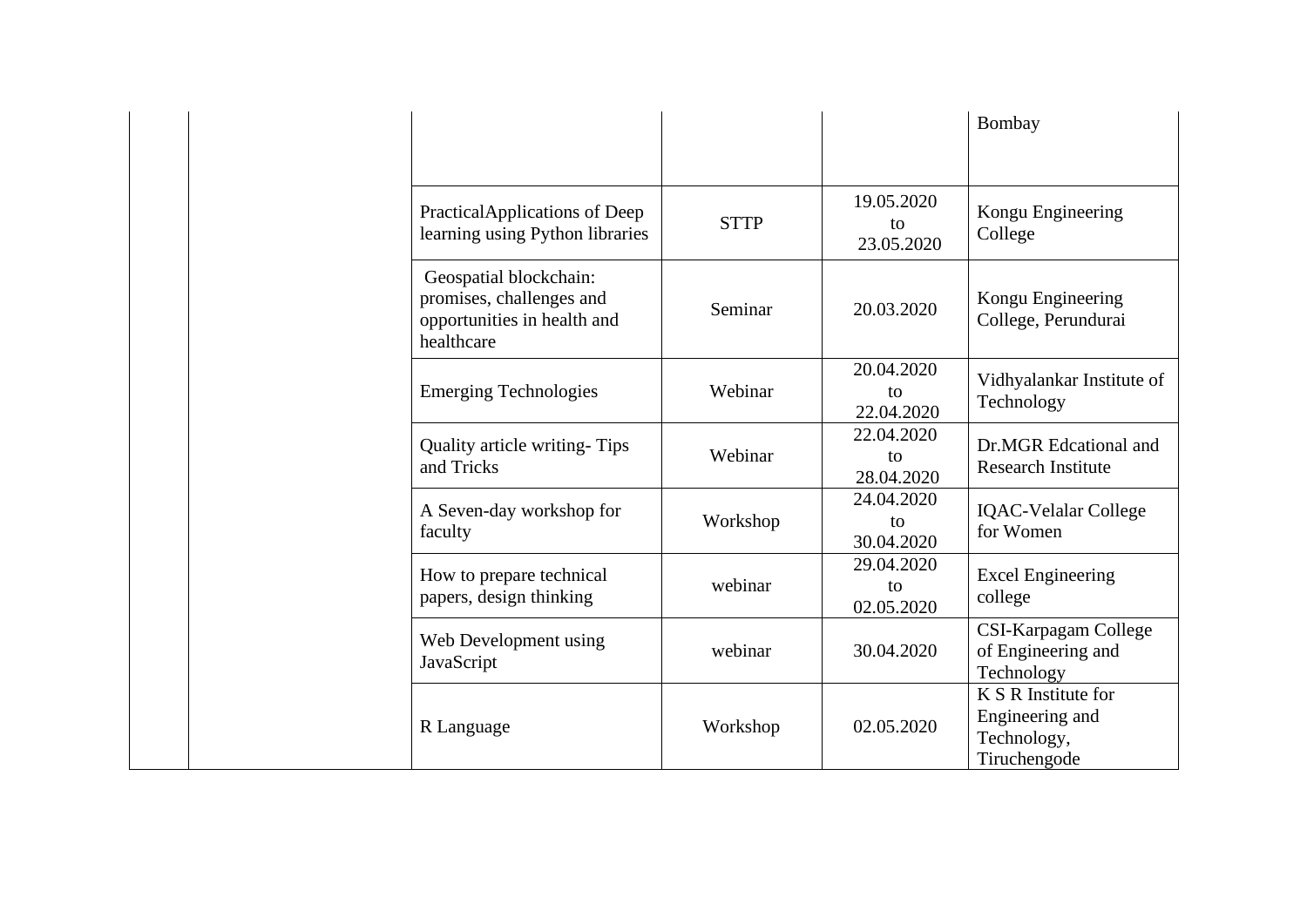| | | | | | |
|---|---|---|---|---|---|
| | | | | | Bombay |
| | | PracticalApplications of Deep learning using Python libraries | STTP | 19.05.2020 to 23.05.2020 | Kongu Engineering College |
| | | Geospatial blockchain: promises, challenges and opportunities in health and healthcare | Seminar | 20.03.2020 | Kongu Engineering College, Perundurai |
| | | Emerging Technologies | Webinar | 20.04.2020 to 22.04.2020 | Vidhyalankar Institute of Technology |
| | | Quality article writing- Tips and Tricks | Webinar | 22.04.2020 to 28.04.2020 | Dr.MGR Edcational and Research Institute |
| | | A Seven-day workshop for faculty | Workshop | 24.04.2020 to 30.04.2020 | IQAC-Velalar College for Women |
| | | How to prepare technical papers, design thinking | webinar | 29.04.2020 to 02.05.2020 | Excel Engineering college |
| | | Web Development using JavaScript | webinar | 30.04.2020 | CSI-Karpagam College of Engineering and Technology |
| | | R Language | Workshop | 02.05.2020 | K S R Institute for Engineering and Technology, Tiruchengode |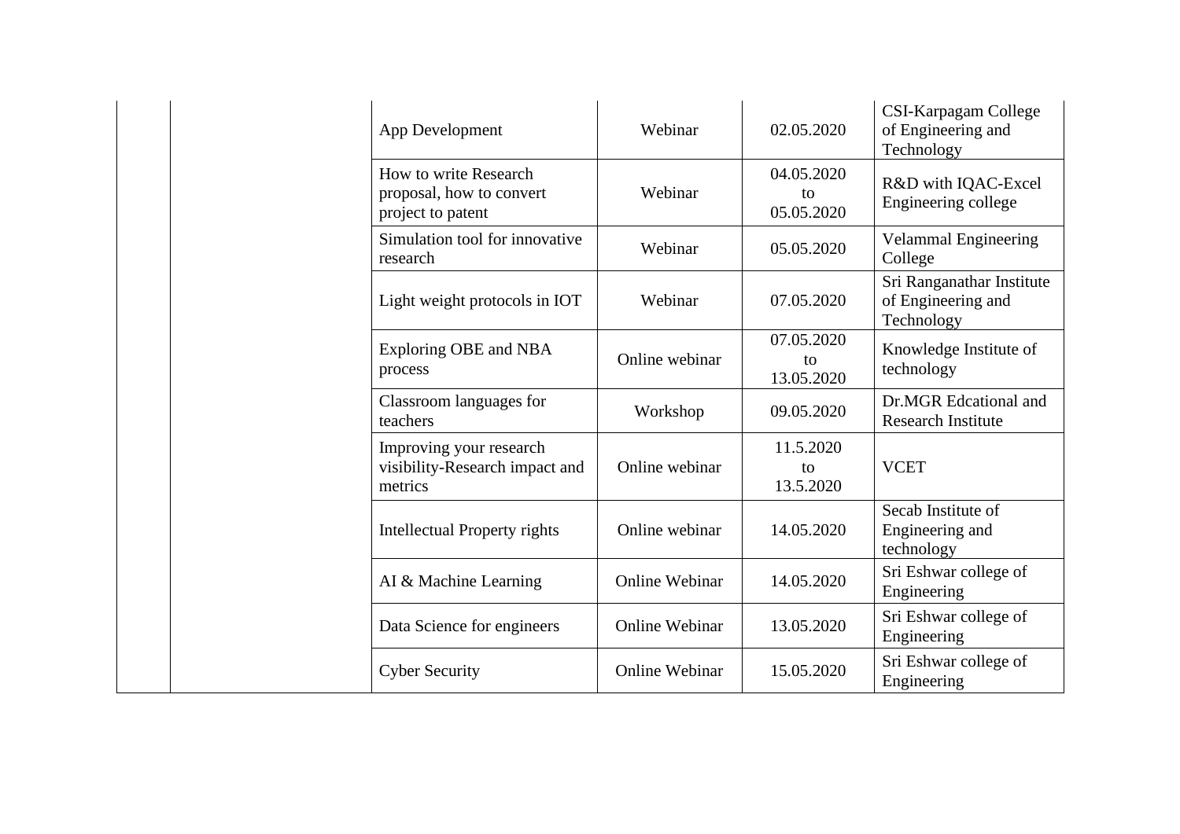| | | | | | |
|---|---|---|---|---|---|
| | | App Development | Webinar | 02.05.2020 | CSI-Karpagam College of Engineering and Technology |
| | | How to write Research proposal, how to convert project to patent | Webinar | 04.05.2020 to 05.05.2020 | R&D with IQAC-Excel Engineering college |
| | | Simulation tool for innovative research | Webinar | 05.05.2020 | Velammal Engineering College |
| | | Light weight protocols in IOT | Webinar | 07.05.2020 | Sri Ranganathar Institute of Engineering and Technology |
| | | Exploring OBE and NBA process | Online webinar | 07.05.2020 to 13.05.2020 | Knowledge Institute of technology |
| | | Classroom languages for teachers | Workshop | 09.05.2020 | Dr.MGR Edcational and Research Institute |
| | | Improving your research visibility-Research impact and metrics | Online webinar | 11.5.2020 to 13.5.2020 | VCET |
| | | Intellectual Property rights | Online webinar | 14.05.2020 | Secab Institute of Engineering and technology |
| | | AI & Machine Learning | Online Webinar | 14.05.2020 | Sri Eshwar college of Engineering |
| | | Data Science for engineers | Online Webinar | 13.05.2020 | Sri Eshwar college of Engineering |
| | | Cyber Security | Online Webinar | 15.05.2020 | Sri Eshwar college of Engineering |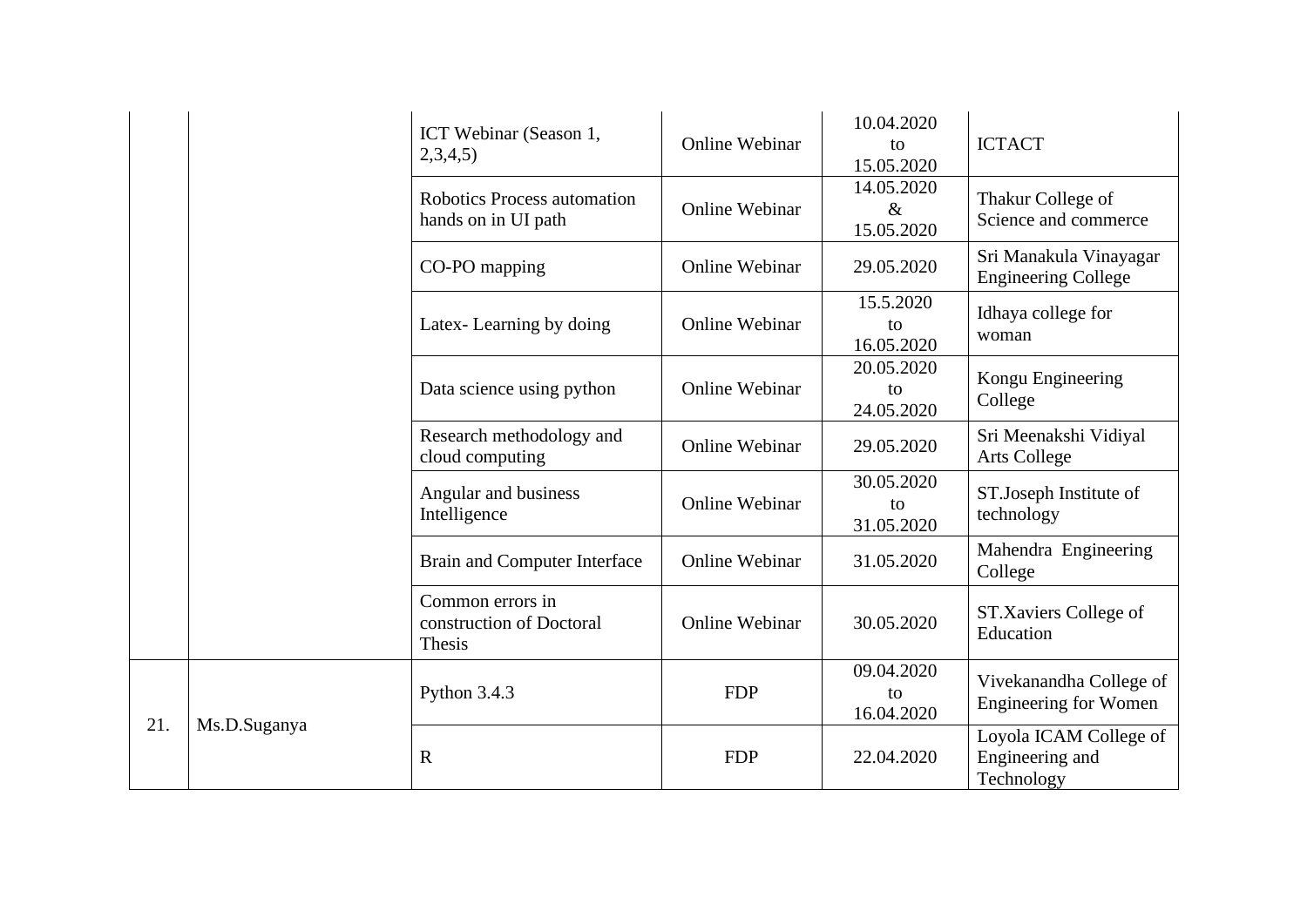| | | | | | |
|---|---|---|---|---|---|
| | | ICT Webinar (Season 1, 2,3,4,5) | Online Webinar | 10.04.2020 to 15.05.2020 | ICTACT |
| | | Robotics Process automation hands on in UI path | Online Webinar | 14.05.2020 & 15.05.2020 | Thakur College of Science and commerce |
| | | CO-PO mapping | Online Webinar | 29.05.2020 | Sri Manakula Vinayagar Engineering College |
| | | Latex- Learning by doing | Online Webinar | 15.5.2020 to 16.05.2020 | Idhaya college for woman |
| | | Data science using python | Online Webinar | 20.05.2020 to 24.05.2020 | Kongu Engineering College |
| | | Research methodology and cloud computing | Online Webinar | 29.05.2020 | Sri Meenakshi Vidiyal Arts College |
| | | Angular and business Intelligence | Online Webinar | 30.05.2020 to 31.05.2020 | ST.Joseph Institute of technology |
| | | Brain and Computer Interface | Online Webinar | 31.05.2020 | Mahendra Engineering College |
| | | Common errors in construction of Doctoral Thesis | Online Webinar | 30.05.2020 | ST.Xaviers College of Education |
| 21. | Ms.D.Suganya | Python 3.4.3 | FDP | 09.04.2020 to 16.04.2020 | Vivekanandha College of Engineering for Women |
| | | R | FDP | 22.04.2020 | Loyola ICAM College of Engineering and Technology |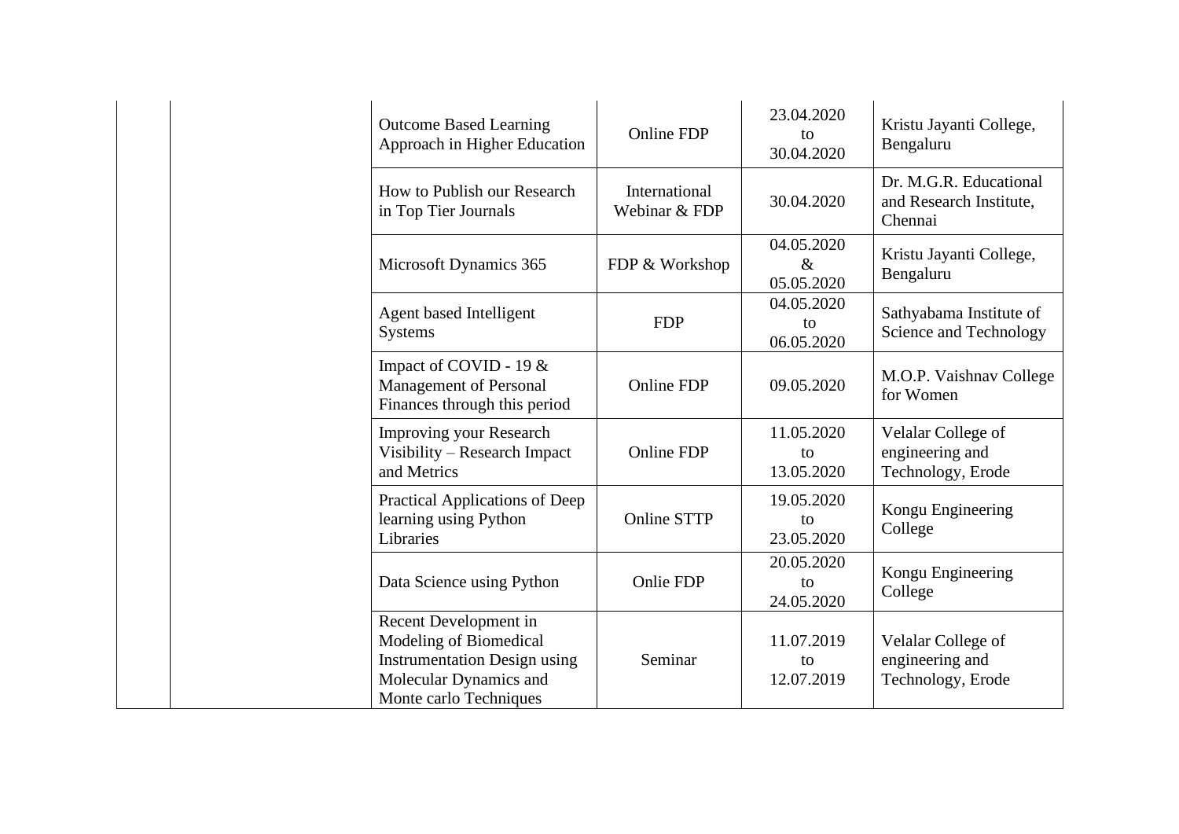| | | | | | |
|---|---|---|---|---|---|
| | | Outcome Based Learning Approach in Higher Education | Online FDP | 23.04.2020 to 30.04.2020 | Kristu Jayanti College, Bengaluru |
| | | How to Publish our Research in Top Tier Journals | International Webinar & FDP | 30.04.2020 | Dr. M.G.R. Educational and Research Institute, Chennai |
| | | Microsoft Dynamics 365 | FDP & Workshop | 04.05.2020 & 05.05.2020 | Kristu Jayanti College, Bengaluru |
| | | Agent based Intelligent Systems | FDP | 04.05.2020 to 06.05.2020 | Sathyabama Institute of Science and Technology |
| | | Impact of COVID - 19 & Management of Personal Finances through this period | Online FDP | 09.05.2020 | M.O.P. Vaishnav College for Women |
| | | Improving your Research Visibility – Research Impact and Metrics | Online FDP | 11.05.2020 to 13.05.2020 | Velalar College of engineering and Technology, Erode |
| | | Practical Applications of Deep learning using Python Libraries | Online STTP | 19.05.2020 to 23.05.2020 | Kongu Engineering College |
| | | Data Science using Python | Onlie FDP | 20.05.2020 to 24.05.2020 | Kongu Engineering College |
| | | Recent Development in Modeling of Biomedical Instrumentation Design using Molecular Dynamics and Monte carlo Techniques | Seminar | 11.07.2019 to 12.07.2019 | Velalar College of engineering and Technology, Erode |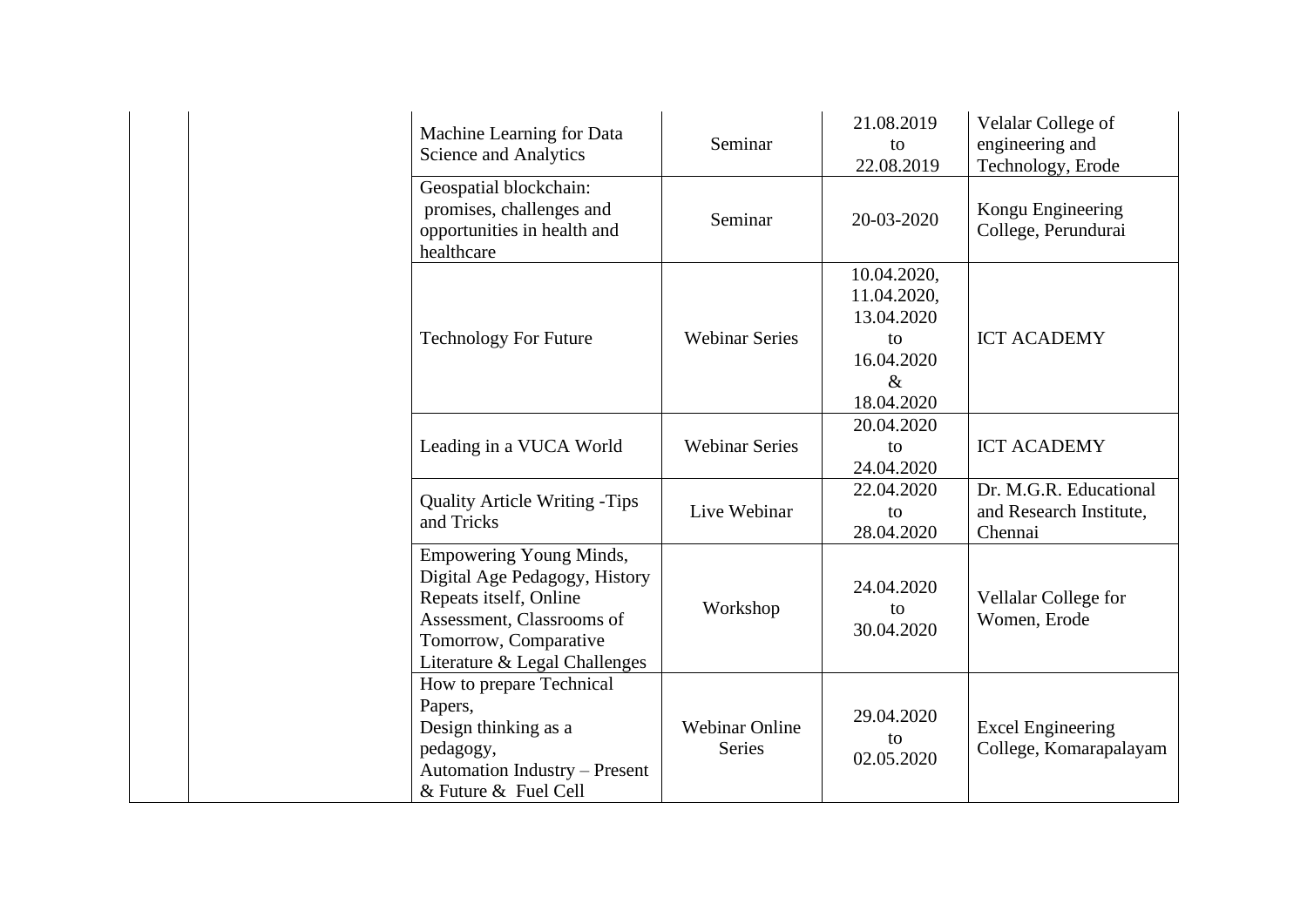| | | | | | |
|---|---|---|---|---|---|
| | | Machine Learning for Data Science and Analytics | Seminar | 21.08.2019 to 22.08.2019 | Velalar College of engineering and Technology, Erode |
| | | Geospatial blockchain: promises, challenges and opportunities in health and healthcare | Seminar | 20-03-2020 | Kongu Engineering College, Perundurai |
| | | Technology For Future | Webinar Series | 10.04.2020, 11.04.2020, 13.04.2020 to 16.04.2020 & 18.04.2020 | ICT ACADEMY |
| | | Leading in a VUCA World | Webinar Series | 20.04.2020 to 24.04.2020 | ICT ACADEMY |
| | | Quality Article Writing -Tips and Tricks | Live Webinar | 22.04.2020 to 28.04.2020 | Dr. M.G.R. Educational and Research Institute, Chennai |
| | | Empowering Young Minds, Digital Age Pedagogy, History Repeats itself, Online Assessment, Classrooms of Tomorrow, Comparative Literature & Legal Challenges | Workshop | 24.04.2020 to 30.04.2020 | Vellalar College for Women, Erode |
| | | How to prepare Technical Papers, Design thinking as a pedagogy, Automation Industry – Present & Future & Fuel Cell | Webinar Online Series | 29.04.2020 to 02.05.2020 | Excel Engineering College, Komarapalayam |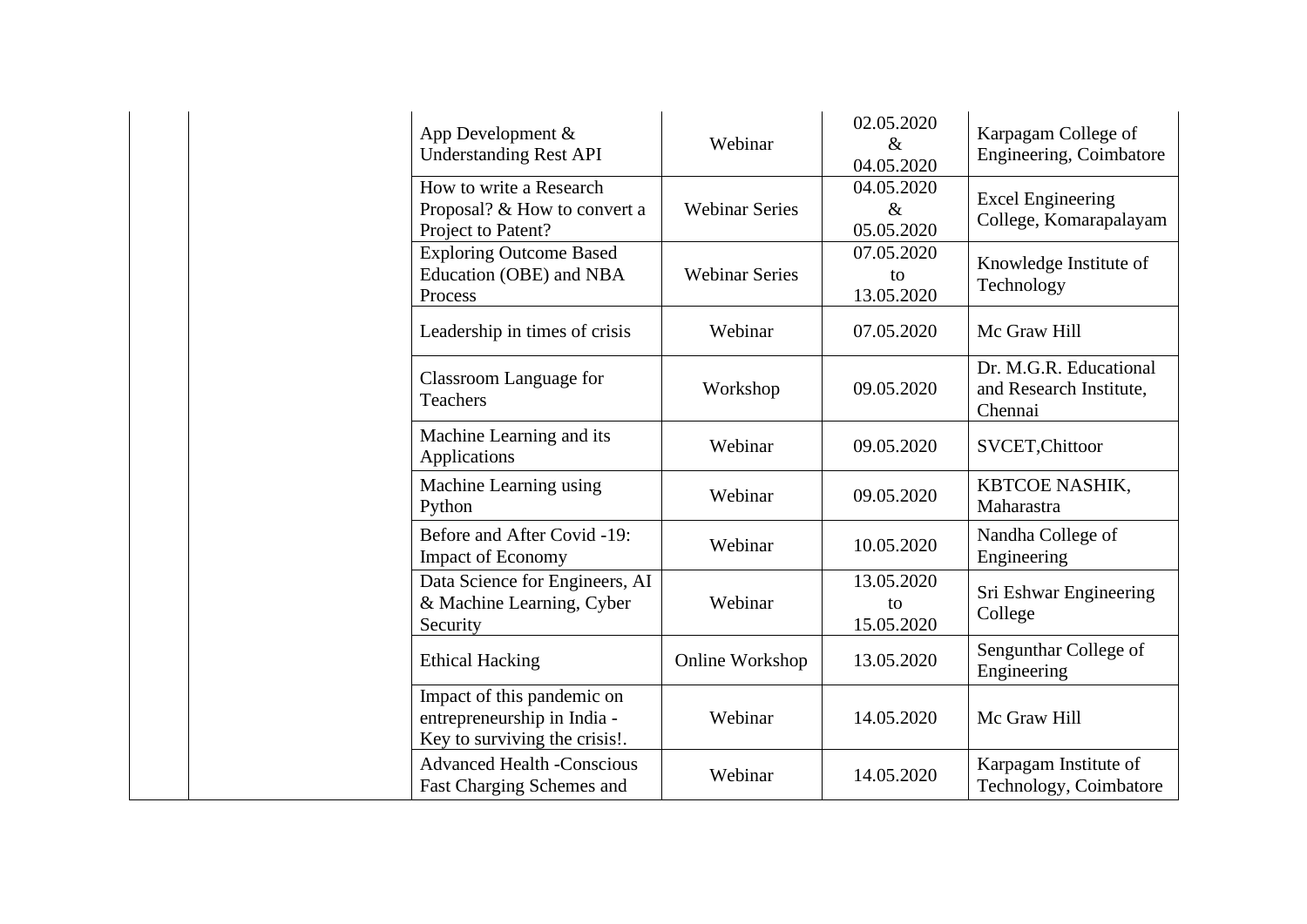| | | | | | |
|---|---|---|---|---|---|
| | | App Development & Understanding Rest API | Webinar | 02.05.2020 & 04.05.2020 | Karpagam College of Engineering, Coimbatore |
| | | How to write a Research Proposal? & How to convert a Project to Patent? | Webinar Series | 04.05.2020 & 05.05.2020 | Excel Engineering College, Komarapalayam |
| | | Exploring Outcome Based Education (OBE) and NBA Process | Webinar Series | 07.05.2020 to 13.05.2020 | Knowledge Institute of Technology |
| | | Leadership in times of crisis | Webinar | 07.05.2020 | Mc Graw Hill |
| | | Classroom Language for Teachers | Workshop | 09.05.2020 | Dr. M.G.R. Educational and Research Institute, Chennai |
| | | Machine Learning and its Applications | Webinar | 09.05.2020 | SVCET,Chittoor |
| | | Machine Learning using Python | Webinar | 09.05.2020 | KBTCOE NASHIK, Maharastra |
| | | Before and After Covid -19: Impact of Economy | Webinar | 10.05.2020 | Nandha College of Engineering |
| | | Data Science for Engineers, AI & Machine Learning, Cyber Security | Webinar | 13.05.2020 to 15.05.2020 | Sri Eshwar Engineering College |
| | | Ethical Hacking | Online Workshop | 13.05.2020 | Sengunthar College of Engineering |
| | | Impact of this pandemic on entrepreneurship in India - Key to surviving the crisis!. | Webinar | 14.05.2020 | Mc Graw Hill |
| | | Advanced Health -Conscious Fast Charging Schemes and | Webinar | 14.05.2020 | Karpagam Institute of Technology, Coimbatore |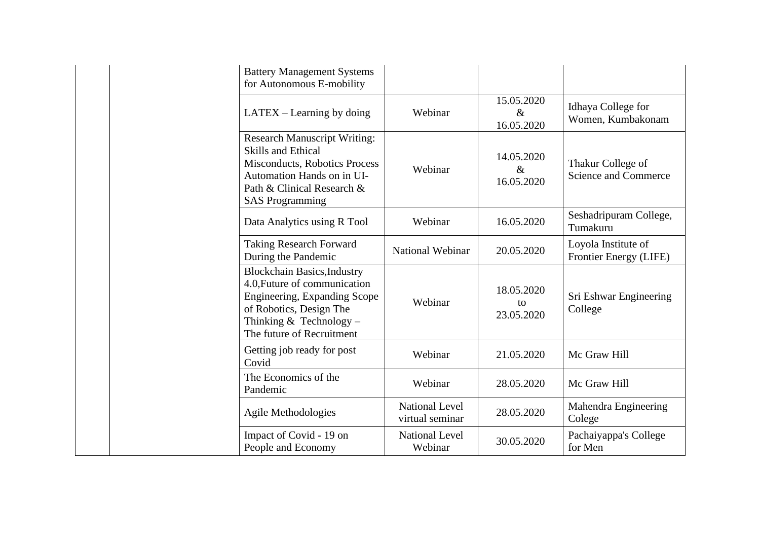| | | | | | |
|---|---|---|---|---|---|
| | | Battery Management Systems for Autonomous E-mobility | | | |
| | | LATEX – Learning by doing | Webinar | 15.05.2020 & 16.05.2020 | Idhaya College for Women, Kumbakonam |
| | | Research Manuscript Writing: Skills and Ethical Misconducts, Robotics Process Automation Hands on in UI-Path & Clinical Research & SAS Programming | Webinar | 14.05.2020 & 16.05.2020 | Thakur College of Science and Commerce |
| | | Data Analytics using R Tool | Webinar | 16.05.2020 | Seshadripuram College, Tumakuru |
| | | Taking Research Forward During the Pandemic | National Webinar | 20.05.2020 | Loyola Institute of Frontier Energy (LIFE) |
| | | Blockchain Basics,Industry 4.0,Future of communication Engineering, Expanding Scope of Robotics, Design The Thinking & Technology – The future of Recruitment | Webinar | 18.05.2020 to 23.05.2020 | Sri Eshwar Engineering College |
| | | Getting job ready for post Covid | Webinar | 21.05.2020 | Mc Graw Hill |
| | | The Economics of the Pandemic | Webinar | 28.05.2020 | Mc Graw Hill |
| | | Agile Methodologies | National Level virtual seminar | 28.05.2020 | Mahendra Engineering Colege |
| | | Impact of Covid - 19 on People and Economy | National Level Webinar | 30.05.2020 | Pachaiyappa's College for Men |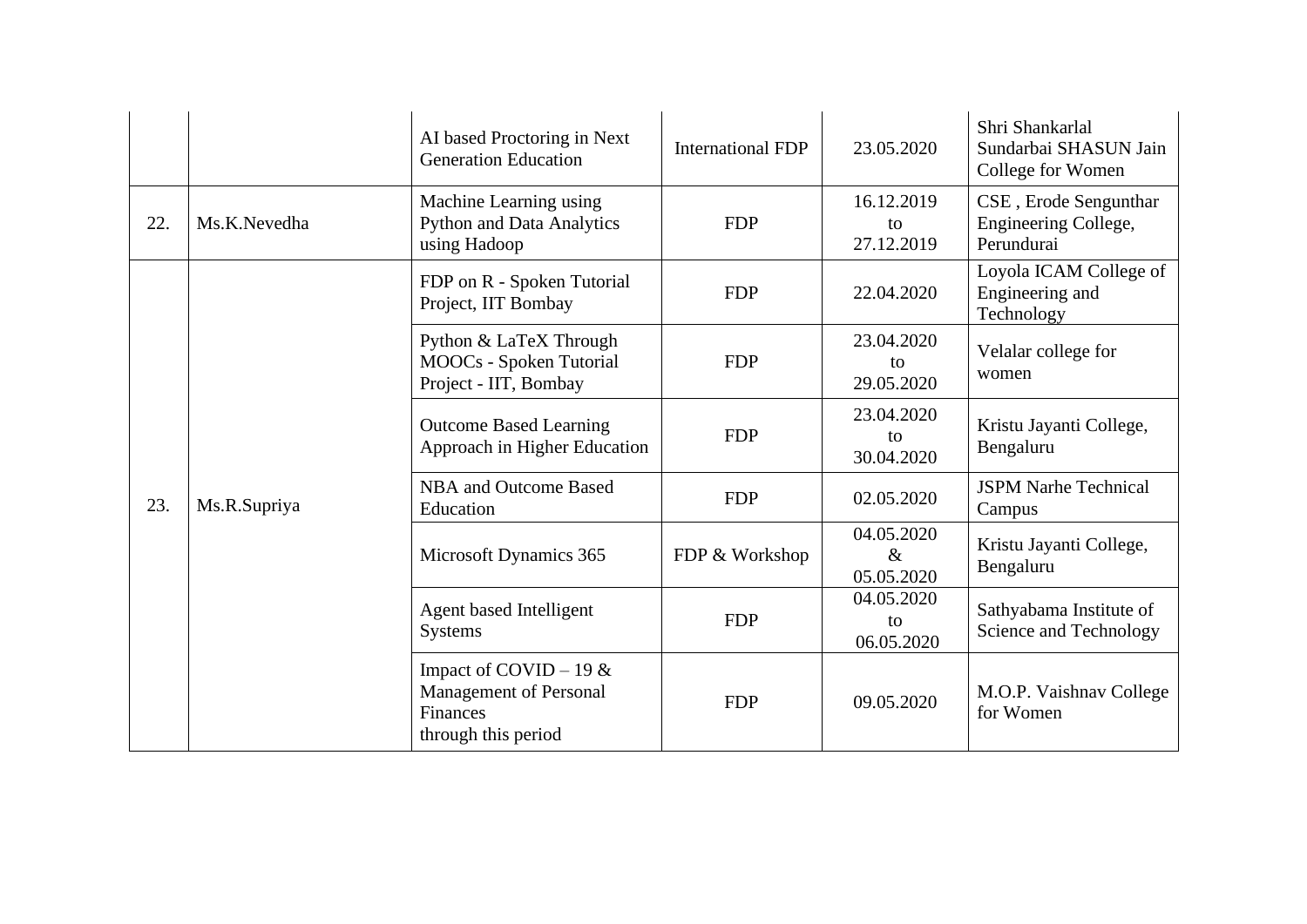| | | | | | |
|---|---|---|---|---|---|
| | | AI based Proctoring in Next Generation Education | International FDP | 23.05.2020 | Shri Shankarlal Sundarbai SHASUN Jain College for Women |
| 22. | Ms.K.Nevedha | Machine Learning using Python and Data Analytics using Hadoop | FDP | 16.12.2019 to 27.12.2019 | CSE , Erode Sengunthar Engineering College, Perundurai |
| 23. | Ms.R.Supriya | FDP on R - Spoken Tutorial Project, IIT Bombay | FDP | 22.04.2020 | Loyola ICAM College of Engineering and Technology |
| | | Python & LaTeX Through MOOCs - Spoken Tutorial Project - IIT, Bombay | FDP | 23.04.2020 to 29.05.2020 | Velalar college for women |
| | | Outcome Based Learning Approach in Higher Education | FDP | 23.04.2020 to 30.04.2020 | Kristu Jayanti College, Bengaluru |
| | | NBA and Outcome Based Education | FDP | 02.05.2020 | JSPM Narhe Technical Campus |
| | | Microsoft Dynamics 365 | FDP & Workshop | 04.05.2020 & 05.05.2020 | Kristu Jayanti College, Bengaluru |
| | | Agent based Intelligent Systems | FDP | 04.05.2020 to 06.05.2020 | Sathyabama Institute of Science and Technology |
| | | Impact of COVID – 19 & Management of Personal Finances through this period | FDP | 09.05.2020 | M.O.P. Vaishnav College for Women |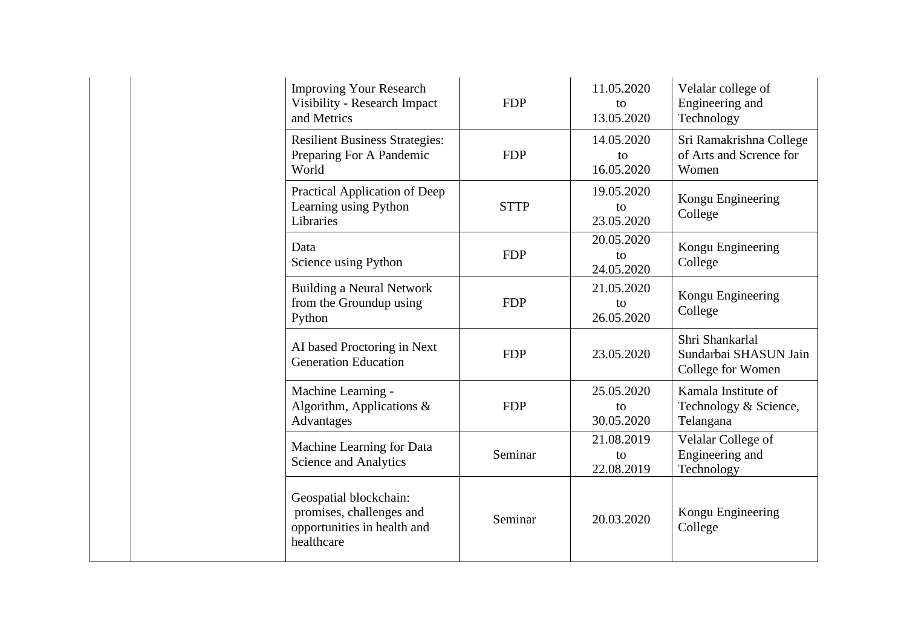| | | | | | |
|---|---|---|---|---|---|
| | | Improving Your Research Visibility - Research Impact and Metrics | FDP | 11.05.2020 to 13.05.2020 | Velalar college of Engineering and Technology |
| | | Resilient Business Strategies: Preparing For A Pandemic World | FDP | 14.05.2020 to 16.05.2020 | Sri Ramakrishna College of Arts and Scrence for Women |
| | | Practical Application of Deep Learning using Python Libraries | STTP | 19.05.2020 to 23.05.2020 | Kongu Engineering College |
| | | Data Science using Python | FDP | 20.05.2020 to 24.05.2020 | Kongu Engineering College |
| | | Building a Neural Network from the Groundup using Python | FDP | 21.05.2020 to 26.05.2020 | Kongu Engineering College |
| | | AI based Proctoring in Next Generation Education | FDP | 23.05.2020 | Shri Shankarlal Sundarbai SHASUN Jain College for Women |
| | | Machine Learning - Algorithm, Applications & Advantages | FDP | 25.05.2020 to 30.05.2020 | Kamala Institute of Technology & Science, Telangana |
| | | Machine Learning for Data Science and Analytics | Seminar | 21.08.2019 to 22.08.2019 | Velalar College of Engineering and Technology |
| | | Geospatial blockchain: promises, challenges and opportunities in health and healthcare | Seminar | 20.03.2020 | Kongu Engineering College |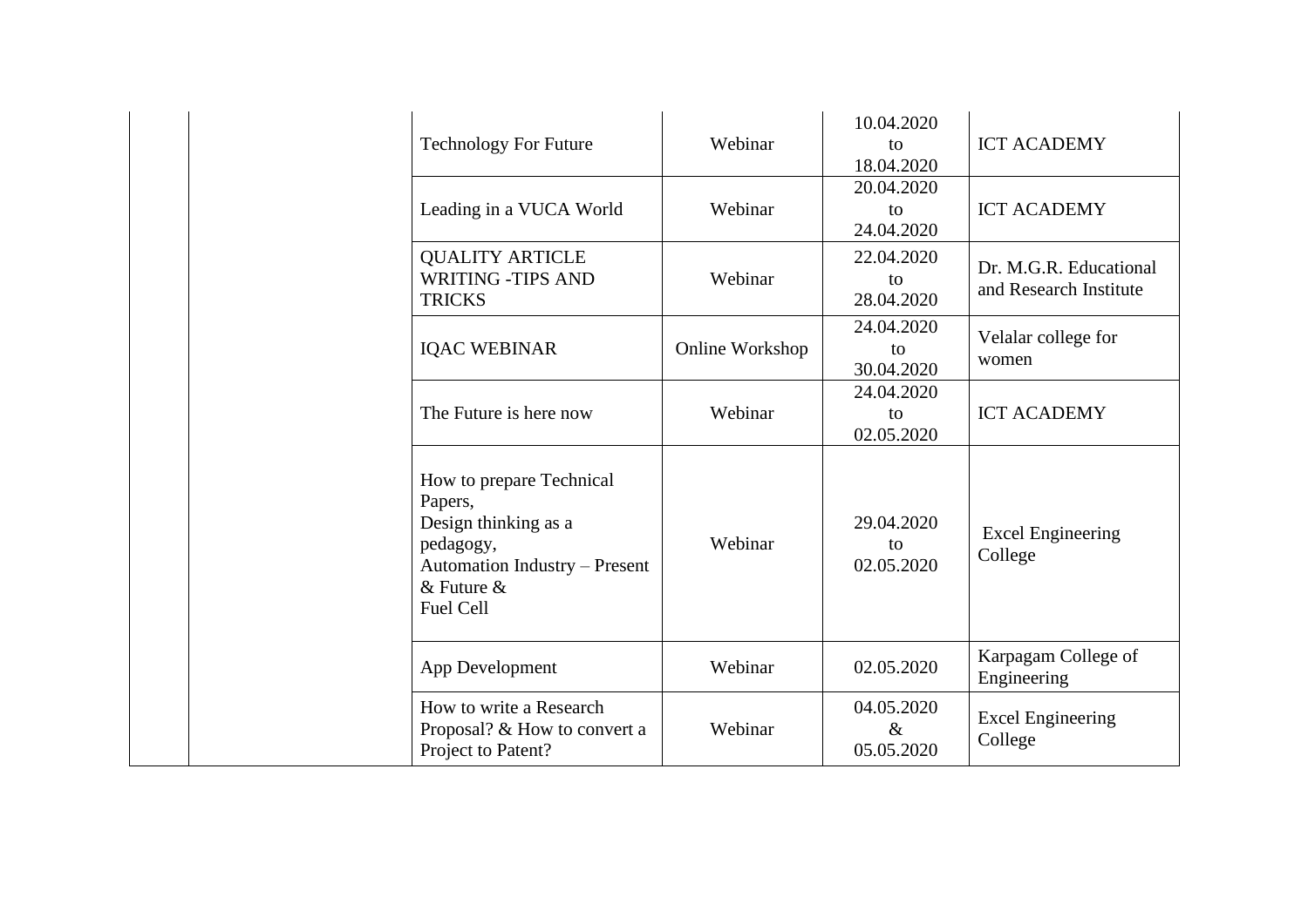| | | | | | |
|---|---|---|---|---|---|
| | | Technology For Future | Webinar | 10.04.2020 to 18.04.2020 | ICT ACADEMY |
| | | Leading in a VUCA World | Webinar | 20.04.2020 to 24.04.2020 | ICT ACADEMY |
| | | QUALITY ARTICLE WRITING -TIPS AND TRICKS | Webinar | 22.04.2020 to 28.04.2020 | Dr. M.G.R. Educational and Research Institute |
| | | IQAC WEBINAR | Online Workshop | 24.04.2020 to 30.04.2020 | Velalar college for women |
| | | The Future is here now | Webinar | 24.04.2020 to 02.05.2020 | ICT ACADEMY |
| | | How to prepare Technical Papers, Design thinking as a pedagogy, Automation Industry – Present & Future & Fuel Cell | Webinar | 29.04.2020 to 02.05.2020 | Excel Engineering College |
| | | App Development | Webinar | 02.05.2020 | Karpagam College of Engineering |
| | | How to write a Research Proposal? & How to convert a Project to Patent? | Webinar | 04.05.2020 & 05.05.2020 | Excel Engineering College |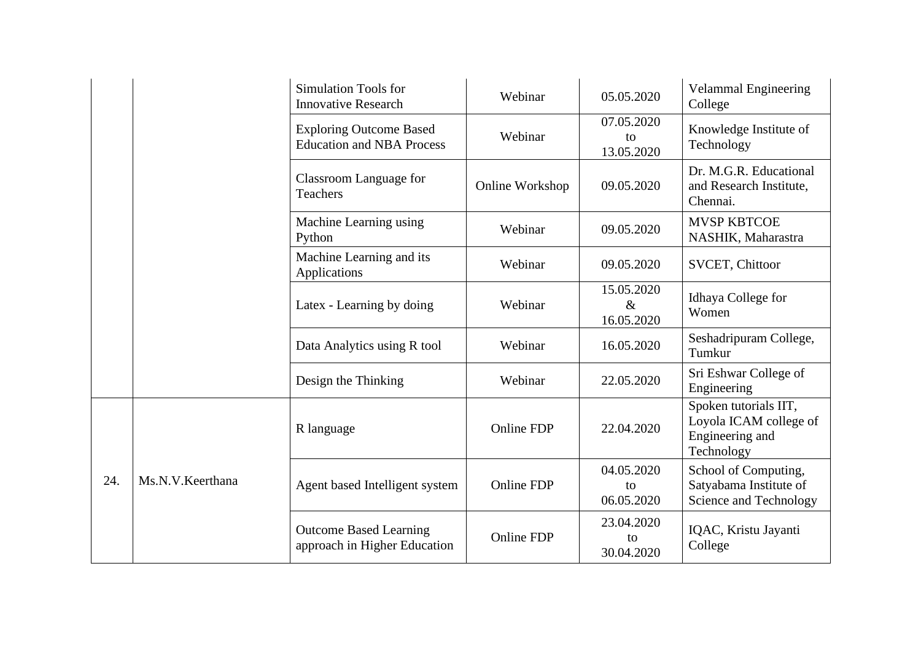| | | | | | |
|---|---|---|---|---|---|
| | | Simulation Tools for Innovative Research | Webinar | 05.05.2020 | Velammal Engineering College |
| | | Exploring Outcome Based Education and NBA Process | Webinar | 07.05.2020 to 13.05.2020 | Knowledge Institute of Technology |
| | | Classroom Language for Teachers | Online Workshop | 09.05.2020 | Dr. M.G.R. Educational and Research Institute, Chennai. |
| | | Machine Learning using Python | Webinar | 09.05.2020 | MVSP KBTCOE NASHIK, Maharastra |
| | | Machine Learning and its Applications | Webinar | 09.05.2020 | SVCET, Chittoor |
| | | Latex - Learning by doing | Webinar | 15.05.2020 & 16.05.2020 | Idhaya College for Women |
| | | Data Analytics using R tool | Webinar | 16.05.2020 | Seshadripuram College, Tumkur |
| | | Design the Thinking | Webinar | 22.05.2020 | Sri Eshwar College of Engineering |
| 24. | Ms.N.V.Keerthana | R language | Online FDP | 22.04.2020 | Spoken tutorials IIT, Loyola ICAM college of Engineering and Technology |
| | | Agent based Intelligent system | Online FDP | 04.05.2020 to 06.05.2020 | School of Computing, Satyabama Institute of Science and Technology |
| | | Outcome Based Learning approach in Higher Education | Online FDP | 23.04.2020 to 30.04.2020 | IQAC, Kristu Jayanti College |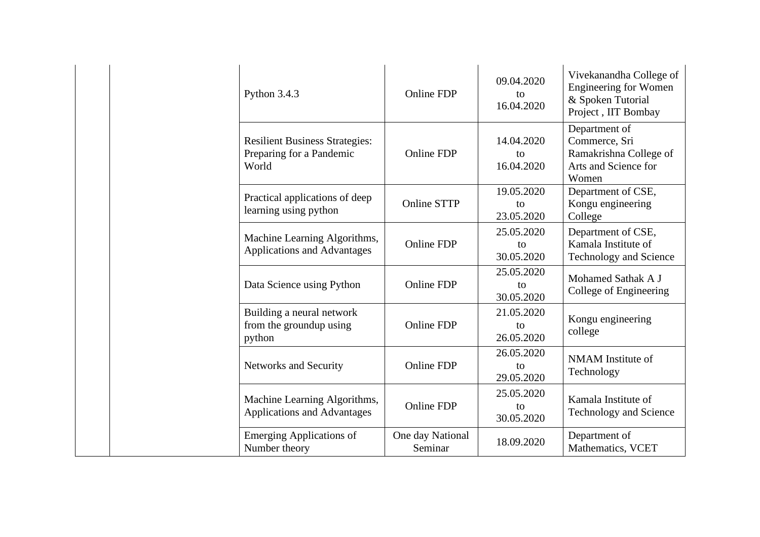| | | | | | |
|---|---|---|---|---|---|
| | | Python 3.4.3 | Online FDP | 09.04.2020 to 16.04.2020 | Vivekanandha College of Engineering for Women & Spoken Tutorial Project , IIT Bombay |
| | | Resilient Business Strategies: Preparing for a Pandemic World | Online FDP | 14.04.2020 to 16.04.2020 | Department of Commerce, Sri Ramakrishna College of Arts and Science for Women |
| | | Practical applications of deep learning using python | Online STTP | 19.05.2020 to 23.05.2020 | Department of CSE, Kongu engineering College |
| | | Machine Learning Algorithms, Applications and Advantages | Online FDP | 25.05.2020 to 30.05.2020 | Department of CSE, Kamala Institute of Technology and Science |
| | | Data Science using Python | Online FDP | 25.05.2020 to 30.05.2020 | Mohamed Sathak A J College of Engineering |
| | | Building a neural network from the groundup using python | Online FDP | 21.05.2020 to 26.05.2020 | Kongu engineering college |
| | | Networks and Security | Online FDP | 26.05.2020 to 29.05.2020 | NMAM Institute of Technology |
| | | Machine Learning Algorithms, Applications and Advantages | Online FDP | 25.05.2020 to 30.05.2020 | Kamala Institute of Technology and Science |
| | | Emerging Applications of Number theory | One day National Seminar | 18.09.2020 | Department of Mathematics, VCET |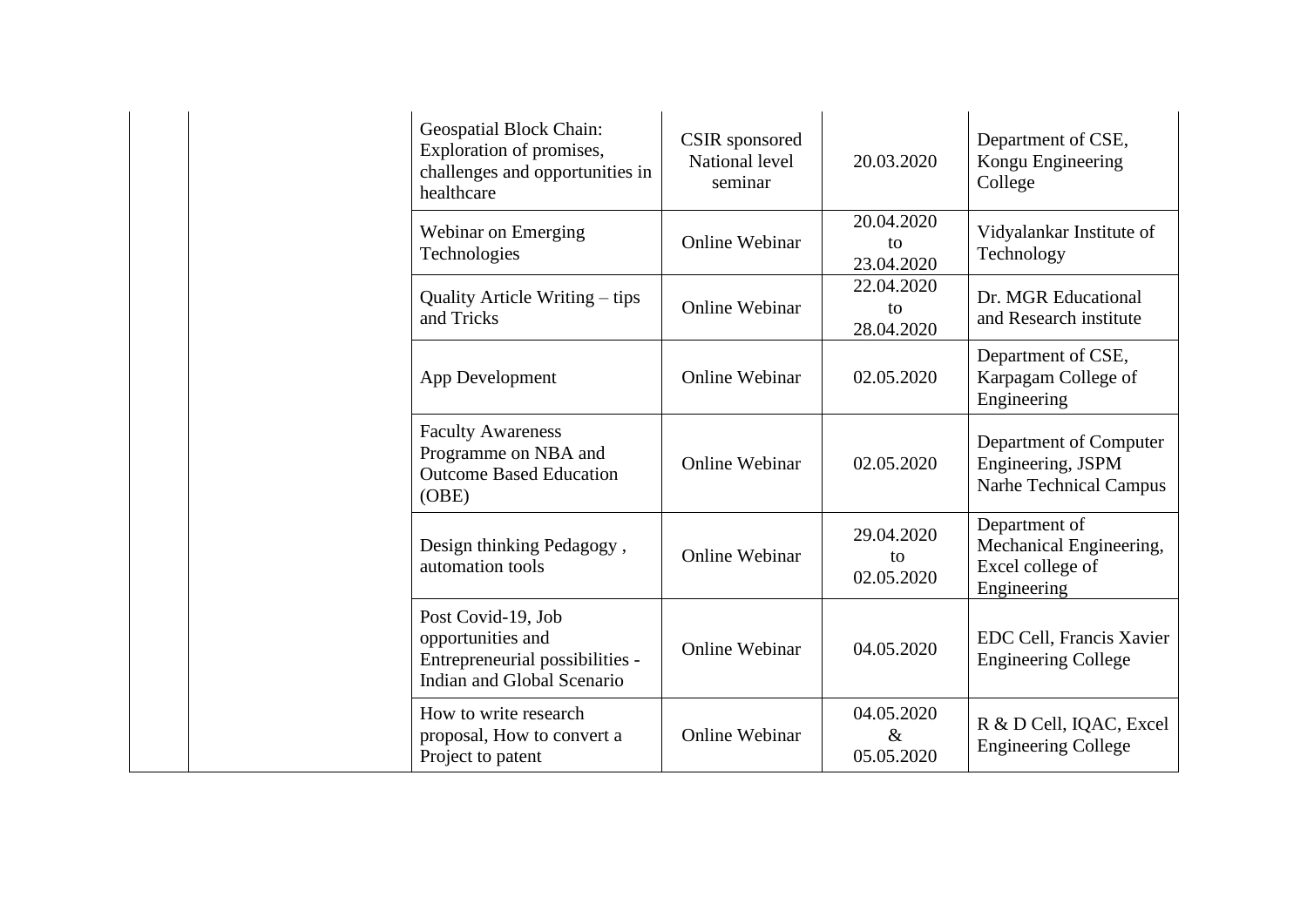| | | | | | |
|---|---|---|---|---|---|
| | | Geospatial Block Chain: Exploration of promises, challenges and opportunities in healthcare | CSIR sponsored National level seminar | 20.03.2020 | Department of CSE, Kongu Engineering College |
| | | Webinar on Emerging Technologies | Online Webinar | 20.04.2020 to 23.04.2020 | Vidyalankar Institute of Technology |
| | | Quality Article Writing – tips and Tricks | Online Webinar | 22.04.2020 to 28.04.2020 | Dr. MGR Educational and Research institute |
| | | App Development | Online Webinar | 02.05.2020 | Department of CSE, Karpagam College of Engineering |
| | | Faculty Awareness Programme on NBA and Outcome Based Education (OBE) | Online Webinar | 02.05.2020 | Department of Computer Engineering, JSPM Narhe Technical Campus |
| | | Design thinking Pedagogy , automation tools | Online Webinar | 29.04.2020 to 02.05.2020 | Department of Mechanical Engineering, Excel college of Engineering |
| | | Post Covid-19, Job opportunities and Entrepreneurial possibilities - Indian and Global Scenario | Online Webinar | 04.05.2020 | EDC Cell, Francis Xavier Engineering College |
| | | How to write research proposal, How to convert a Project to patent | Online Webinar | 04.05.2020 & 05.05.2020 | R & D Cell, IQAC, Excel Engineering College |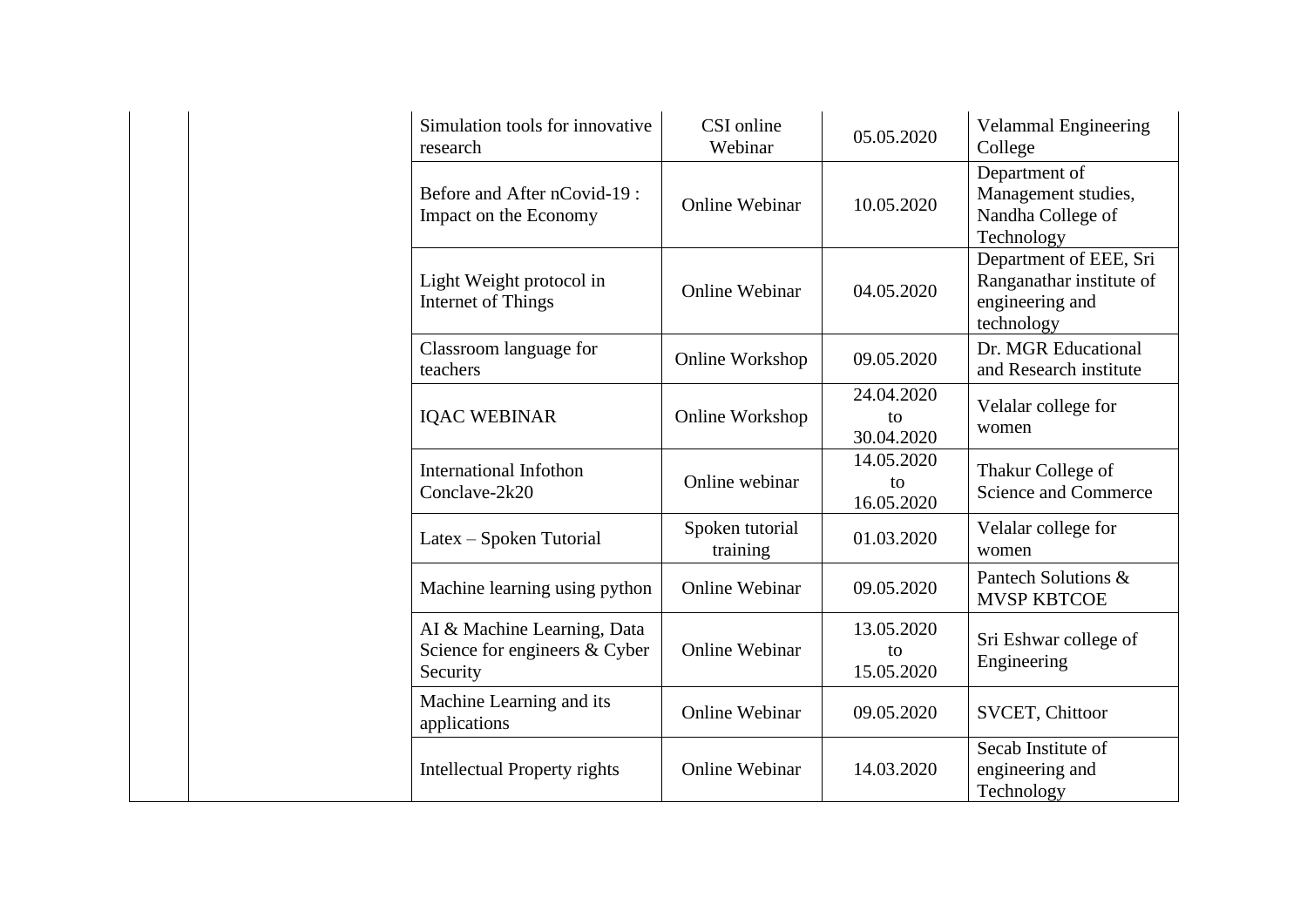| | | | | | |
|---|---|---|---|---|---|
| | | Simulation tools for innovative research | CSI online Webinar | 05.05.2020 | Velammal Engineering College |
| | | Before and After nCovid-19 : Impact on the Economy | Online Webinar | 10.05.2020 | Department of Management studies, Nandha College of Technology |
| | | Light Weight protocol in Internet of Things | Online Webinar | 04.05.2020 | Department of EEE, Sri Ranganathar institute of engineering and technology |
| | | Classroom language for teachers | Online Workshop | 09.05.2020 | Dr. MGR Educational and Research institute |
| | | IQAC WEBINAR | Online Workshop | 24.04.2020 to 30.04.2020 | Velalar college for women |
| | | International Infothon Conclave-2k20 | Online webinar | 14.05.2020 to 16.05.2020 | Thakur College of Science and Commerce |
| | | Latex – Spoken Tutorial | Spoken tutorial training | 01.03.2020 | Velalar college for women |
| | | Machine learning using python | Online Webinar | 09.05.2020 | Pantech Solutions & MVSP KBTCOE |
| | | AI & Machine Learning, Data Science for engineers & Cyber Security | Online Webinar | 13.05.2020 to 15.05.2020 | Sri Eshwar college of Engineering |
| | | Machine Learning and its applications | Online Webinar | 09.05.2020 | SVCET, Chittoor |
| | | Intellectual Property rights | Online Webinar | 14.03.2020 | Secab Institute of engineering and Technology |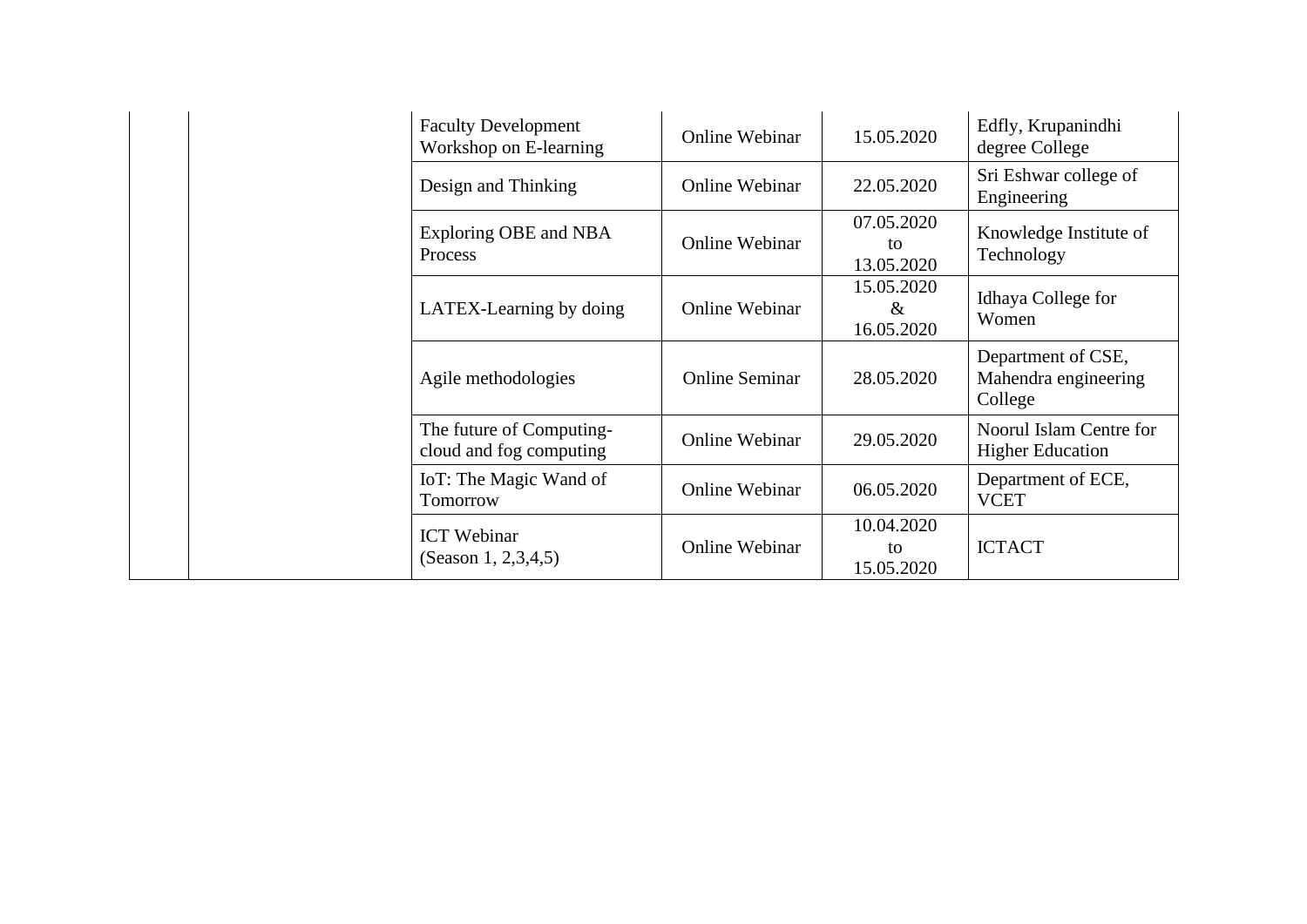| | | | | | |
|---|---|---|---|---|---|
| | | Faculty Development Workshop on E-learning | Online Webinar | 15.05.2020 | Edfly, Krupanindhi degree College |
| | | Design and Thinking | Online Webinar | 22.05.2020 | Sri Eshwar college of Engineering |
| | | Exploring OBE and NBA Process | Online Webinar | 07.05.2020 to 13.05.2020 | Knowledge Institute of Technology |
| | | LATEX-Learning by doing | Online Webinar | 15.05.2020 & 16.05.2020 | Idhaya College for Women |
| | | Agile methodologies | Online Seminar | 28.05.2020 | Department of CSE, Mahendra engineering College |
| | | The future of Computing-cloud and fog computing | Online Webinar | 29.05.2020 | Noorul Islam Centre for Higher Education |
| | | IoT: The Magic Wand of Tomorrow | Online Webinar | 06.05.2020 | Department of ECE, VCET |
| | | ICT Webinar (Season 1, 2,3,4,5) | Online Webinar | 10.04.2020 to 15.05.2020 | ICTACT |